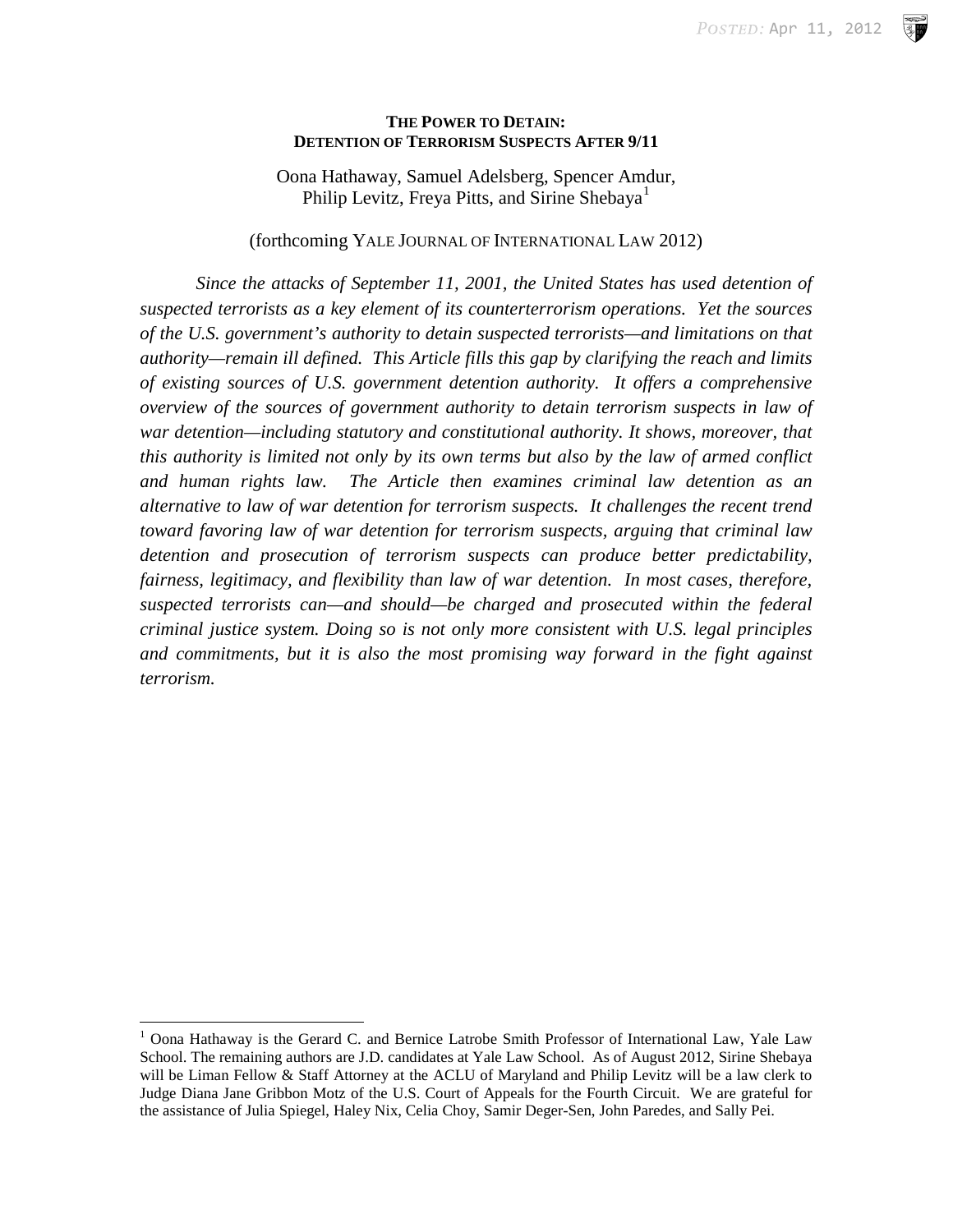# THE POWER TO DETAIN: DETENTION OF TERRORISM SUSPECTS AFTER 9/11

Oona Hathaway, Samuel Adelsberg, Spencer Amdur, Philip Levitz, Freya Pitts, and Sirine Shebaya[1]

(forthcoming YALE JOURNAL OF INTERNATIONAL LAW 2012)

*Since the attacks of September 11, 2001, the United States has used detention of suspected terrorists as a key element of its counterterrorism operations. Yet the sources of the U.S. government's authority to detain suspected terrorists—and limitations on that authority—remain ill defined. This Article fills this gap by clarifying the reach and limits of existing sources of U.S. government detention authority. It offers a comprehensive overview of the sources of government authority to detain terrorism suspects in law of war detention—including statutory and constitutional authority. It shows, moreover, that this authority is limited not only by its own terms but also by the law of armed conflict and human rights law. The Article then examines criminal law detention as an alternative to law of war detention for terrorism suspects. It challenges the recent trend toward favoring law of war detention for terrorism suspects, arguing that criminal law detention and prosecution of terrorism suspects can produce better predictability, fairness, legitimacy, and flexibility than law of war detention. In most cases, therefore, suspected terrorists can—and should—be charged and prosecuted within the federal criminal justice system. Doing so is not only more consistent with U.S. legal principles and commitments, but it is also the most promising way forward in the fight against terrorism.*

---

[1] Oona Hathaway is the Gerard C. and Bernice Latrobe Smith Professor of International Law, Yale Law School. The remaining authors are J.D. candidates at Yale Law School. As of August 2012, Sirine Shebaya will be Liman Fellow & Staff Attorney at the ACLU of Maryland and Philip Levitz will be a law clerk to Judge Diana Jane Gribbon Motz of the U.S. Court of Appeals for the Fourth Circuit. We are grateful for the assistance of Julia Spiegel, Haley Nix, Celia Choy, Samir Deger-Sen, John Paredes, and Sally Pei.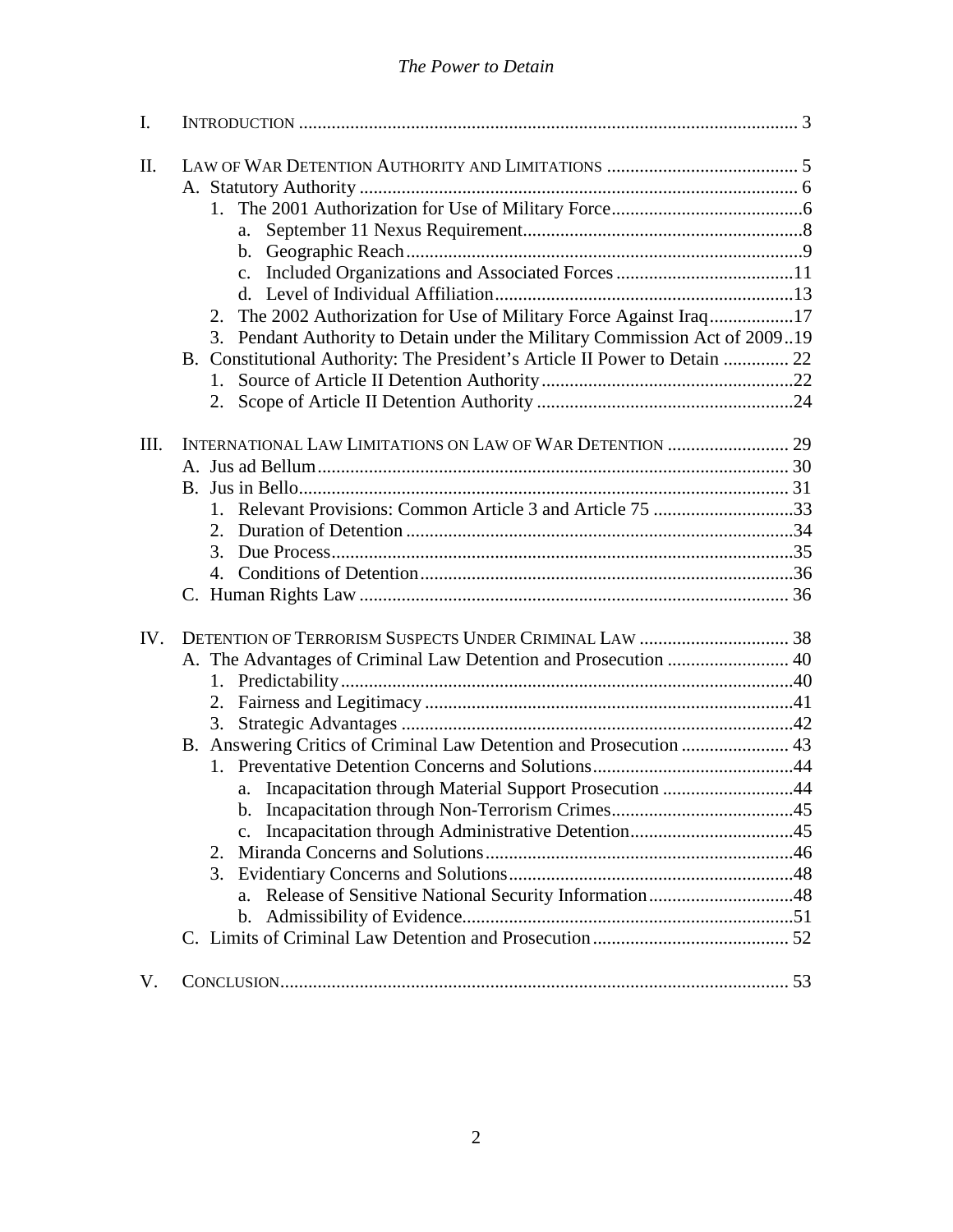I. INTRODUCTION .......................................................................................................... 3

II. LAW OF WAR DETENTION AUTHORITY AND LIMITATIONS .......................................... 5
   A. Statutory Authority ............................................................................................. 6
      1. The 2001 Authorization for Use of Military Force.........................................6
         a. September 11 Nexus Requirement...........................................................8
         b. Geographic Reach....................................................................................9
         c. Included Organizations and Associated Forces ......................................11
         d. Level of Individual Affiliation...............................................................13
      2. The 2002 Authorization for Use of Military Force Against Iraq..................17
      3. Pendant Authority to Detain under the Military Commission Act of 2009..19
   B. Constitutional Authority: The President's Article II Power to Detain .............. 22
      1. Source of Article II Detention Authority.....................................................22
      2. Scope of Article II Detention Authority ......................................................24

III. INTERNATIONAL LAW LIMITATIONS ON LAW OF WAR DETENTION .......................... 29
   A. Jus ad Bellum..................................................................................................... 30
   B. Jus in Bello......................................................................................................... 31
      1. Relevant Provisions: Common Article 3 and Article 75 ..............................33
      2. Duration of Detention ..................................................................................34
      3. Due Process..................................................................................................35
      4. Conditions of Detention...............................................................................36
   C. Human Rights Law ............................................................................................ 36

IV. DETENTION OF TERRORISM SUSPECTS UNDER CRIMINAL LAW ................................ 38
   A. The Advantages of Criminal Law Detention and Prosecution .......................... 40
      1. Predictability................................................................................................40
      2. Fairness and Legitimacy ..............................................................................41
      3. Strategic Advantages ...................................................................................42
   B. Answering Critics of Criminal Law Detention and Prosecution ....................... 43
      1. Preventative Detention Concerns and Solutions...........................................44
         a. Incapacitation through Material Support Prosecution ............................44
         b. Incapacitation through Non-Terrorism Crimes.......................................45
         c. Incapacitation through Administrative Detention...................................45
      2. Miranda Concerns and Solutions.................................................................46
      3. Evidentiary Concerns and Solutions............................................................48
         a. Release of Sensitive National Security Information...............................48
         b. Admissibility of Evidence......................................................................51
   C. Limits of Criminal Law Detention and Prosecution .......................................... 52

V. CONCLUSION............................................................................................................ 53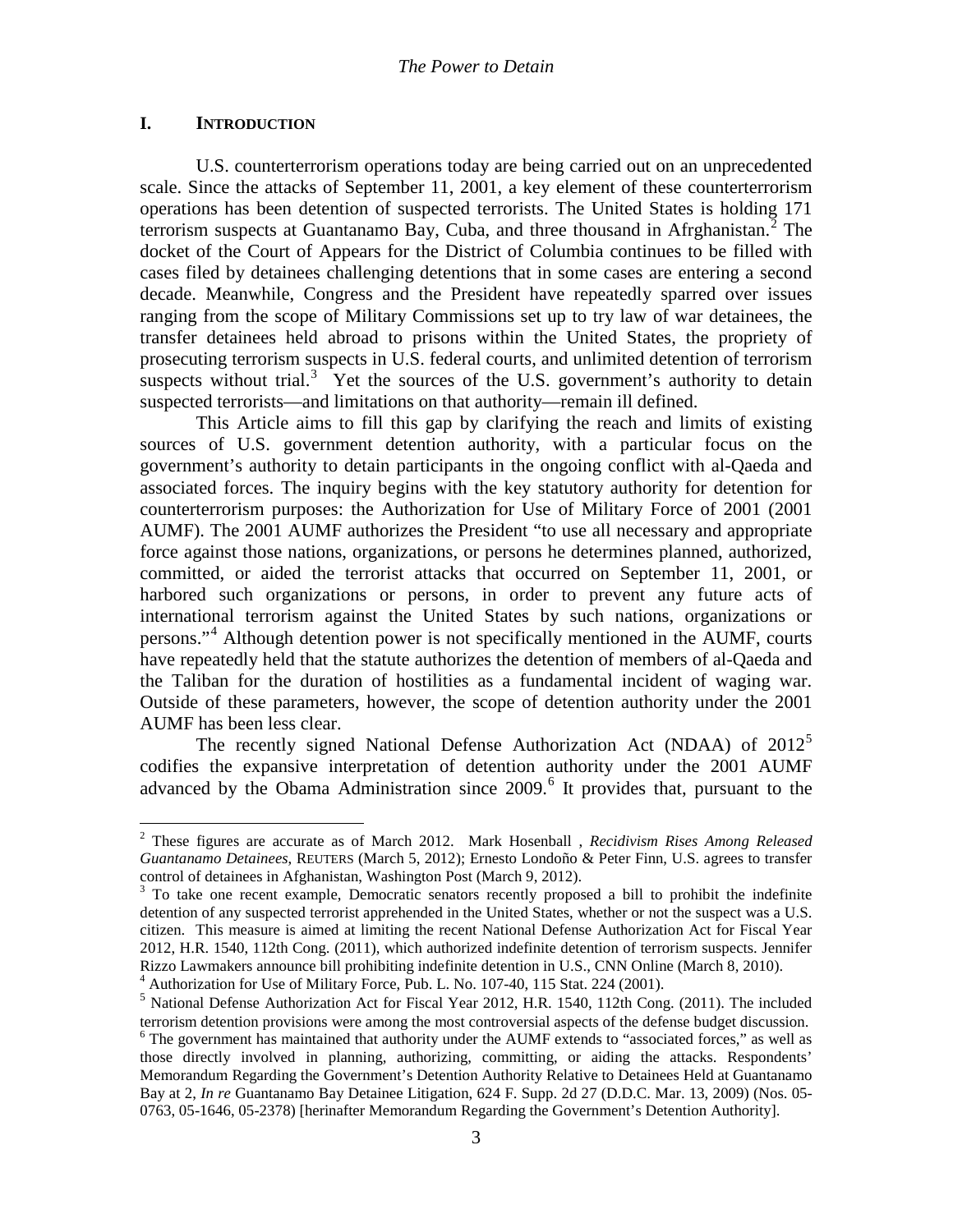## I. INTRODUCTION

U.S. counterterrorism operations today are being carried out on an unprecedented scale. Since the attacks of September 11, 2001, a key element of these counterterrorism operations has been detention of suspected terrorists. The United States is holding 171 terrorism suspects at Guantanamo Bay, Cuba, and three thousand in Afrghanistan.[2] The docket of the Court of Appears for the District of Columbia continues to be filled with cases filed by detainees challenging detentions that in some cases are entering a second decade. Meanwhile, Congress and the President have repeatedly sparred over issues ranging from the scope of Military Commissions set up to try law of war detainees, the transfer detainees held abroad to prisons within the United States, the propriety of prosecuting terrorism suspects in U.S. federal courts, and unlimited detention of terrorism suspects without trial.[3] Yet the sources of the U.S. government's authority to detain suspected terrorists—and limitations on that authority—remain ill defined.

This Article aims to fill this gap by clarifying the reach and limits of existing sources of U.S. government detention authority, with a particular focus on the government's authority to detain participants in the ongoing conflict with al-Qaeda and associated forces. The inquiry begins with the key statutory authority for detention for counterterrorism purposes: the Authorization for Use of Military Force of 2001 (2001 AUMF). The 2001 AUMF authorizes the President "to use all necessary and appropriate force against those nations, organizations, or persons he determines planned, authorized, committed, or aided the terrorist attacks that occurred on September 11, 2001, or harbored such organizations or persons, in order to prevent any future acts of international terrorism against the United States by such nations, organizations or persons."[4] Although detention power is not specifically mentioned in the AUMF, courts have repeatedly held that the statute authorizes the detention of members of al-Qaeda and the Taliban for the duration of hostilities as a fundamental incident of waging war. Outside of these parameters, however, the scope of detention authority under the 2001 AUMF has been less clear.

The recently signed National Defense Authorization Act (NDAA) of 2012[5] codifies the expansive interpretation of detention authority under the 2001 AUMF advanced by the Obama Administration since 2009.[6] It provides that, pursuant to the

---

[2] These figures are accurate as of March 2012. Mark Hosenball , *Recidivism Rises Among Released Guantanamo Detainees*, REUTERS (March 5, 2012); Ernesto Londoño & Peter Finn, U.S. agrees to transfer control of detainees in Afghanistan, Washington Post (March 9, 2012).

[3] To take one recent example, Democratic senators recently proposed a bill to prohibit the indefinite detention of any suspected terrorist apprehended in the United States, whether or not the suspect was a U.S. citizen. This measure is aimed at limiting the recent National Defense Authorization Act for Fiscal Year 2012, H.R. 1540, 112th Cong. (2011), which authorized indefinite detention of terrorism suspects. Jennifer Rizzo Lawmakers announce bill prohibiting indefinite detention in U.S., CNN Online (March 8, 2010).

[4] Authorization for Use of Military Force, Pub. L. No. 107-40, 115 Stat. 224 (2001).

[5] National Defense Authorization Act for Fiscal Year 2012, H.R. 1540, 112th Cong. (2011). The included terrorism detention provisions were among the most controversial aspects of the defense budget discussion.

[6] The government has maintained that authority under the AUMF extends to "associated forces," as well as those directly involved in planning, authorizing, committing, or aiding the attacks. Respondents' Memorandum Regarding the Government's Detention Authority Relative to Detainees Held at Guantanamo Bay at 2, *In re* Guantanamo Bay Detainee Litigation, 624 F. Supp. 2d 27 (D.D.C. Mar. 13, 2009) (Nos. 05-0763, 05-1646, 05-2378) [herinafter Memorandum Regarding the Government's Detention Authority].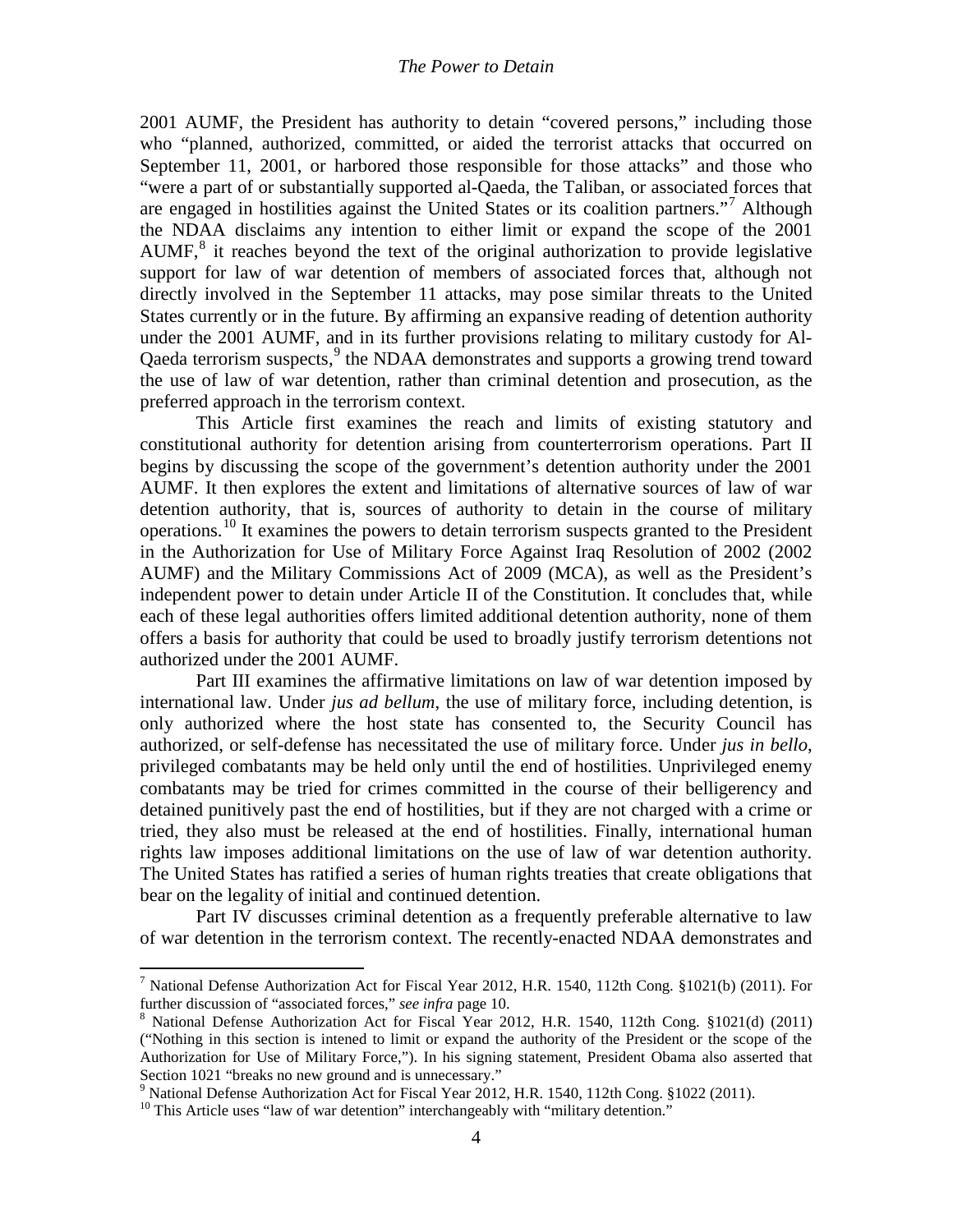2001 AUMF, the President has authority to detain "covered persons," including those who "planned, authorized, committed, or aided the terrorist attacks that occurred on September 11, 2001, or harbored those responsible for those attacks" and those who "were a part of or substantially supported al-Qaeda, the Taliban, or associated forces that are engaged in hostilities against the United States or its coalition partners."[7] Although the NDAA disclaims any intention to either limit or expand the scope of the 2001 AUMF,[8] it reaches beyond the text of the original authorization to provide legislative support for law of war detention of members of associated forces that, although not directly involved in the September 11 attacks, may pose similar threats to the United States currently or in the future. By affirming an expansive reading of detention authority under the 2001 AUMF, and in its further provisions relating to military custody for Al-Qaeda terrorism suspects,[9] the NDAA demonstrates and supports a growing trend toward the use of law of war detention, rather than criminal detention and prosecution, as the preferred approach in the terrorism context.

This Article first examines the reach and limits of existing statutory and constitutional authority for detention arising from counterterrorism operations. Part II begins by discussing the scope of the government's detention authority under the 2001 AUMF. It then explores the extent and limitations of alternative sources of law of war detention authority, that is, sources of authority to detain in the course of military operations.[10] It examines the powers to detain terrorism suspects granted to the President in the Authorization for Use of Military Force Against Iraq Resolution of 2002 (2002 AUMF) and the Military Commissions Act of 2009 (MCA), as well as the President's independent power to detain under Article II of the Constitution. It concludes that, while each of these legal authorities offers limited additional detention authority, none of them offers a basis for authority that could be used to broadly justify terrorism detentions not authorized under the 2001 AUMF.

Part III examines the affirmative limitations on law of war detention imposed by international law. Under *jus ad bellum*, the use of military force, including detention, is only authorized where the host state has consented to, the Security Council has authorized, or self-defense has necessitated the use of military force. Under *jus in bello*, privileged combatants may be held only until the end of hostilities. Unprivileged enemy combatants may be tried for crimes committed in the course of their belligerency and detained punitively past the end of hostilities, but if they are not charged with a crime or tried, they also must be released at the end of hostilities. Finally, international human rights law imposes additional limitations on the use of law of war detention authority. The United States has ratified a series of human rights treaties that create obligations that bear on the legality of initial and continued detention.

Part IV discusses criminal detention as a frequently preferable alternative to law of war detention in the terrorism context. The recently-enacted NDAA demonstrates and

---

[7] National Defense Authorization Act for Fiscal Year 2012, H.R. 1540, 112th Cong. §1021(b) (2011). For further discussion of "associated forces," *see infra* page 10.

[8] National Defense Authorization Act for Fiscal Year 2012, H.R. 1540, 112th Cong. §1021(d) (2011) ("Nothing in this section is intened to limit or expand the authority of the President or the scope of the Authorization for Use of Military Force,"). In his signing statement, President Obama also asserted that Section 1021 "breaks no new ground and is unnecessary."

[9] National Defense Authorization Act for Fiscal Year 2012, H.R. 1540, 112th Cong. §1022 (2011).

[10] This Article uses "law of war detention" interchangeably with "military detention."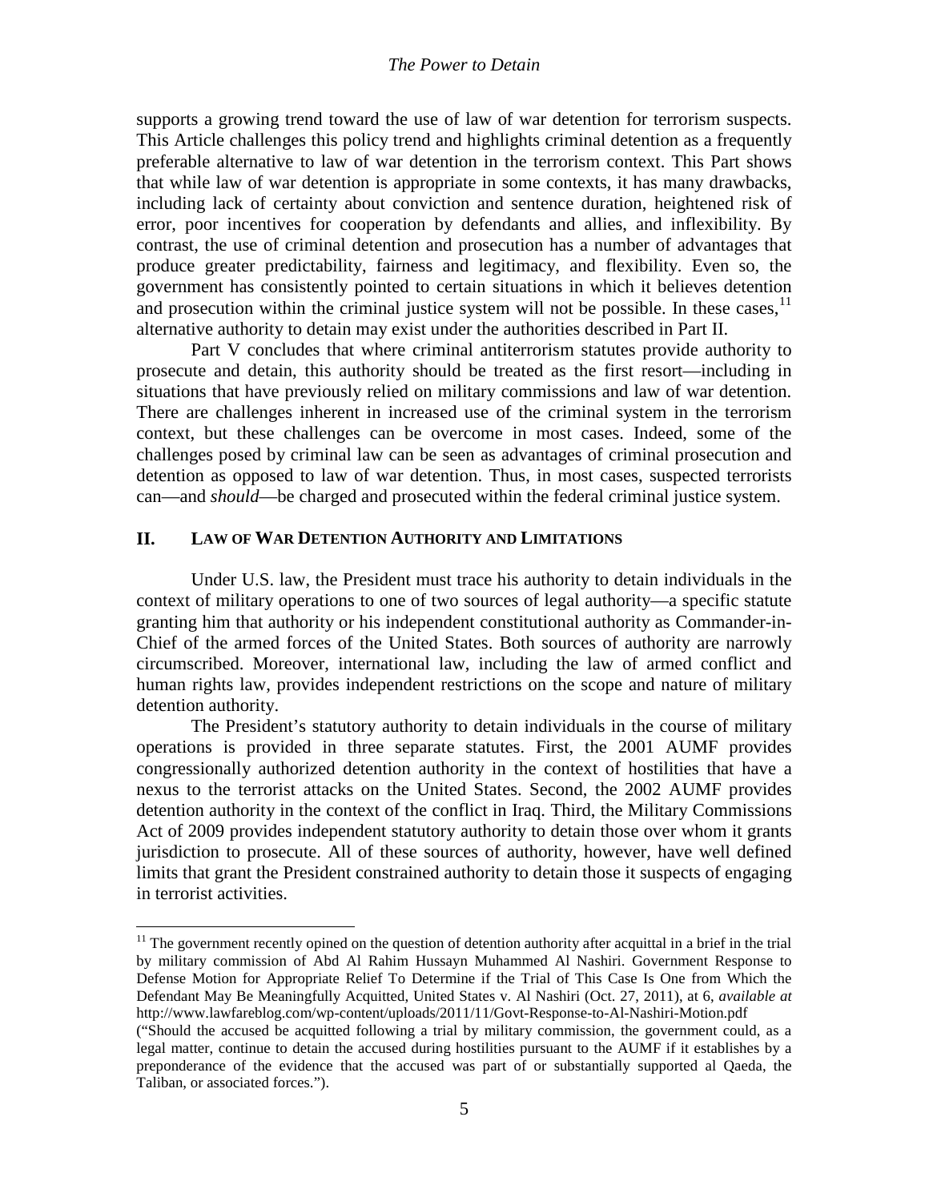supports a growing trend toward the use of law of war detention for terrorism suspects. This Article challenges this policy trend and highlights criminal detention as a frequently preferable alternative to law of war detention in the terrorism context. This Part shows that while law of war detention is appropriate in some contexts, it has many drawbacks, including lack of certainty about conviction and sentence duration, heightened risk of error, poor incentives for cooperation by defendants and allies, and inflexibility. By contrast, the use of criminal detention and prosecution has a number of advantages that produce greater predictability, fairness and legitimacy, and flexibility. Even so, the government has consistently pointed to certain situations in which it believes detention and prosecution within the criminal justice system will not be possible. In these cases,[11] alternative authority to detain may exist under the authorities described in Part II.

Part V concludes that where criminal antiterrorism statutes provide authority to prosecute and detain, this authority should be treated as the first resort—including in situations that have previously relied on military commissions and law of war detention. There are challenges inherent in increased use of the criminal system in the terrorism context, but these challenges can be overcome in most cases. Indeed, some of the challenges posed by criminal law can be seen as advantages of criminal prosecution and detention as opposed to law of war detention. Thus, in most cases, suspected terrorists can—and *should*—be charged and prosecuted within the federal criminal justice system.

## II. LAW OF WAR DETENTION AUTHORITY AND LIMITATIONS

Under U.S. law, the President must trace his authority to detain individuals in the context of military operations to one of two sources of legal authority—a specific statute granting him that authority or his independent constitutional authority as Commander-in-Chief of the armed forces of the United States. Both sources of authority are narrowly circumscribed. Moreover, international law, including the law of armed conflict and human rights law, provides independent restrictions on the scope and nature of military detention authority.

The President's statutory authority to detain individuals in the course of military operations is provided in three separate statutes. First, the 2001 AUMF provides congressionally authorized detention authority in the context of hostilities that have a nexus to the terrorist attacks on the United States. Second, the 2002 AUMF provides detention authority in the context of the conflict in Iraq. Third, the Military Commissions Act of 2009 provides independent statutory authority to detain those over whom it grants jurisdiction to prosecute. All of these sources of authority, however, have well defined limits that grant the President constrained authority to detain those it suspects of engaging in terrorist activities.

---

[11] The government recently opined on the question of detention authority after acquittal in a brief in the trial by military commission of Abd Al Rahim Hussayn Muhammed Al Nashiri. Government Response to Defense Motion for Appropriate Relief To Determine if the Trial of This Case Is One from Which the Defendant May Be Meaningfully Acquitted, United States v. Al Nashiri (Oct. 27, 2011), at 6, *available at* http://www.lawfareblog.com/wp-content/uploads/2011/11/Govt-Response-to-Al-Nashiri-Motion.pdf ("Should the accused be acquitted following a trial by military commission, the government could, as a legal matter, continue to detain the accused during hostilities pursuant to the AUMF if it establishes by a preponderance of the evidence that the accused was part of or substantially supported al Qaeda, the Taliban, or associated forces.").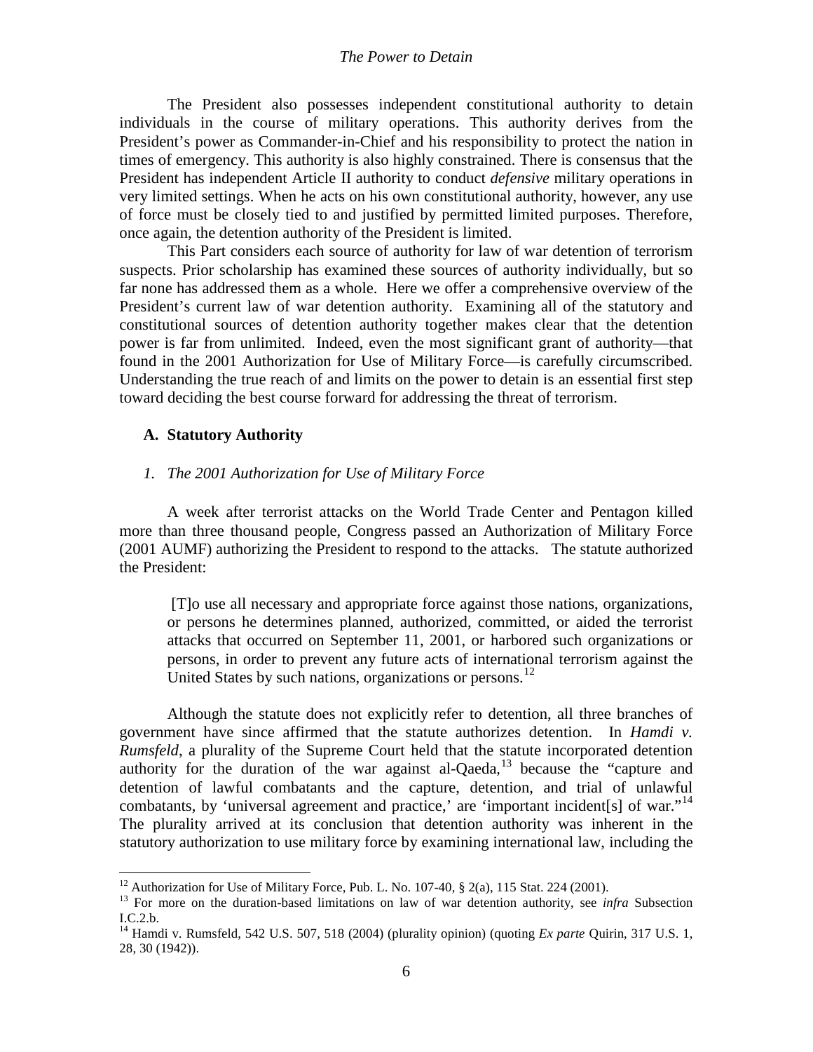The President also possesses independent constitutional authority to detain individuals in the course of military operations. This authority derives from the President's power as Commander-in-Chief and his responsibility to protect the nation in times of emergency. This authority is also highly constrained. There is consensus that the President has independent Article II authority to conduct *defensive* military operations in very limited settings. When he acts on his own constitutional authority, however, any use of force must be closely tied to and justified by permitted limited purposes. Therefore, once again, the detention authority of the President is limited.

This Part considers each source of authority for law of war detention of terrorism suspects. Prior scholarship has examined these sources of authority individually, but so far none has addressed them as a whole. Here we offer a comprehensive overview of the President's current law of war detention authority. Examining all of the statutory and constitutional sources of detention authority together makes clear that the detention power is far from unlimited. Indeed, even the most significant grant of authority—that found in the 2001 Authorization for Use of Military Force—is carefully circumscribed. Understanding the true reach of and limits on the power to detain is an essential first step toward deciding the best course forward for addressing the threat of terrorism.

### A. Statutory Authority

#### *1. The 2001 Authorization for Use of Military Force*

A week after terrorist attacks on the World Trade Center and Pentagon killed more than three thousand people, Congress passed an Authorization of Military Force (2001 AUMF) authorizing the President to respond to the attacks. The statute authorized the President:

> [T]o use all necessary and appropriate force against those nations, organizations, or persons he determines planned, authorized, committed, or aided the terrorist attacks that occurred on September 11, 2001, or harbored such organizations or persons, in order to prevent any future acts of international terrorism against the United States by such nations, organizations or persons.[12]

Although the statute does not explicitly refer to detention, all three branches of government have since affirmed that the statute authorizes detention. In *Hamdi v. Rumsfeld*, a plurality of the Supreme Court held that the statute incorporated detention authority for the duration of the war against al-Qaeda,[13] because the "capture and detention of lawful combatants and the capture, detention, and trial of unlawful combatants, by 'universal agreement and practice,' are 'important incident[s] of war."[14] The plurality arrived at its conclusion that detention authority was inherent in the statutory authorization to use military force by examining international law, including the

---

[12] Authorization for Use of Military Force, Pub. L. No. 107-40, § 2(a), 115 Stat. 224 (2001).

[13] For more on the duration-based limitations on law of war detention authority, see *infra* Subsection I.C.2.b.

[14] Hamdi v. Rumsfeld, 542 U.S. 507, 518 (2004) (plurality opinion) (quoting *Ex parte* Quirin, 317 U.S. 1, 28, 30 (1942)).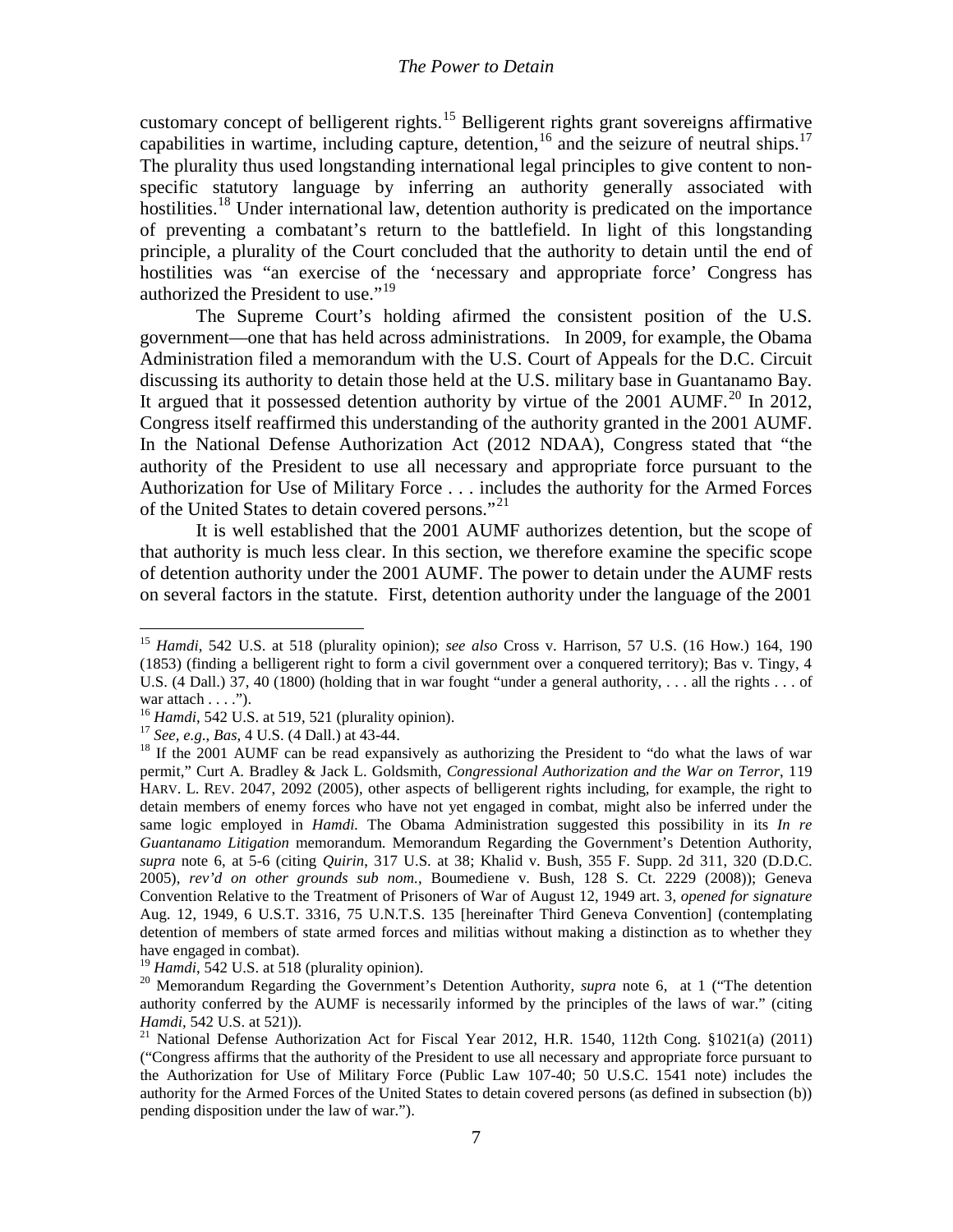customary concept of belligerent rights.[15] Belligerent rights grant sovereigns affirmative capabilities in wartime, including capture, detention,[16] and the seizure of neutral ships.[17] The plurality thus used longstanding international legal principles to give content to non-specific statutory language by inferring an authority generally associated with hostilities.[18] Under international law, detention authority is predicated on the importance of preventing a combatant's return to the battlefield. In light of this longstanding principle, a plurality of the Court concluded that the authority to detain until the end of hostilities was "an exercise of the 'necessary and appropriate force' Congress has authorized the President to use."[19]

The Supreme Court's holding afirmed the consistent position of the U.S. government—one that has held across administrations. In 2009, for example, the Obama Administration filed a memorandum with the U.S. Court of Appeals for the D.C. Circuit discussing its authority to detain those held at the U.S. military base in Guantanamo Bay. It argued that it possessed detention authority by virtue of the 2001 AUMF.[20] In 2012, Congress itself reaffirmed this understanding of the authority granted in the 2001 AUMF. In the National Defense Authorization Act (2012 NDAA), Congress stated that "the authority of the President to use all necessary and appropriate force pursuant to the Authorization for Use of Military Force . . . includes the authority for the Armed Forces of the United States to detain covered persons."[21]

It is well established that the 2001 AUMF authorizes detention, but the scope of that authority is much less clear. In this section, we therefore examine the specific scope of detention authority under the 2001 AUMF. The power to detain under the AUMF rests on several factors in the statute. First, detention authority under the language of the 2001

---

[15] *Hamdi*, 542 U.S. at 518 (plurality opinion); *see also* Cross v. Harrison, 57 U.S. (16 How.) 164, 190 (1853) (finding a belligerent right to form a civil government over a conquered territory); Bas v. Tingy, 4 U.S. (4 Dall.) 37, 40 (1800) (holding that in war fought "under a general authority, . . . all the rights . . . of war attach . . . .").

[16] *Hamdi*, 542 U.S. at 519, 521 (plurality opinion).

[17] *See, e.g.*, *Bas*, 4 U.S. (4 Dall.) at 43-44.

[18] If the 2001 AUMF can be read expansively as authorizing the President to "do what the laws of war permit," Curt A. Bradley & Jack L. Goldsmith, *Congressional Authorization and the War on Terror*, 119 HARV. L. REV. 2047, 2092 (2005), other aspects of belligerent rights including, for example, the right to detain members of enemy forces who have not yet engaged in combat, might also be inferred under the same logic employed in *Hamdi.* The Obama Administration suggested this possibility in its *In re Guantanamo Litigation* memorandum. Memorandum Regarding the Government's Detention Authority, *supra* note 6, at 5-6 (citing *Quirin*, 317 U.S. at 38; Khalid v. Bush, 355 F. Supp. 2d 311, 320 (D.D.C. 2005), *rev'd on other grounds sub nom.*, Boumediene v. Bush, 128 S. Ct. 2229 (2008)); Geneva Convention Relative to the Treatment of Prisoners of War of August 12, 1949 art. 3, *opened for signature* Aug. 12, 1949, 6 U.S.T. 3316, 75 U.N.T.S. 135 [hereinafter Third Geneva Convention] (contemplating detention of members of state armed forces and militias without making a distinction as to whether they have engaged in combat).

[19] *Hamdi*, 542 U.S. at 518 (plurality opinion).

[20] Memorandum Regarding the Government's Detention Authority, *supra* note 6, at 1 ("The detention authority conferred by the AUMF is necessarily informed by the principles of the laws of war." (citing *Hamdi*, 542 U.S. at 521)).

[21] National Defense Authorization Act for Fiscal Year 2012, H.R. 1540, 112th Cong. §1021(a) (2011) ("Congress affirms that the authority of the President to use all necessary and appropriate force pursuant to the Authorization for Use of Military Force (Public Law 107-40; 50 U.S.C. 1541 note) includes the authority for the Armed Forces of the United States to detain covered persons (as defined in subsection (b)) pending disposition under the law of war.").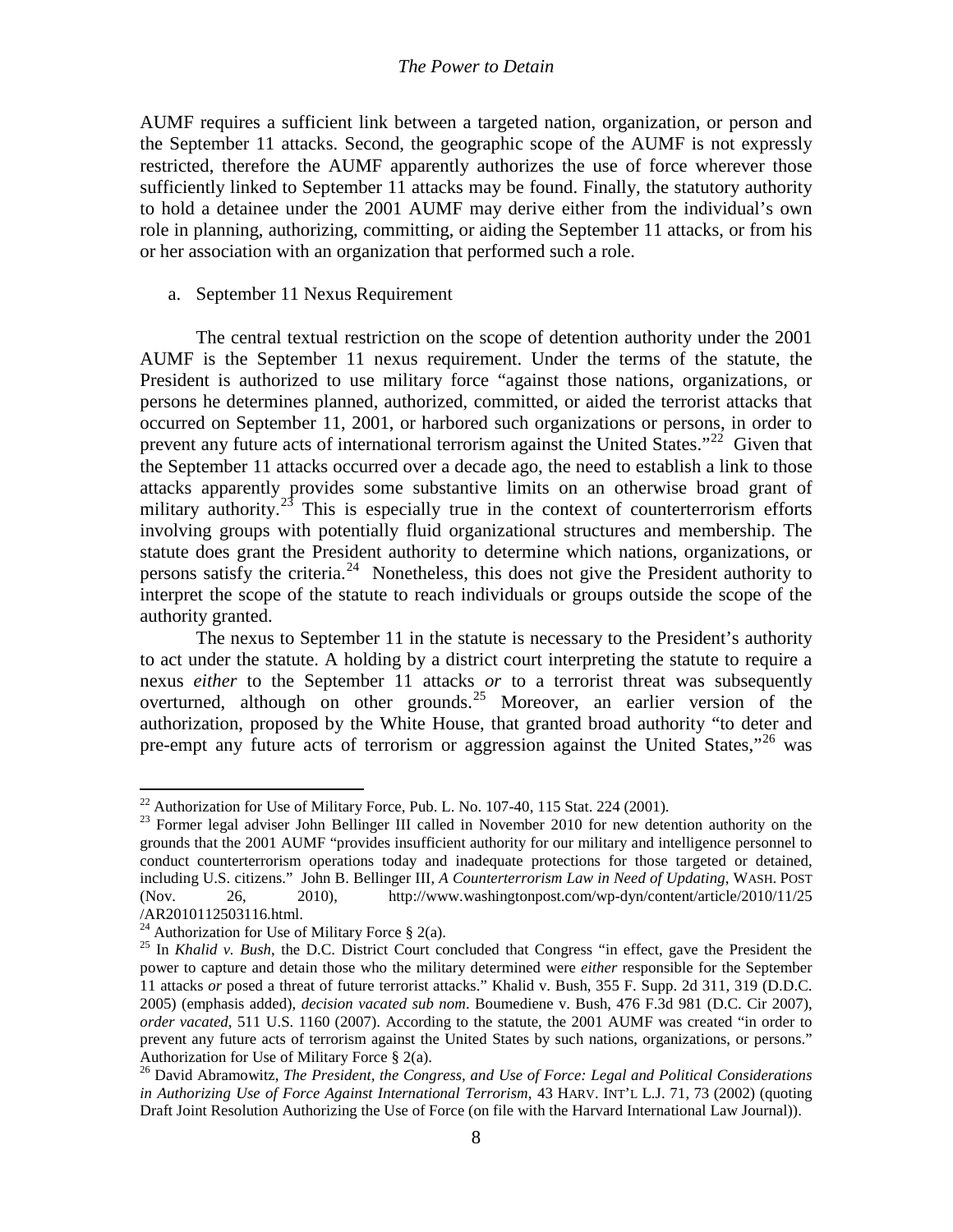AUMF requires a sufficient link between a targeted nation, organization, or person and the September 11 attacks. Second, the geographic scope of the AUMF is not expressly restricted, therefore the AUMF apparently authorizes the use of force wherever those sufficiently linked to September 11 attacks may be found. Finally, the statutory authority to hold a detainee under the 2001 AUMF may derive either from the individual's own role in planning, authorizing, committing, or aiding the September 11 attacks, or from his or her association with an organization that performed such a role.

a. September 11 Nexus Requirement

The central textual restriction on the scope of detention authority under the 2001 AUMF is the September 11 nexus requirement. Under the terms of the statute, the President is authorized to use military force "against those nations, organizations, or persons he determines planned, authorized, committed, or aided the terrorist attacks that occurred on September 11, 2001, or harbored such organizations or persons, in order to prevent any future acts of international terrorism against the United States."[22] Given that the September 11 attacks occurred over a decade ago, the need to establish a link to those attacks apparently provides some substantive limits on an otherwise broad grant of military authority.[23] This is especially true in the context of counterterrorism efforts involving groups with potentially fluid organizational structures and membership. The statute does grant the President authority to determine which nations, organizations, or persons satisfy the criteria.[24] Nonetheless, this does not give the President authority to interpret the scope of the statute to reach individuals or groups outside the scope of the authority granted.

The nexus to September 11 in the statute is necessary to the President's authority to act under the statute. A holding by a district court interpreting the statute to require a nexus *either* to the September 11 attacks *or* to a terrorist threat was subsequently overturned, although on other grounds.[25] Moreover, an earlier version of the authorization, proposed by the White House, that granted broad authority "to deter and pre-empt any future acts of terrorism or aggression against the United States,"[26] was

---

[22] Authorization for Use of Military Force, Pub. L. No. 107-40, 115 Stat. 224 (2001).

[23] Former legal adviser John Bellinger III called in November 2010 for new detention authority on the grounds that the 2001 AUMF "provides insufficient authority for our military and intelligence personnel to conduct counterterrorism operations today and inadequate protections for those targeted or detained, including U.S. citizens." John B. Bellinger III, *A Counterterrorism Law in Need of Updating*, WASH. POST (Nov. 26, 2010), http://www.washingtonpost.com/wp-dyn/content/article/2010/11/25/AR2010112503116.html.

[24] Authorization for Use of Military Force § 2(a).

[25] In *Khalid v. Bush*, the D.C. District Court concluded that Congress "in effect, gave the President the power to capture and detain those who the military determined were *either* responsible for the September 11 attacks *or* posed a threat of future terrorist attacks." Khalid v. Bush, 355 F. Supp. 2d 311, 319 (D.D.C. 2005) (emphasis added), *decision vacated sub nom*. Boumediene v. Bush, 476 F.3d 981 (D.C. Cir 2007), *order vacated*, 511 U.S. 1160 (2007). According to the statute, the 2001 AUMF was created "in order to prevent any future acts of terrorism against the United States by such nations, organizations, or persons." Authorization for Use of Military Force § 2(a).

[26] David Abramowitz, *The President, the Congress, and Use of Force: Legal and Political Considerations in Authorizing Use of Force Against International Terrorism*, 43 HARV. INT'L L.J. 71, 73 (2002) (quoting Draft Joint Resolution Authorizing the Use of Force (on file with the Harvard International Law Journal)).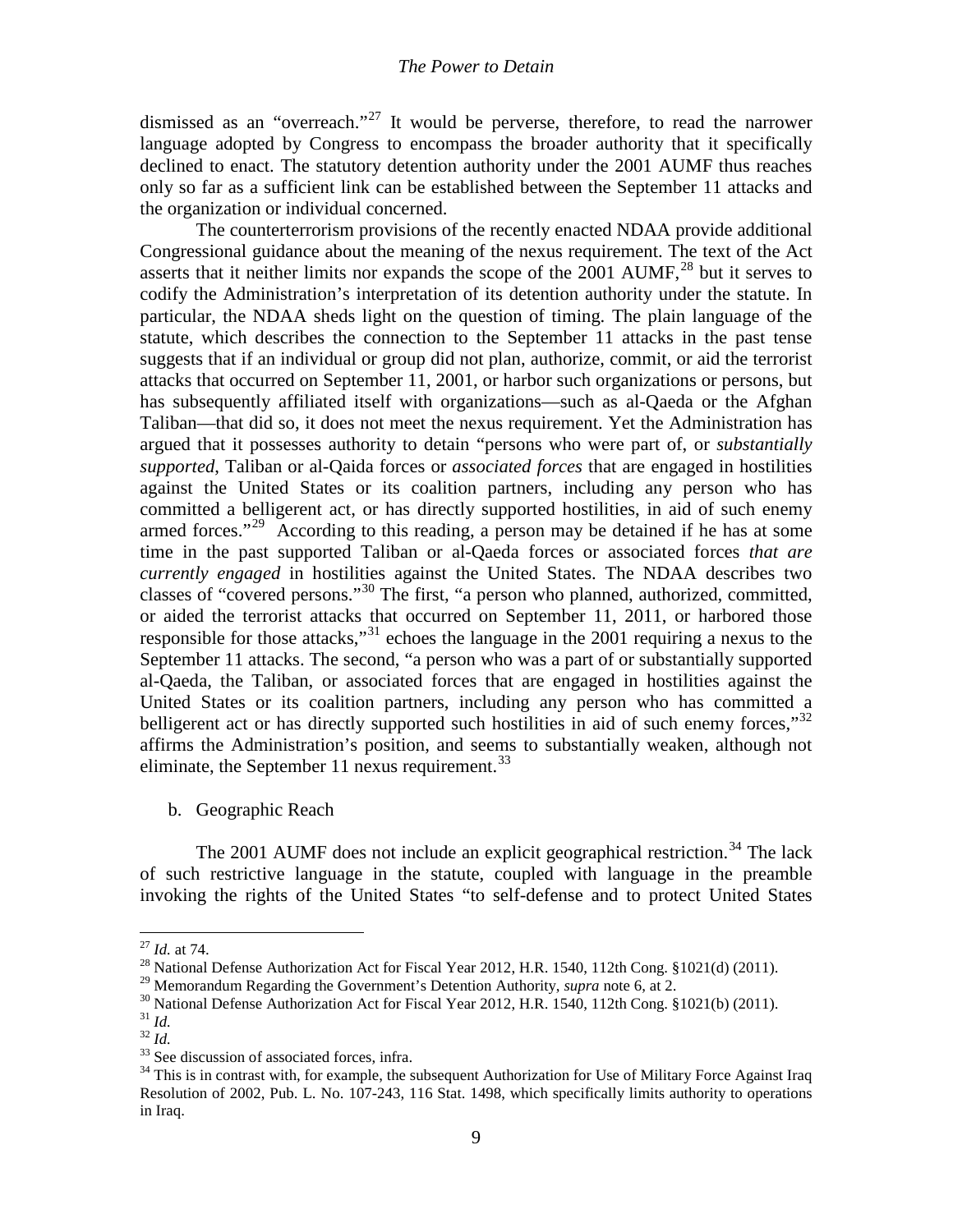dismissed as an "overreach."[27] It would be perverse, therefore, to read the narrower language adopted by Congress to encompass the broader authority that it specifically declined to enact. The statutory detention authority under the 2001 AUMF thus reaches only so far as a sufficient link can be established between the September 11 attacks and the organization or individual concerned.

The counterterrorism provisions of the recently enacted NDAA provide additional Congressional guidance about the meaning of the nexus requirement. The text of the Act asserts that it neither limits nor expands the scope of the 2001 AUMF,[28] but it serves to codify the Administration's interpretation of its detention authority under the statute. In particular, the NDAA sheds light on the question of timing. The plain language of the statute, which describes the connection to the September 11 attacks in the past tense suggests that if an individual or group did not plan, authorize, commit, or aid the terrorist attacks that occurred on September 11, 2001, or harbor such organizations or persons, but has subsequently affiliated itself with organizations—such as al-Qaeda or the Afghan Taliban—that did so, it does not meet the nexus requirement. Yet the Administration has argued that it possesses authority to detain "persons who were part of, or *substantially supported*, Taliban or al-Qaida forces or *associated forces* that are engaged in hostilities against the United States or its coalition partners, including any person who has committed a belligerent act, or has directly supported hostilities, in aid of such enemy armed forces."[29] According to this reading, a person may be detained if he has at some time in the past supported Taliban or al-Qaeda forces or associated forces *that are currently engaged* in hostilities against the United States. The NDAA describes two classes of "covered persons."[30] The first, "a person who planned, authorized, committed, or aided the terrorist attacks that occurred on September 11, 2011, or harbored those responsible for those attacks,"[31] echoes the language in the 2001 requiring a nexus to the September 11 attacks. The second, "a person who was a part of or substantially supported al-Qaeda, the Taliban, or associated forces that are engaged in hostilities against the United States or its coalition partners, including any person who has committed a belligerent act or has directly supported such hostilities in aid of such enemy forces,"[32] affirms the Administration's position, and seems to substantially weaken, although not eliminate, the September 11 nexus requirement.[33]

b. Geographic Reach

The 2001 AUMF does not include an explicit geographical restriction.[34] The lack of such restrictive language in the statute, coupled with language in the preamble invoking the rights of the United States "to self-defense and to protect United States

---

[27] *Id.* at 74.

[28] National Defense Authorization Act for Fiscal Year 2012, H.R. 1540, 112th Cong. §1021(d) (2011).

[29] Memorandum Regarding the Government's Detention Authority, *supra* note 6, at 2.

[30] National Defense Authorization Act for Fiscal Year 2012, H.R. 1540, 112th Cong. §1021(b) (2011).

[31] *Id.*

[32] *Id.*

[33] See discussion of associated forces, infra.

[34] This is in contrast with, for example, the subsequent Authorization for Use of Military Force Against Iraq Resolution of 2002, Pub. L. No. 107-243, 116 Stat. 1498, which specifically limits authority to operations in Iraq.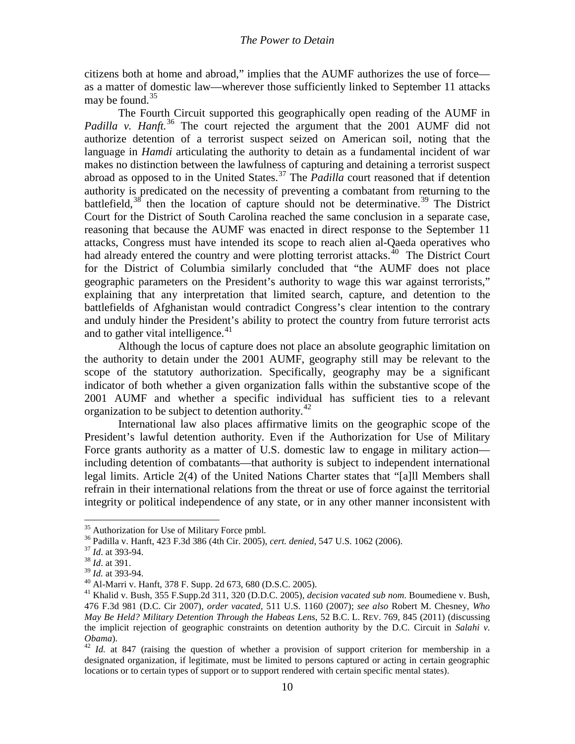citizens both at home and abroad," implies that the AUMF authorizes the use of force—as a matter of domestic law—wherever those sufficiently linked to September 11 attacks may be found.[35]

The Fourth Circuit supported this geographically open reading of the AUMF in *Padilla v. Hanft.*[36] The court rejected the argument that the 2001 AUMF did not authorize detention of a terrorist suspect seized on American soil, noting that the language in *Hamdi* articulating the authority to detain as a fundamental incident of war makes no distinction between the lawfulness of capturing and detaining a terrorist suspect abroad as opposed to in the United States.[37] The *Padilla* court reasoned that if detention authority is predicated on the necessity of preventing a combatant from returning to the battlefield,[38] then the location of capture should not be determinative.[39] The District Court for the District of South Carolina reached the same conclusion in a separate case, reasoning that because the AUMF was enacted in direct response to the September 11 attacks, Congress must have intended its scope to reach alien al-Qaeda operatives who had already entered the country and were plotting terrorist attacks.[40] The District Court for the District of Columbia similarly concluded that "the AUMF does not place geographic parameters on the President's authority to wage this war against terrorists," explaining that any interpretation that limited search, capture, and detention to the battlefields of Afghanistan would contradict Congress's clear intention to the contrary and unduly hinder the President's ability to protect the country from future terrorist acts and to gather vital intelligence.[41]

Although the locus of capture does not place an absolute geographic limitation on the authority to detain under the 2001 AUMF, geography still may be relevant to the scope of the statutory authorization. Specifically, geography may be a significant indicator of both whether a given organization falls within the substantive scope of the 2001 AUMF and whether a specific individual has sufficient ties to a relevant organization to be subject to detention authority.[42]

International law also places affirmative limits on the geographic scope of the President's lawful detention authority. Even if the Authorization for Use of Military Force grants authority as a matter of U.S. domestic law to engage in military action—including detention of combatants—that authority is subject to independent international legal limits. Article 2(4) of the United Nations Charter states that "[a]ll Members shall refrain in their international relations from the threat or use of force against the territorial integrity or political independence of any state, or in any other manner inconsistent with

---

[35] Authorization for Use of Military Force pmbl.

[36] Padilla v. Hanft, 423 F.3d 386 (4th Cir. 2005), *cert. denied*, 547 U.S. 1062 (2006).

[37] *Id*. at 393-94.

[38] *Id*. at 391.

[39] *Id.* at 393-94.

[40] Al-Marri v. Hanft, 378 F. Supp. 2d 673, 680 (D.S.C. 2005).

[41] Khalid v. Bush, 355 F.Supp.2d 311, 320 (D.D.C. 2005), *decision vacated sub nom*. Boumediene v. Bush, 476 F.3d 981 (D.C. Cir 2007), *order vacated*, 511 U.S. 1160 (2007); *see also* Robert M. Chesney, *Who May Be Held? Military Detention Through the Habeas Lens*, 52 B.C. L. REV. 769, 845 (2011) (discussing the implicit rejection of geographic constraints on detention authority by the D.C. Circuit in *Salahi v. Obama*).

[42] *Id.* at 847 (raising the question of whether a provision of support criterion for membership in a designated organization, if legitimate, must be limited to persons captured or acting in certain geographic locations or to certain types of support or to support rendered with certain specific mental states).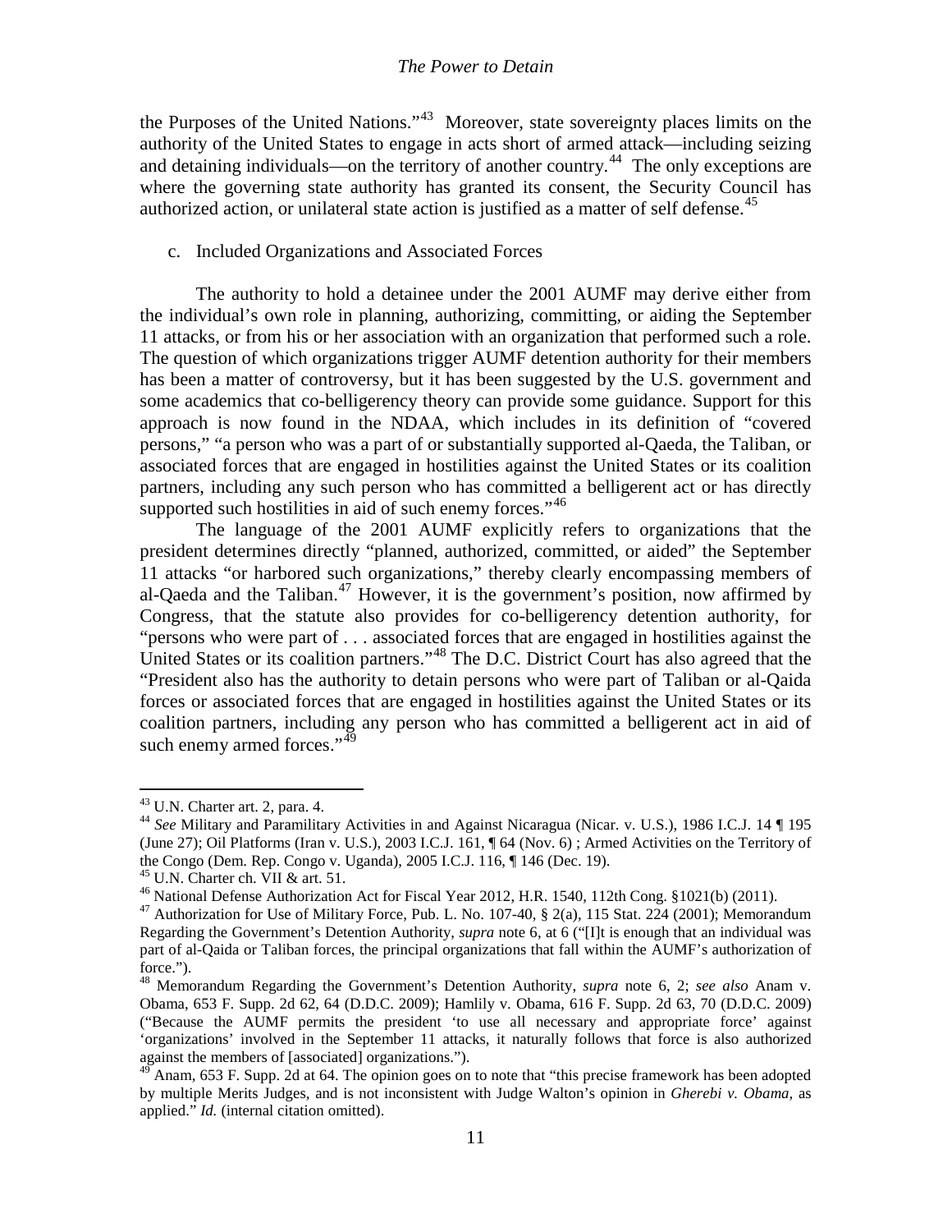the Purposes of the United Nations."[43] Moreover, state sovereignty places limits on the authority of the United States to engage in acts short of armed attack—including seizing and detaining individuals—on the territory of another country.[44] The only exceptions are where the governing state authority has granted its consent, the Security Council has authorized action, or unilateral state action is justified as a matter of self defense.[45]

c. Included Organizations and Associated Forces

The authority to hold a detainee under the 2001 AUMF may derive either from the individual's own role in planning, authorizing, committing, or aiding the September 11 attacks, or from his or her association with an organization that performed such a role. The question of which organizations trigger AUMF detention authority for their members has been a matter of controversy, but it has been suggested by the U.S. government and some academics that co-belligerency theory can provide some guidance. Support for this approach is now found in the NDAA, which includes in its definition of "covered persons," "a person who was a part of or substantially supported al-Qaeda, the Taliban, or associated forces that are engaged in hostilities against the United States or its coalition partners, including any such person who has committed a belligerent act or has directly supported such hostilities in aid of such enemy forces."[46]

The language of the 2001 AUMF explicitly refers to organizations that the president determines directly "planned, authorized, committed, or aided" the September 11 attacks "or harbored such organizations," thereby clearly encompassing members of al-Qaeda and the Taliban.[47] However, it is the government's position, now affirmed by Congress, that the statute also provides for co-belligerency detention authority, for "persons who were part of . . . associated forces that are engaged in hostilities against the United States or its coalition partners."[48] The D.C. District Court has also agreed that the "President also has the authority to detain persons who were part of Taliban or al-Qaida forces or associated forces that are engaged in hostilities against the United States or its coalition partners, including any person who has committed a belligerent act in aid of such enemy armed forces."[49]

---

[43] U.N. Charter art. 2, para. 4.

[44] *See* Military and Paramilitary Activities in and Against Nicaragua (Nicar. v. U.S.), 1986 I.C.J. 14 ¶ 195 (June 27); Oil Platforms (Iran v. U.S.), 2003 I.C.J. 161, ¶ 64 (Nov. 6) ; Armed Activities on the Territory of the Congo (Dem. Rep. Congo v. Uganda), 2005 I.C.J. 116, ¶ 146 (Dec. 19).

[45] U.N. Charter ch. VII & art. 51.

[46] National Defense Authorization Act for Fiscal Year 2012, H.R. 1540, 112th Cong. §1021(b) (2011).

[47] Authorization for Use of Military Force, Pub. L. No. 107-40, § 2(a), 115 Stat. 224 (2001); Memorandum Regarding the Government's Detention Authority, *supra* note 6, at 6 ("[I]t is enough that an individual was part of al-Qaida or Taliban forces, the principal organizations that fall within the AUMF's authorization of force.").

[48] Memorandum Regarding the Government's Detention Authority, *supra* note 6, 2; *see also* Anam v. Obama, 653 F. Supp. 2d 62, 64 (D.D.C. 2009); Hamlily v. Obama, 616 F. Supp. 2d 63, 70 (D.D.C. 2009) ("Because the AUMF permits the president 'to use all necessary and appropriate force' against 'organizations' involved in the September 11 attacks, it naturally follows that force is also authorized against the members of [associated] organizations.").

[49] Anam, 653 F. Supp. 2d at 64. The opinion goes on to note that "this precise framework has been adopted by multiple Merits Judges, and is not inconsistent with Judge Walton's opinion in *Gherebi v. Obama*, as applied." *Id.* (internal citation omitted).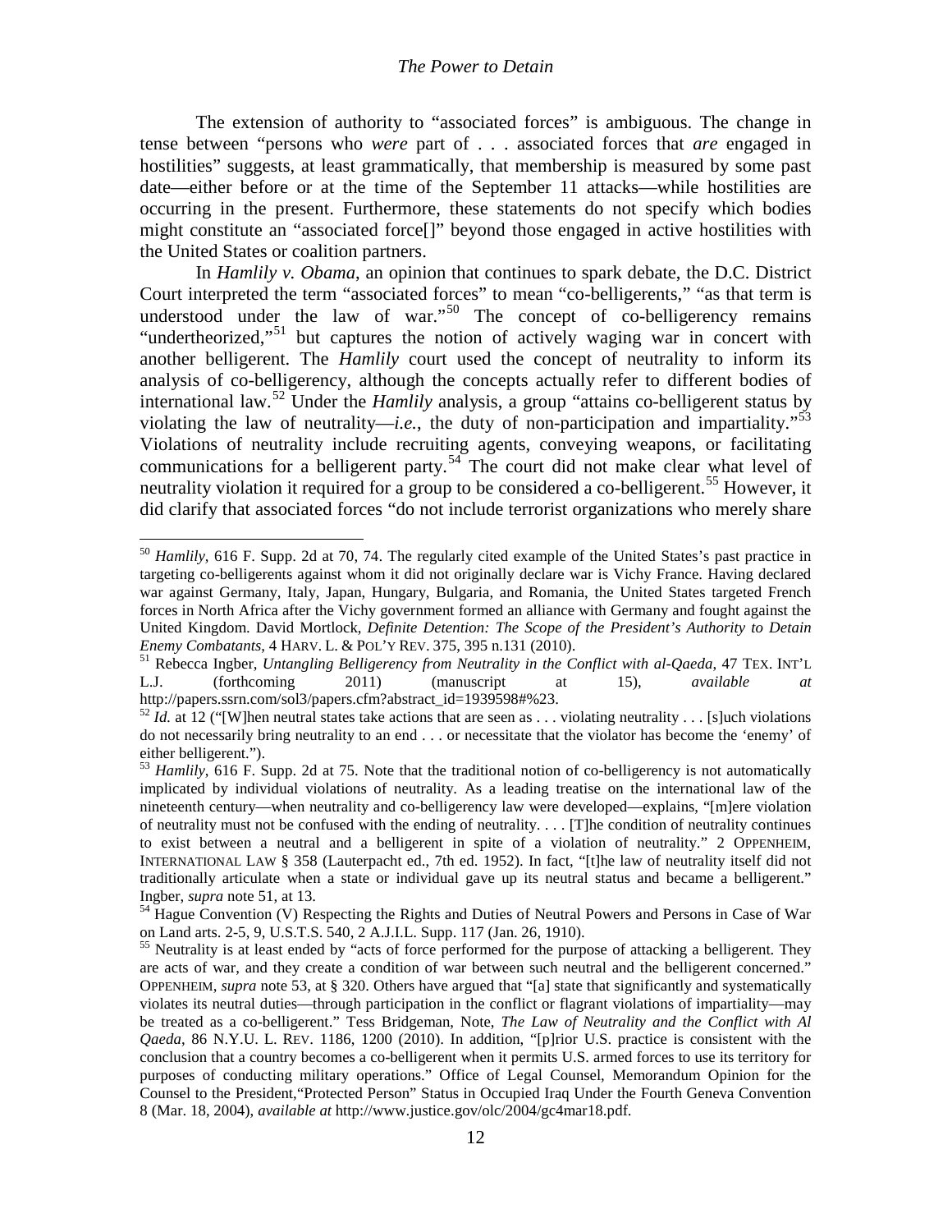The extension of authority to "associated forces" is ambiguous. The change in tense between "persons who *were* part of . . . associated forces that *are* engaged in hostilities" suggests, at least grammatically, that membership is measured by some past date—either before or at the time of the September 11 attacks—while hostilities are occurring in the present. Furthermore, these statements do not specify which bodies might constitute an "associated force[]" beyond those engaged in active hostilities with the United States or coalition partners.

In *Hamlily v. Obama*, an opinion that continues to spark debate, the D.C. District Court interpreted the term "associated forces" to mean "co-belligerents," "as that term is understood under the law of war."[50] The concept of co-belligerency remains "undertheorized,"[51] but captures the notion of actively waging war in concert with another belligerent. The *Hamlily* court used the concept of neutrality to inform its analysis of co-belligerency, although the concepts actually refer to different bodies of international law.[52] Under the *Hamlily* analysis, a group "attains co-belligerent status by violating the law of neutrality—*i.e.*, the duty of non-participation and impartiality."[53] Violations of neutrality include recruiting agents, conveying weapons, or facilitating communications for a belligerent party.[54] The court did not make clear what level of neutrality violation it required for a group to be considered a co-belligerent.[55] However, it did clarify that associated forces "do not include terrorist organizations who merely share

---

[50] *Hamlily*, 616 F. Supp. 2d at 70, 74. The regularly cited example of the United States's past practice in targeting co-belligerents against whom it did not originally declare war is Vichy France. Having declared war against Germany, Italy, Japan, Hungary, Bulgaria, and Romania, the United States targeted French forces in North Africa after the Vichy government formed an alliance with Germany and fought against the United Kingdom. David Mortlock, *Definite Detention: The Scope of the President's Authority to Detain Enemy Combatants*, 4 HARV. L. & POL'Y REV. 375, 395 n.131 (2010).

[51] Rebecca Ingber, *Untangling Belligerency from Neutrality in the Conflict with al-Qaeda*, 47 TEX. INT'L L.J. (forthcoming 2011) (manuscript at 15), *available at* http://papers.ssrn.com/sol3/papers.cfm?abstract_id=1939598#%23.

[52] *Id.* at 12 ("[W]hen neutral states take actions that are seen as . . . violating neutrality . . . [s]uch violations do not necessarily bring neutrality to an end . . . or necessitate that the violator has become the 'enemy' of either belligerent.").

[53] *Hamlily*, 616 F. Supp. 2d at 75. Note that the traditional notion of co-belligerency is not automatically implicated by individual violations of neutrality. As a leading treatise on the international law of the nineteenth century—when neutrality and co-belligerency law were developed—explains, "[m]ere violation of neutrality must not be confused with the ending of neutrality. . . . [T]he condition of neutrality continues to exist between a neutral and a belligerent in spite of a violation of neutrality." 2 OPPENHEIM, INTERNATIONAL LAW § 358 (Lauterpacht ed., 7th ed. 1952). In fact, "[t]he law of neutrality itself did not traditionally articulate when a state or individual gave up its neutral status and became a belligerent." Ingber, *supra* note 51, at 13.

[54] Hague Convention (V) Respecting the Rights and Duties of Neutral Powers and Persons in Case of War on Land arts. 2-5, 9, U.S.T.S. 540, 2 A.J.I.L. Supp. 117 (Jan. 26, 1910).

[55] Neutrality is at least ended by "acts of force performed for the purpose of attacking a belligerent. They are acts of war, and they create a condition of war between such neutral and the belligerent concerned." OPPENHEIM, *supra* note 53, at § 320. Others have argued that "[a] state that significantly and systematically violates its neutral duties—through participation in the conflict or flagrant violations of impartiality—may be treated as a co-belligerent." Tess Bridgeman, Note, *The Law of Neutrality and the Conflict with Al Qaeda*, 86 N.Y.U. L. REV. 1186, 1200 (2010). In addition, "[p]rior U.S. practice is consistent with the conclusion that a country becomes a co-belligerent when it permits U.S. armed forces to use its territory for purposes of conducting military operations." Office of Legal Counsel, Memorandum Opinion for the Counsel to the President,"Protected Person" Status in Occupied Iraq Under the Fourth Geneva Convention 8 (Mar. 18, 2004), *available at* http://www.justice.gov/olc/2004/gc4mar18.pdf.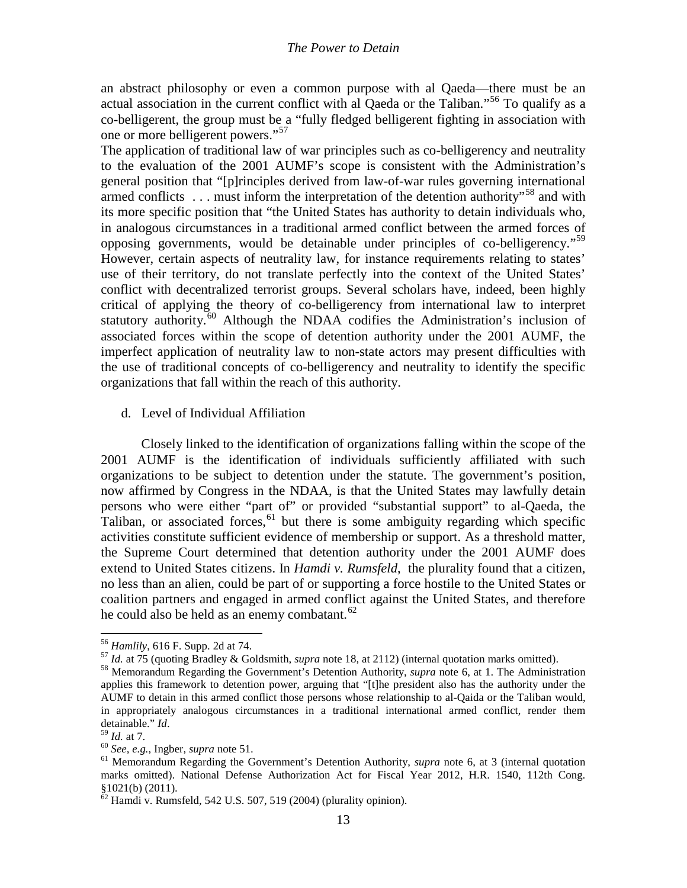an abstract philosophy or even a common purpose with al Qaeda—there must be an actual association in the current conflict with al Qaeda or the Taliban."[56] To qualify as a co-belligerent, the group must be a "fully fledged belligerent fighting in association with one or more belligerent powers."[57]

The application of traditional law of war principles such as co-belligerency and neutrality to the evaluation of the 2001 AUMF's scope is consistent with the Administration's general position that "[p]rinciples derived from law-of-war rules governing international armed conflicts . . . must inform the interpretation of the detention authority"[58] and with its more specific position that "the United States has authority to detain individuals who, in analogous circumstances in a traditional armed conflict between the armed forces of opposing governments, would be detainable under principles of co-belligerency."[59] However, certain aspects of neutrality law, for instance requirements relating to states' use of their territory, do not translate perfectly into the context of the United States' conflict with decentralized terrorist groups. Several scholars have, indeed, been highly critical of applying the theory of co-belligerency from international law to interpret statutory authority.[60] Although the NDAA codifies the Administration's inclusion of associated forces within the scope of detention authority under the 2001 AUMF, the imperfect application of neutrality law to non-state actors may present difficulties with the use of traditional concepts of co-belligerency and neutrality to identify the specific organizations that fall within the reach of this authority.

d. Level of Individual Affiliation

Closely linked to the identification of organizations falling within the scope of the 2001 AUMF is the identification of individuals sufficiently affiliated with such organizations to be subject to detention under the statute. The government's position, now affirmed by Congress in the NDAA, is that the United States may lawfully detain persons who were either "part of" or provided "substantial support" to al-Qaeda, the Taliban, or associated forces,[61] but there is some ambiguity regarding which specific activities constitute sufficient evidence of membership or support. As a threshold matter, the Supreme Court determined that detention authority under the 2001 AUMF does extend to United States citizens. In *Hamdi v. Rumsfeld*, the plurality found that a citizen, no less than an alien, could be part of or supporting a force hostile to the United States or coalition partners and engaged in armed conflict against the United States, and therefore he could also be held as an enemy combatant.[62]

---

[56] *Hamlily*, 616 F. Supp. 2d at 74.

[57] *Id.* at 75 (quoting Bradley & Goldsmith, *supra* note 18, at 2112) (internal quotation marks omitted).

[58] Memorandum Regarding the Government's Detention Authority, *supra* note 6, at 1. The Administration applies this framework to detention power, arguing that "[t]he president also has the authority under the AUMF to detain in this armed conflict those persons whose relationship to al-Qaida or the Taliban would, in appropriately analogous circumstances in a traditional international armed conflict, render them detainable." *Id*.

[59] *Id.* at 7.

[60] *See, e.g.*, Ingber, *supra* note 51.

[61] Memorandum Regarding the Government's Detention Authority, *supra* note 6, at 3 (internal quotation marks omitted). National Defense Authorization Act for Fiscal Year 2012, H.R. 1540, 112th Cong. §1021(b) (2011).

[62] Hamdi v. Rumsfeld, 542 U.S. 507, 519 (2004) (plurality opinion).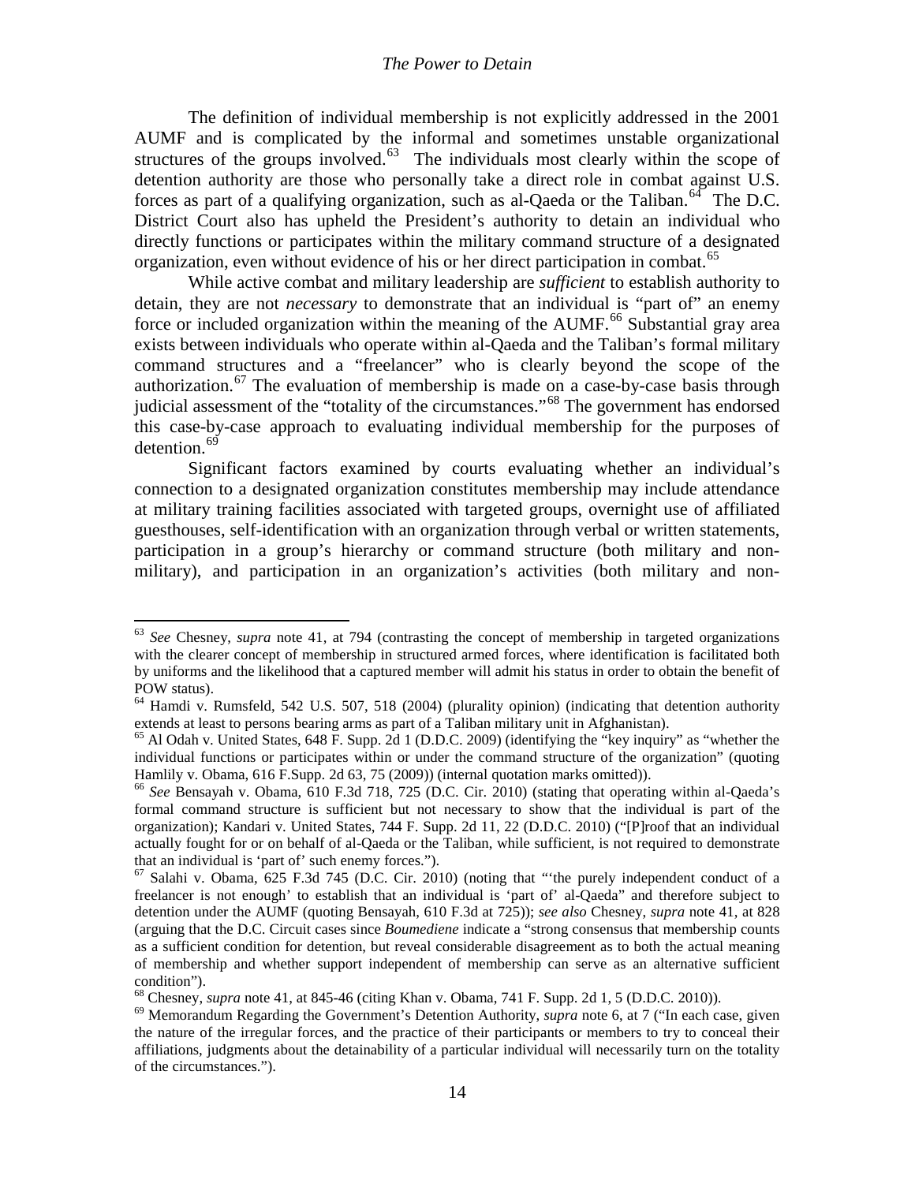The definition of individual membership is not explicitly addressed in the 2001 AUMF and is complicated by the informal and sometimes unstable organizational structures of the groups involved.[63] The individuals most clearly within the scope of detention authority are those who personally take a direct role in combat against U.S. forces as part of a qualifying organization, such as al-Qaeda or the Taliban.[64] The D.C. District Court also has upheld the President's authority to detain an individual who directly functions or participates within the military command structure of a designated organization, even without evidence of his or her direct participation in combat.[65]

While active combat and military leadership are *sufficient* to establish authority to detain, they are not *necessary* to demonstrate that an individual is "part of" an enemy force or included organization within the meaning of the AUMF.[66] Substantial gray area exists between individuals who operate within al-Qaeda and the Taliban's formal military command structures and a "freelancer" who is clearly beyond the scope of the authorization.[67] The evaluation of membership is made on a case-by-case basis through judicial assessment of the "totality of the circumstances."[68] The government has endorsed this case-by-case approach to evaluating individual membership for the purposes of detention.[69]

Significant factors examined by courts evaluating whether an individual's connection to a designated organization constitutes membership may include attendance at military training facilities associated with targeted groups, overnight use of affiliated guesthouses, self-identification with an organization through verbal or written statements, participation in a group's hierarchy or command structure (both military and non-military), and participation in an organization's activities (both military and non-

---

[63] *See* Chesney, *supra* note 41, at 794 (contrasting the concept of membership in targeted organizations with the clearer concept of membership in structured armed forces, where identification is facilitated both by uniforms and the likelihood that a captured member will admit his status in order to obtain the benefit of POW status).

[64] Hamdi v. Rumsfeld, 542 U.S. 507, 518 (2004) (plurality opinion) (indicating that detention authority extends at least to persons bearing arms as part of a Taliban military unit in Afghanistan).

[65] Al Odah v. United States, 648 F. Supp. 2d 1 (D.D.C. 2009) (identifying the "key inquiry" as "whether the individual functions or participates within or under the command structure of the organization" (quoting Hamlily v. Obama, 616 F.Supp. 2d 63, 75 (2009)) (internal quotation marks omitted)).

[66] *See* Bensayah v. Obama, 610 F.3d 718, 725 (D.C. Cir. 2010) (stating that operating within al-Qaeda's formal command structure is sufficient but not necessary to show that the individual is part of the organization); Kandari v. United States, 744 F. Supp. 2d 11, 22 (D.D.C. 2010) ("[P]roof that an individual actually fought for or on behalf of al-Qaeda or the Taliban, while sufficient, is not required to demonstrate that an individual is 'part of' such enemy forces.").

[67] Salahi v. Obama, 625 F.3d 745 (D.C. Cir. 2010) (noting that "'the purely independent conduct of a freelancer is not enough' to establish that an individual is 'part of' al-Qaeda" and therefore subject to detention under the AUMF (quoting Bensayah, 610 F.3d at 725)); *see also* Chesney, *supra* note 41, at 828 (arguing that the D.C. Circuit cases since *Boumediene* indicate a "strong consensus that membership counts as a sufficient condition for detention, but reveal considerable disagreement as to both the actual meaning of membership and whether support independent of membership can serve as an alternative sufficient condition").

[68] Chesney, *supra* note 41, at 845-46 (citing Khan v. Obama, 741 F. Supp. 2d 1, 5 (D.D.C. 2010)).

[69] Memorandum Regarding the Government's Detention Authority, *supra* note 6, at 7 ("In each case, given the nature of the irregular forces, and the practice of their participants or members to try to conceal their affiliations, judgments about the detainability of a particular individual will necessarily turn on the totality of the circumstances.").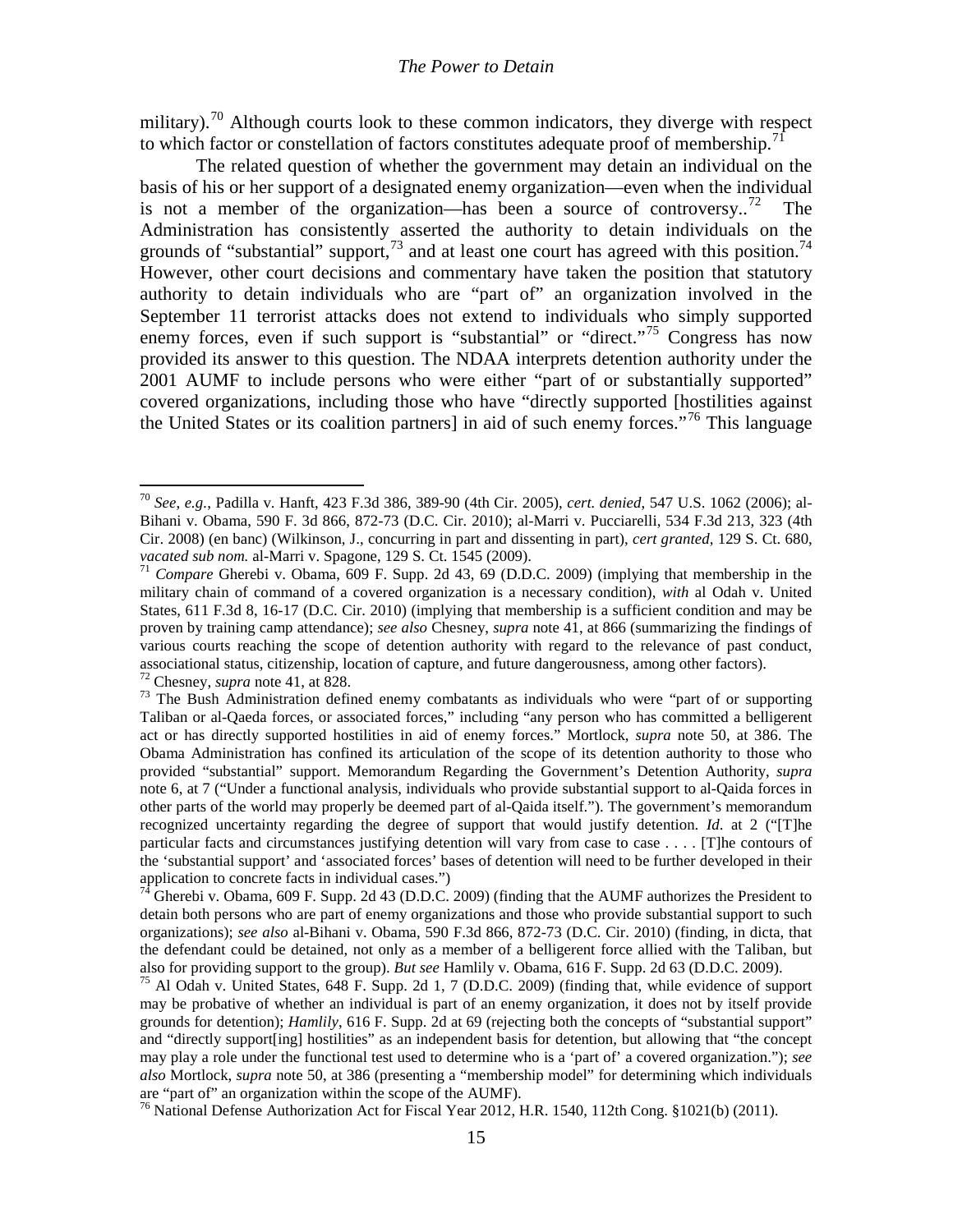military).[70] Although courts look to these common indicators, they diverge with respect to which factor or constellation of factors constitutes adequate proof of membership.[71]

The related question of whether the government may detain an individual on the basis of his or her support of a designated enemy organization—even when the individual is not a member of the organization—has been a source of controversy..[72] The Administration has consistently asserted the authority to detain individuals on the grounds of "substantial" support,[73] and at least one court has agreed with this position.[74] However, other court decisions and commentary have taken the position that statutory authority to detain individuals who are "part of" an organization involved in the September 11 terrorist attacks does not extend to individuals who simply supported enemy forces, even if such support is "substantial" or "direct."[75] Congress has now provided its answer to this question. The NDAA interprets detention authority under the 2001 AUMF to include persons who were either "part of or substantially supported" covered organizations, including those who have "directly supported [hostilities against the United States or its coalition partners] in aid of such enemy forces."[76] This language

---

[70] *See, e.g.*, Padilla v. Hanft, 423 F.3d 386, 389-90 (4th Cir. 2005), *cert. denied*, 547 U.S. 1062 (2006); al-Bihani v. Obama, 590 F. 3d 866, 872-73 (D.C. Cir. 2010); al-Marri v. Pucciarelli, 534 F.3d 213, 323 (4th Cir. 2008) (en banc) (Wilkinson, J., concurring in part and dissenting in part), *cert granted*, 129 S. Ct. 680, *vacated sub nom.* al-Marri v. Spagone, 129 S. Ct. 1545 (2009).

[71] *Compare* Gherebi v. Obama, 609 F. Supp. 2d 43, 69 (D.D.C. 2009) (implying that membership in the military chain of command of a covered organization is a necessary condition), *with* al Odah v. United States, 611 F.3d 8, 16-17 (D.C. Cir. 2010) (implying that membership is a sufficient condition and may be proven by training camp attendance); *see also* Chesney, *supra* note 41, at 866 (summarizing the findings of various courts reaching the scope of detention authority with regard to the relevance of past conduct, associational status, citizenship, location of capture, and future dangerousness, among other factors).

[72] Chesney, *supra* note 41, at 828.

[73] The Bush Administration defined enemy combatants as individuals who were "part of or supporting Taliban or al-Qaeda forces, or associated forces," including "any person who has committed a belligerent act or has directly supported hostilities in aid of enemy forces." Mortlock, *supra* note 50, at 386. The Obama Administration has confined its articulation of the scope of its detention authority to those who provided "substantial" support. Memorandum Regarding the Government's Detention Authority, *supra* note 6, at 7 ("Under a functional analysis, individuals who provide substantial support to al-Qaida forces in other parts of the world may properly be deemed part of al-Qaida itself."). The government's memorandum recognized uncertainty regarding the degree of support that would justify detention. *Id*. at 2 ("[T]he particular facts and circumstances justifying detention will vary from case to case . . . . [T]he contours of the 'substantial support' and 'associated forces' bases of detention will need to be further developed in their application to concrete facts in individual cases.")

[74] Gherebi v. Obama, 609 F. Supp. 2d 43 (D.D.C. 2009) (finding that the AUMF authorizes the President to detain both persons who are part of enemy organizations and those who provide substantial support to such organizations); *see also* al-Bihani v. Obama, 590 F.3d 866, 872-73 (D.C. Cir. 2010) (finding, in dicta, that the defendant could be detained, not only as a member of a belligerent force allied with the Taliban, but also for providing support to the group). *But see* Hamlily v. Obama, 616 F. Supp. 2d 63 (D.D.C. 2009).

[75] Al Odah v. United States, 648 F. Supp. 2d 1, 7 (D.D.C. 2009) (finding that, while evidence of support may be probative of whether an individual is part of an enemy organization, it does not by itself provide grounds for detention); *Hamlily*, 616 F. Supp. 2d at 69 (rejecting both the concepts of "substantial support" and "directly support[ing] hostilities" as an independent basis for detention, but allowing that "the concept may play a role under the functional test used to determine who is a 'part of' a covered organization."); *see also* Mortlock, *supra* note 50, at 386 (presenting a "membership model" for determining which individuals are "part of" an organization within the scope of the AUMF).

[76] National Defense Authorization Act for Fiscal Year 2012, H.R. 1540, 112th Cong. §1021(b) (2011).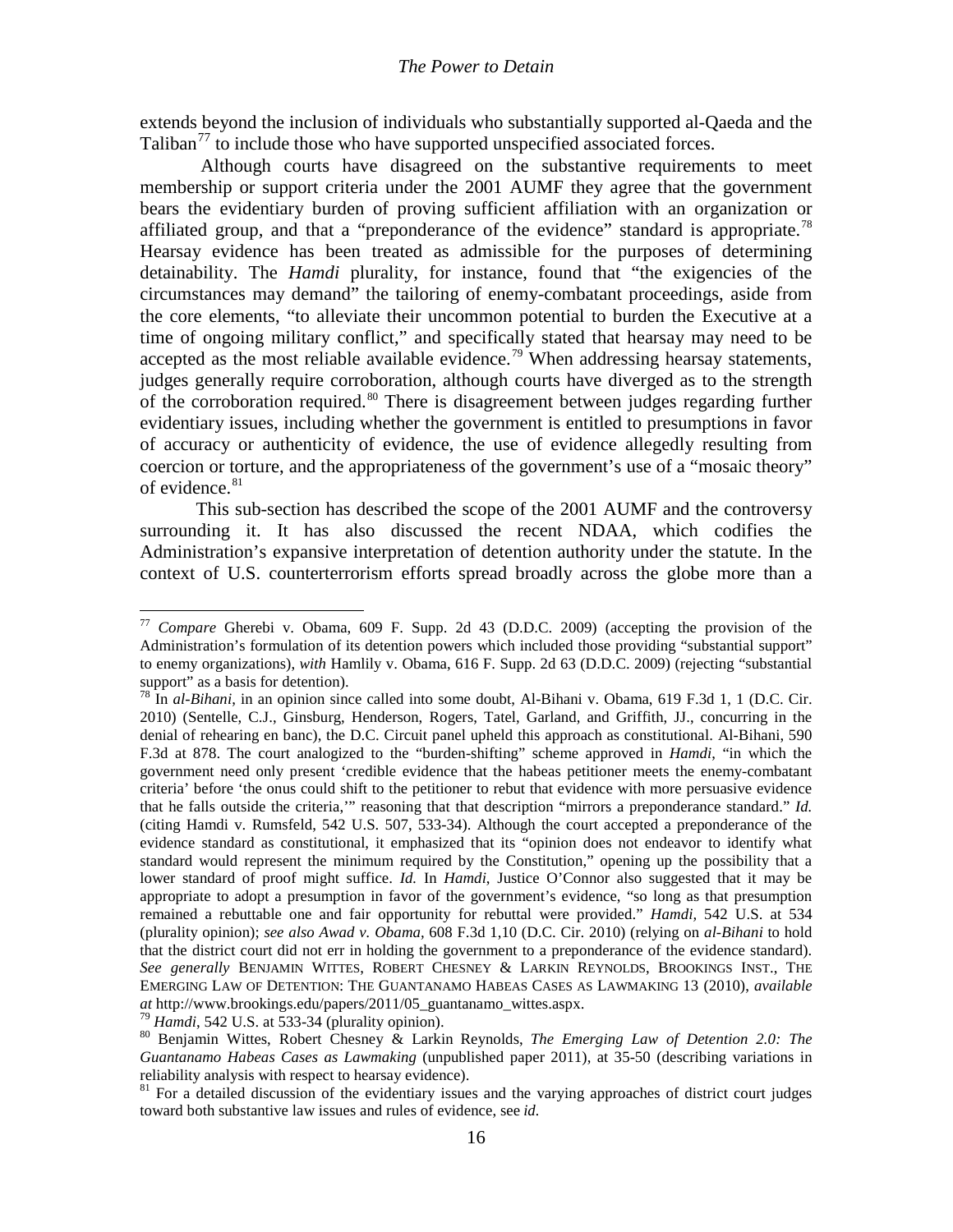extends beyond the inclusion of individuals who substantially supported al-Qaeda and the Taliban[77] to include those who have supported unspecified associated forces.

Although courts have disagreed on the substantive requirements to meet membership or support criteria under the 2001 AUMF they agree that the government bears the evidentiary burden of proving sufficient affiliation with an organization or affiliated group, and that a "preponderance of the evidence" standard is appropriate.[78] Hearsay evidence has been treated as admissible for the purposes of determining detainability. The *Hamdi* plurality, for instance, found that "the exigencies of the circumstances may demand" the tailoring of enemy-combatant proceedings, aside from the core elements, "to alleviate their uncommon potential to burden the Executive at a time of ongoing military conflict," and specifically stated that hearsay may need to be accepted as the most reliable available evidence.[79] When addressing hearsay statements, judges generally require corroboration, although courts have diverged as to the strength of the corroboration required.[80] There is disagreement between judges regarding further evidentiary issues, including whether the government is entitled to presumptions in favor of accuracy or authenticity of evidence, the use of evidence allegedly resulting from coercion or torture, and the appropriateness of the government's use of a "mosaic theory" of evidence.[81]

This sub-section has described the scope of the 2001 AUMF and the controversy surrounding it. It has also discussed the recent NDAA, which codifies the Administration's expansive interpretation of detention authority under the statute. In the context of U.S. counterterrorism efforts spread broadly across the globe more than a

---

[77] *Compare* Gherebi v. Obama, 609 F. Supp. 2d 43 (D.D.C. 2009) (accepting the provision of the Administration's formulation of its detention powers which included those providing "substantial support" to enemy organizations), *with* Hamlily v. Obama, 616 F. Supp. 2d 63 (D.D.C. 2009) (rejecting "substantial support" as a basis for detention).

[78] In *al-Bihani*, in an opinion since called into some doubt, Al-Bihani v. Obama, 619 F.3d 1, 1 (D.C. Cir. 2010) (Sentelle, C.J., Ginsburg, Henderson, Rogers, Tatel, Garland, and Griffith, JJ., concurring in the denial of rehearing en banc), the D.C. Circuit panel upheld this approach as constitutional. Al-Bihani, 590 F.3d at 878. The court analogized to the "burden-shifting" scheme approved in *Hamdi*, "in which the government need only present 'credible evidence that the habeas petitioner meets the enemy-combatant criteria' before 'the onus could shift to the petitioner to rebut that evidence with more persuasive evidence that he falls outside the criteria,'" reasoning that that description "mirrors a preponderance standard." *Id.* (citing Hamdi v. Rumsfeld, 542 U.S. 507, 533-34). Although the court accepted a preponderance of the evidence standard as constitutional, it emphasized that its "opinion does not endeavor to identify what standard would represent the minimum required by the Constitution," opening up the possibility that a lower standard of proof might suffice. *Id.* In *Hamdi*, Justice O'Connor also suggested that it may be appropriate to adopt a presumption in favor of the government's evidence, "so long as that presumption remained a rebuttable one and fair opportunity for rebuttal were provided." *Hamdi*, 542 U.S. at 534 (plurality opinion); *see also Awad v. Obama*, 608 F.3d 1,10 (D.C. Cir. 2010) (relying on *al-Bihani* to hold that the district court did not err in holding the government to a preponderance of the evidence standard). *See generally* BENJAMIN WITTES, ROBERT CHESNEY & LARKIN REYNOLDS, BROOKINGS INST., THE EMERGING LAW OF DETENTION: THE GUANTANAMO HABEAS CASES AS LAWMAKING 13 (2010), *available at* http://www.brookings.edu/papers/2011/05_guantanamo_wittes.aspx.

[79] *Hamdi*, 542 U.S. at 533-34 (plurality opinion).

[80] Benjamin Wittes, Robert Chesney & Larkin Reynolds, *The Emerging Law of Detention 2.0: The Guantanamo Habeas Cases as Lawmaking* (unpublished paper 2011), at 35-50 (describing variations in reliability analysis with respect to hearsay evidence).

[81] For a detailed discussion of the evidentiary issues and the varying approaches of district court judges toward both substantive law issues and rules of evidence, see *id*.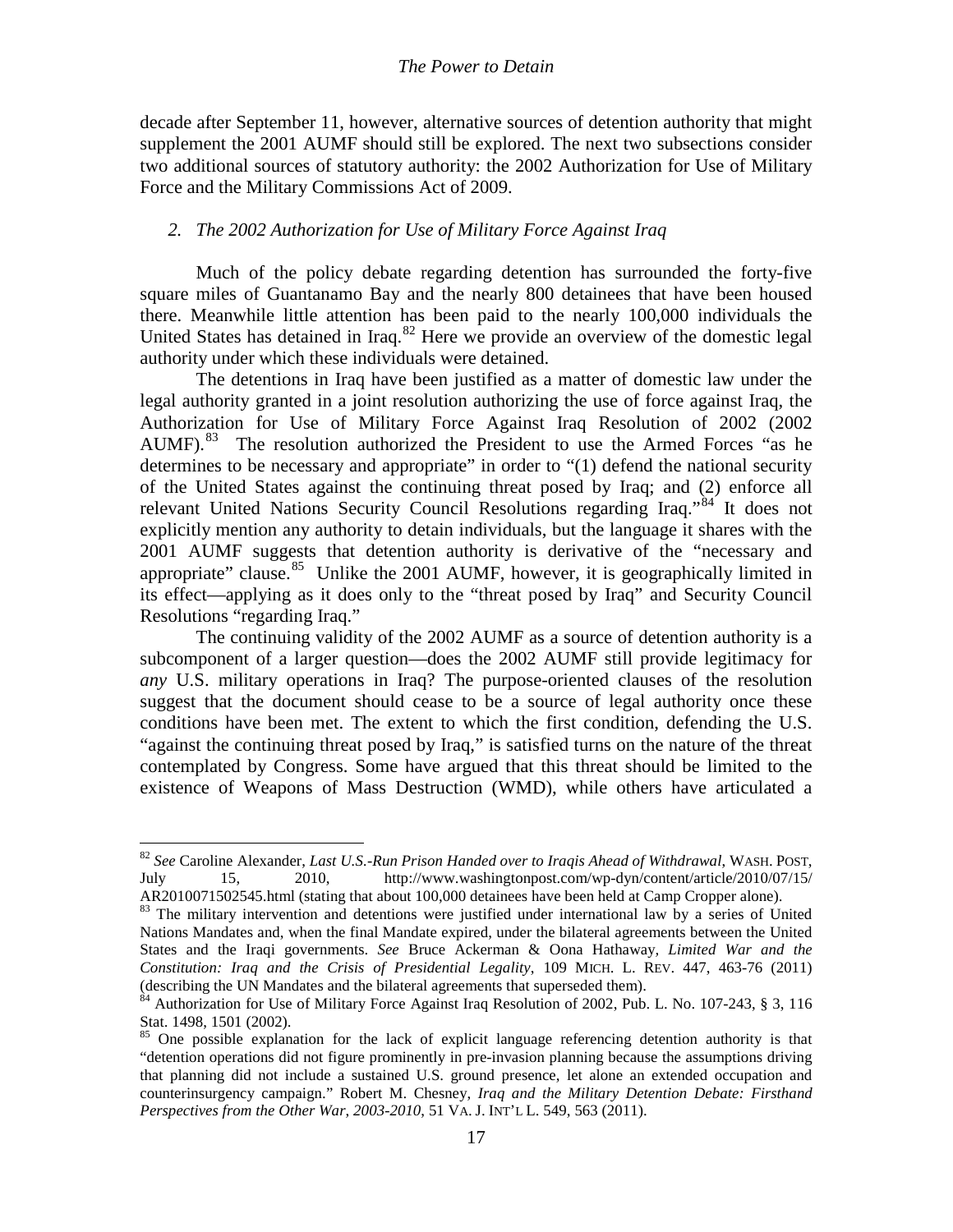decade after September 11, however, alternative sources of detention authority that might supplement the 2001 AUMF should still be explored. The next two subsections consider two additional sources of statutory authority: the 2002 Authorization for Use of Military Force and the Military Commissions Act of 2009.

### *2. The 2002 Authorization for Use of Military Force Against Iraq*

Much of the policy debate regarding detention has surrounded the forty-five square miles of Guantanamo Bay and the nearly 800 detainees that have been housed there. Meanwhile little attention has been paid to the nearly 100,000 individuals the United States has detained in Iraq.[82] Here we provide an overview of the domestic legal authority under which these individuals were detained.

The detentions in Iraq have been justified as a matter of domestic law under the legal authority granted in a joint resolution authorizing the use of force against Iraq, the Authorization for Use of Military Force Against Iraq Resolution of 2002 (2002 AUMF).[83] The resolution authorized the President to use the Armed Forces "as he determines to be necessary and appropriate" in order to "(1) defend the national security of the United States against the continuing threat posed by Iraq; and (2) enforce all relevant United Nations Security Council Resolutions regarding Iraq."[84] It does not explicitly mention any authority to detain individuals, but the language it shares with the 2001 AUMF suggests that detention authority is derivative of the "necessary and appropriate" clause.[85] Unlike the 2001 AUMF, however, it is geographically limited in its effect—applying as it does only to the "threat posed by Iraq" and Security Council Resolutions "regarding Iraq."

The continuing validity of the 2002 AUMF as a source of detention authority is a subcomponent of a larger question—does the 2002 AUMF still provide legitimacy for *any* U.S. military operations in Iraq? The purpose-oriented clauses of the resolution suggest that the document should cease to be a source of legal authority once these conditions have been met. The extent to which the first condition, defending the U.S. "against the continuing threat posed by Iraq," is satisfied turns on the nature of the threat contemplated by Congress. Some have argued that this threat should be limited to the existence of Weapons of Mass Destruction (WMD), while others have articulated a

---

[82] *See* Caroline Alexander, *Last U.S.-Run Prison Handed over to Iraqis Ahead of Withdrawal*, WASH. POST, July 15, 2010, http://www.washingtonpost.com/wp-dyn/content/article/2010/07/15/AR2010071502545.html (stating that about 100,000 detainees have been held at Camp Cropper alone).

[83] The military intervention and detentions were justified under international law by a series of United Nations Mandates and, when the final Mandate expired, under the bilateral agreements between the United States and the Iraqi governments. *See* Bruce Ackerman & Oona Hathaway, *Limited War and the Constitution: Iraq and the Crisis of Presidential Legality*, 109 MICH. L. REV. 447, 463-76 (2011) (describing the UN Mandates and the bilateral agreements that superseded them).

[84] Authorization for Use of Military Force Against Iraq Resolution of 2002, Pub. L. No. 107-243, § 3, 116 Stat. 1498, 1501 (2002).

[85] One possible explanation for the lack of explicit language referencing detention authority is that "detention operations did not figure prominently in pre-invasion planning because the assumptions driving that planning did not include a sustained U.S. ground presence, let alone an extended occupation and counterinsurgency campaign." Robert M. Chesney, *Iraq and the Military Detention Debate: Firsthand Perspectives from the Other War, 2003-2010*, 51 VA. J. INT'L L. 549, 563 (2011).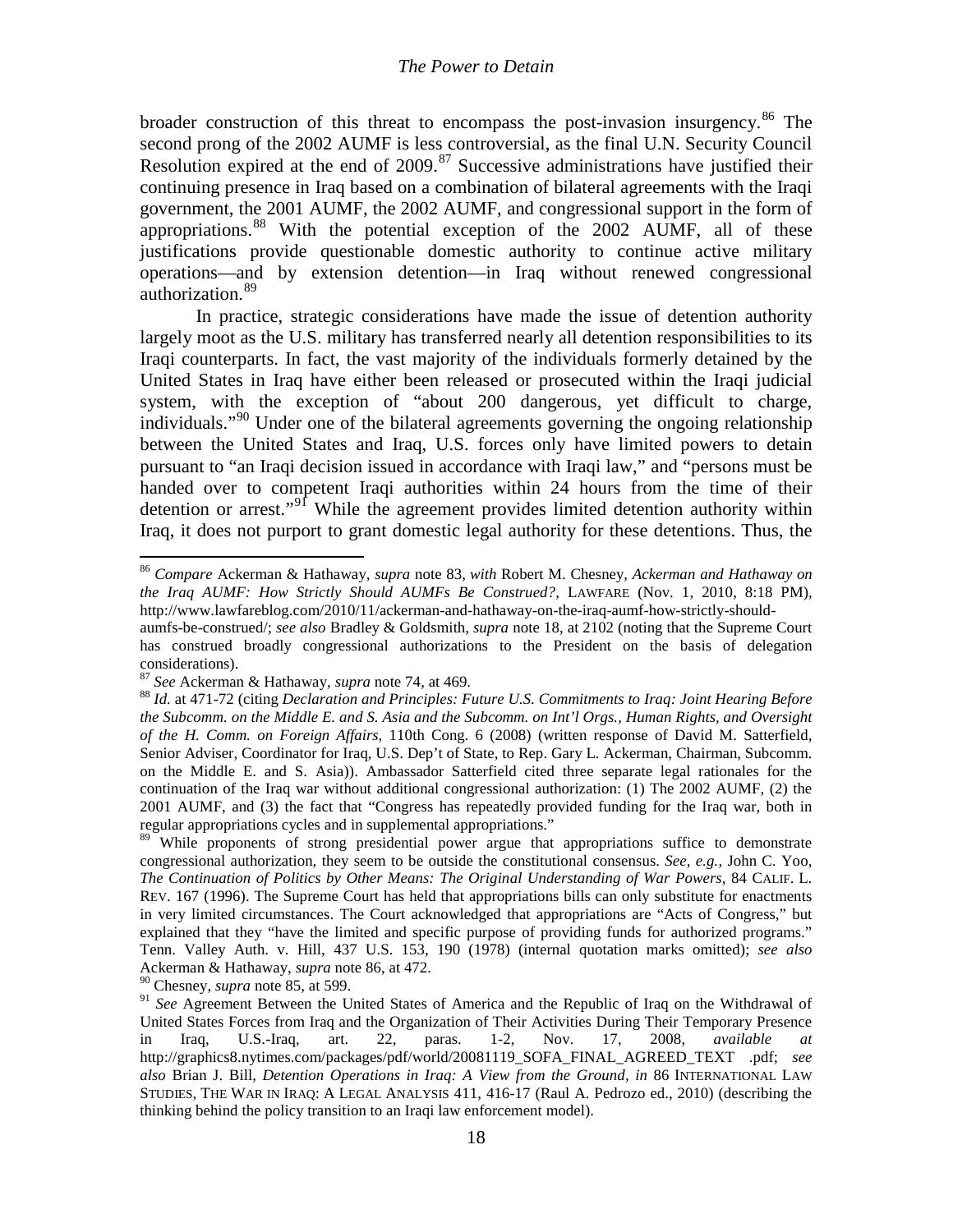broader construction of this threat to encompass the post-invasion insurgency.[86] The second prong of the 2002 AUMF is less controversial, as the final U.N. Security Council Resolution expired at the end of 2009.[87] Successive administrations have justified their continuing presence in Iraq based on a combination of bilateral agreements with the Iraqi government, the 2001 AUMF, the 2002 AUMF, and congressional support in the form of appropriations.[88] With the potential exception of the 2002 AUMF, all of these justifications provide questionable domestic authority to continue active military operations—and by extension detention—in Iraq without renewed congressional authorization.[89]

In practice, strategic considerations have made the issue of detention authority largely moot as the U.S. military has transferred nearly all detention responsibilities to its Iraqi counterparts. In fact, the vast majority of the individuals formerly detained by the United States in Iraq have either been released or prosecuted within the Iraqi judicial system, with the exception of "about 200 dangerous, yet difficult to charge, individuals."[90] Under one of the bilateral agreements governing the ongoing relationship between the United States and Iraq, U.S. forces only have limited powers to detain pursuant to "an Iraqi decision issued in accordance with Iraqi law," and "persons must be handed over to competent Iraqi authorities within 24 hours from the time of their detention or arrest."[91] While the agreement provides limited detention authority within Iraq, it does not purport to grant domestic legal authority for these detentions. Thus, the

---

[86] *Compare* Ackerman & Hathaway, *supra* note 83, *with* Robert M. Chesney, *Ackerman and Hathaway on the Iraq AUMF: How Strictly Should AUMFs Be Construed?*, LAWFARE (Nov. 1, 2010, 8:18 PM), http://www.lawfareblog.com/2010/11/ackerman-and-hathaway-on-the-iraq-aumf-how-strictly-should-aumfs-be-construed/; *see also* Bradley & Goldsmith, *supra* note 18, at 2102 (noting that the Supreme Court has construed broadly congressional authorizations to the President on the basis of delegation considerations).

[87] *See* Ackerman & Hathaway, *supra* note 74, at 469.

[88] *Id.* at 471-72 (citing *Declaration and Principles: Future U.S. Commitments to Iraq: Joint Hearing Before the Subcomm. on the Middle E. and S. Asia and the Subcomm. on Int'l Orgs., Human Rights, and Oversight of the H. Comm. on Foreign Affairs*, 110th Cong. 6 (2008) (written response of David M. Satterfield, Senior Adviser, Coordinator for Iraq, U.S. Dep't of State, to Rep. Gary L. Ackerman, Chairman, Subcomm. on the Middle E. and S. Asia)). Ambassador Satterfield cited three separate legal rationales for the continuation of the Iraq war without additional congressional authorization: (1) The 2002 AUMF, (2) the 2001 AUMF, and (3) the fact that "Congress has repeatedly provided funding for the Iraq war, both in regular appropriations cycles and in supplemental appropriations."

[89] While proponents of strong presidential power argue that appropriations suffice to demonstrate congressional authorization, they seem to be outside the constitutional consensus. *See, e.g.*, John C. Yoo, *The Continuation of Politics by Other Means: The Original Understanding of War Powers*, 84 CALIF. L. REV. 167 (1996). The Supreme Court has held that appropriations bills can only substitute for enactments in very limited circumstances. The Court acknowledged that appropriations are "Acts of Congress," but explained that they "have the limited and specific purpose of providing funds for authorized programs." Tenn. Valley Auth. v. Hill, 437 U.S. 153, 190 (1978) (internal quotation marks omitted); *see also* Ackerman & Hathaway, *supra* note 86, at 472.

[90] Chesney, *supra* note 85, at 599.

[91] *See* Agreement Between the United States of America and the Republic of Iraq on the Withdrawal of United States Forces from Iraq and the Organization of Their Activities During Their Temporary Presence in Iraq, U.S.-Iraq, art. 22, paras. 1-2, Nov. 17, 2008, *available at* http://graphics8.nytimes.com/packages/pdf/world/20081119_SOFA_FINAL_AGREED_TEXT .pdf; *see also* Brian J. Bill, *Detention Operations in Iraq: A View from the Ground*, *in* 86 INTERNATIONAL LAW STUDIES, THE WAR IN IRAQ: A LEGAL ANALYSIS 411, 416-17 (Raul A. Pedrozo ed., 2010) (describing the thinking behind the policy transition to an Iraqi law enforcement model).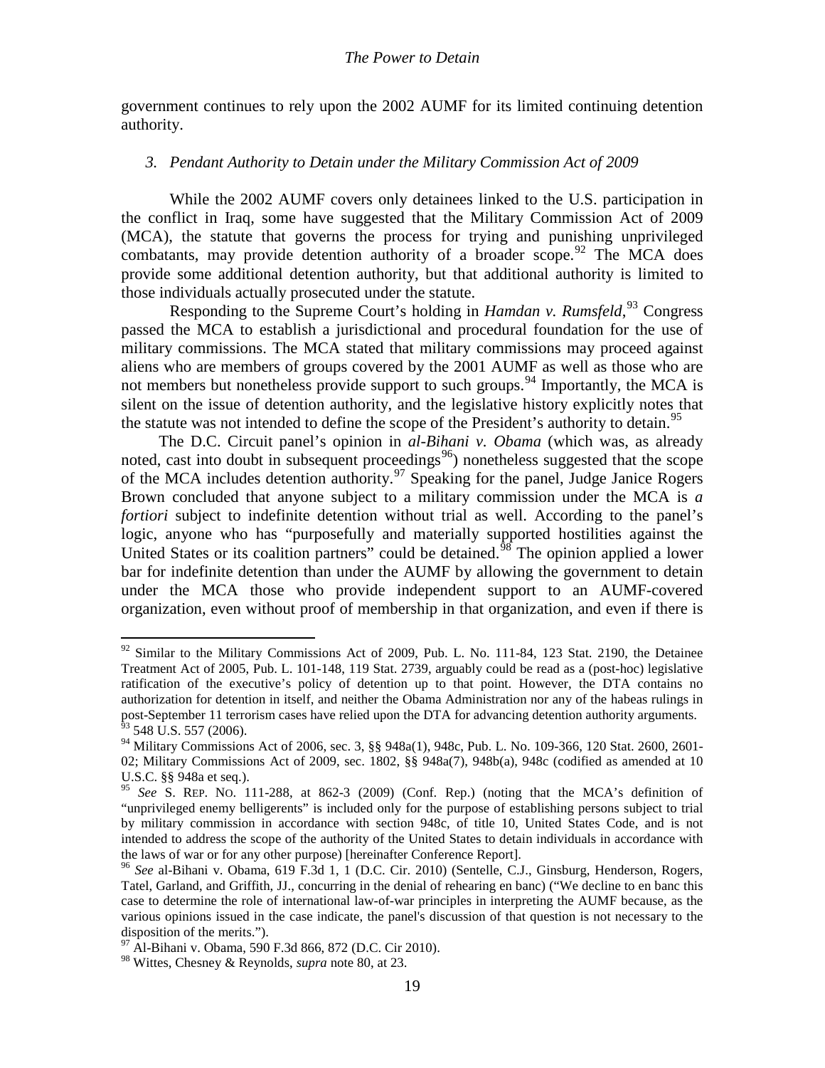government continues to rely upon the 2002 AUMF for its limited continuing detention authority.

### *3. Pendant Authority to Detain under the Military Commission Act of 2009*

While the 2002 AUMF covers only detainees linked to the U.S. participation in the conflict in Iraq, some have suggested that the Military Commission Act of 2009 (MCA), the statute that governs the process for trying and punishing unprivileged combatants, may provide detention authority of a broader scope.[92] The MCA does provide some additional detention authority, but that additional authority is limited to those individuals actually prosecuted under the statute.

Responding to the Supreme Court's holding in *Hamdan v. Rumsfeld*,[93] Congress passed the MCA to establish a jurisdictional and procedural foundation for the use of military commissions. The MCA stated that military commissions may proceed against aliens who are members of groups covered by the 2001 AUMF as well as those who are not members but nonetheless provide support to such groups.[94] Importantly, the MCA is silent on the issue of detention authority, and the legislative history explicitly notes that the statute was not intended to define the scope of the President's authority to detain.[95]

The D.C. Circuit panel's opinion in *al-Bihani v. Obama* (which was, as already noted, cast into doubt in subsequent proceedings[96]) nonetheless suggested that the scope of the MCA includes detention authority.[97] Speaking for the panel, Judge Janice Rogers Brown concluded that anyone subject to a military commission under the MCA is *a fortiori* subject to indefinite detention without trial as well. According to the panel's logic, anyone who has "purposefully and materially supported hostilities against the United States or its coalition partners" could be detained.[98] The opinion applied a lower bar for indefinite detention than under the AUMF by allowing the government to detain under the MCA those who provide independent support to an AUMF-covered organization, even without proof of membership in that organization, and even if there is

---

[92] Similar to the Military Commissions Act of 2009, Pub. L. No. 111-84, 123 Stat. 2190, the Detainee Treatment Act of 2005, Pub. L. 101-148, 119 Stat. 2739, arguably could be read as a (post-hoc) legislative ratification of the executive's policy of detention up to that point. However, the DTA contains no authorization for detention in itself, and neither the Obama Administration nor any of the habeas rulings in post-September 11 terrorism cases have relied upon the DTA for advancing detention authority arguments.

[93] 548 U.S. 557 (2006).

[94] Military Commissions Act of 2006, sec. 3, §§ 948a(1), 948c, Pub. L. No. 109-366, 120 Stat. 2600, 2601-02; Military Commissions Act of 2009, sec. 1802, §§ 948a(7), 948b(a), 948c (codified as amended at 10 U.S.C. §§ 948a et seq.).

[95] *See* S. REP. NO. 111-288, at 862-3 (2009) (Conf. Rep.) (noting that the MCA's definition of "unprivileged enemy belligerents" is included only for the purpose of establishing persons subject to trial by military commission in accordance with section 948c, of title 10, United States Code, and is not intended to address the scope of the authority of the United States to detain individuals in accordance with the laws of war or for any other purpose) [hereinafter Conference Report].

[96] *See* al-Bihani v. Obama, 619 F.3d 1, 1 (D.C. Cir. 2010) (Sentelle, C.J., Ginsburg, Henderson, Rogers, Tatel, Garland, and Griffith, JJ., concurring in the denial of rehearing en banc) ("We decline to en banc this case to determine the role of international law-of-war principles in interpreting the AUMF because, as the various opinions issued in the case indicate, the panel's discussion of that question is not necessary to the disposition of the merits.").

[97] Al-Bihani v. Obama, 590 F.3d 866, 872 (D.C. Cir 2010).

[98] Wittes, Chesney & Reynolds, *supra* note 80, at 23.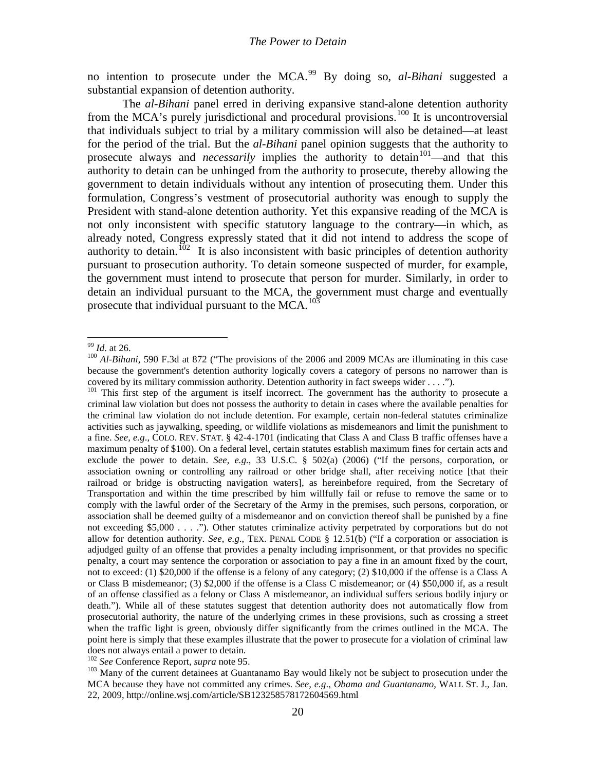no intention to prosecute under the MCA.[99] By doing so, *al-Bihani* suggested a substantial expansion of detention authority.

The *al-Bihani* panel erred in deriving expansive stand-alone detention authority from the MCA's purely jurisdictional and procedural provisions.[100] It is uncontroversial that individuals subject to trial by a military commission will also be detained—at least for the period of the trial. But the *al-Bihani* panel opinion suggests that the authority to prosecute always and *necessarily* implies the authority to detain[101]—and that this authority to detain can be unhinged from the authority to prosecute, thereby allowing the government to detain individuals without any intention of prosecuting them. Under this formulation, Congress's vestment of prosecutorial authority was enough to supply the President with stand-alone detention authority. Yet this expansive reading of the MCA is not only inconsistent with specific statutory language to the contrary—in which, as already noted, Congress expressly stated that it did not intend to address the scope of authority to detain.[102] It is also inconsistent with basic principles of detention authority pursuant to prosecution authority. To detain someone suspected of murder, for example, the government must intend to prosecute that person for murder. Similarly, in order to detain an individual pursuant to the MCA, the government must charge and eventually prosecute that individual pursuant to the MCA.[103]

---

[99] *Id*. at 26.

[100] *Al-Bihani*, 590 F.3d at 872 ("The provisions of the 2006 and 2009 MCAs are illuminating in this case because the government's detention authority logically covers a category of persons no narrower than is covered by its military commission authority. Detention authority in fact sweeps wider . . . .").

[101] This first step of the argument is itself incorrect. The government has the authority to prosecute a criminal law violation but does not possess the authority to detain in cases where the available penalties for the criminal law violation do not include detention. For example, certain non-federal statutes criminalize activities such as jaywalking, speeding, or wildlife violations as misdemeanors and limit the punishment to a fine. *See*, *e.g*., COLO. REV. STAT. § 42-4-1701 (indicating that Class A and Class B traffic offenses have a maximum penalty of $100). On a federal level, certain statutes establish maximum fines for certain acts and exclude the power to detain. *See, e.g.*, 33 U.S.C. § 502(a) (2006) ("If the persons, corporation, or association owning or controlling any railroad or other bridge shall, after receiving notice [that their railroad or bridge is obstructing navigation waters], as hereinbefore required, from the Secretary of Transportation and within the time prescribed by him willfully fail or refuse to remove the same or to comply with the lawful order of the Secretary of the Army in the premises, such persons, corporation, or association shall be deemed guilty of a misdemeanor and on conviction thereof shall be punished by a fine not exceeding $5,000 . . . ."). Other statutes criminalize activity perpetrated by corporations but do not allow for detention authority. *See*, *e.g*., TEX. PENAL CODE § 12.51(b) ("If a corporation or association is adjudged guilty of an offense that provides a penalty including imprisonment, or that provides no specific penalty, a court may sentence the corporation or association to pay a fine in an amount fixed by the court, not to exceed: (1) $20,000 if the offense is a felony of any category; (2) $10,000 if the offense is a Class A or Class B misdemeanor; (3) $2,000 if the offense is a Class C misdemeanor; or (4) $50,000 if, as a result of an offense classified as a felony or Class A misdemeanor, an individual suffers serious bodily injury or death."). While all of these statutes suggest that detention authority does not automatically flow from prosecutorial authority, the nature of the underlying crimes in these provisions, such as crossing a street when the traffic light is green, obviously differ significantly from the crimes outlined in the MCA. The point here is simply that these examples illustrate that the power to prosecute for a violation of criminal law does not always entail a power to detain.

[102] *See* Conference Report, *supra* note 95.

[103] Many of the current detainees at Guantanamo Bay would likely not be subject to prosecution under the MCA because they have not committed any crimes. *See, e.g*., *Obama and Guantanamo*, WALL ST. J., Jan. 22, 2009, http://online.wsj.com/article/SB123258578172604569.html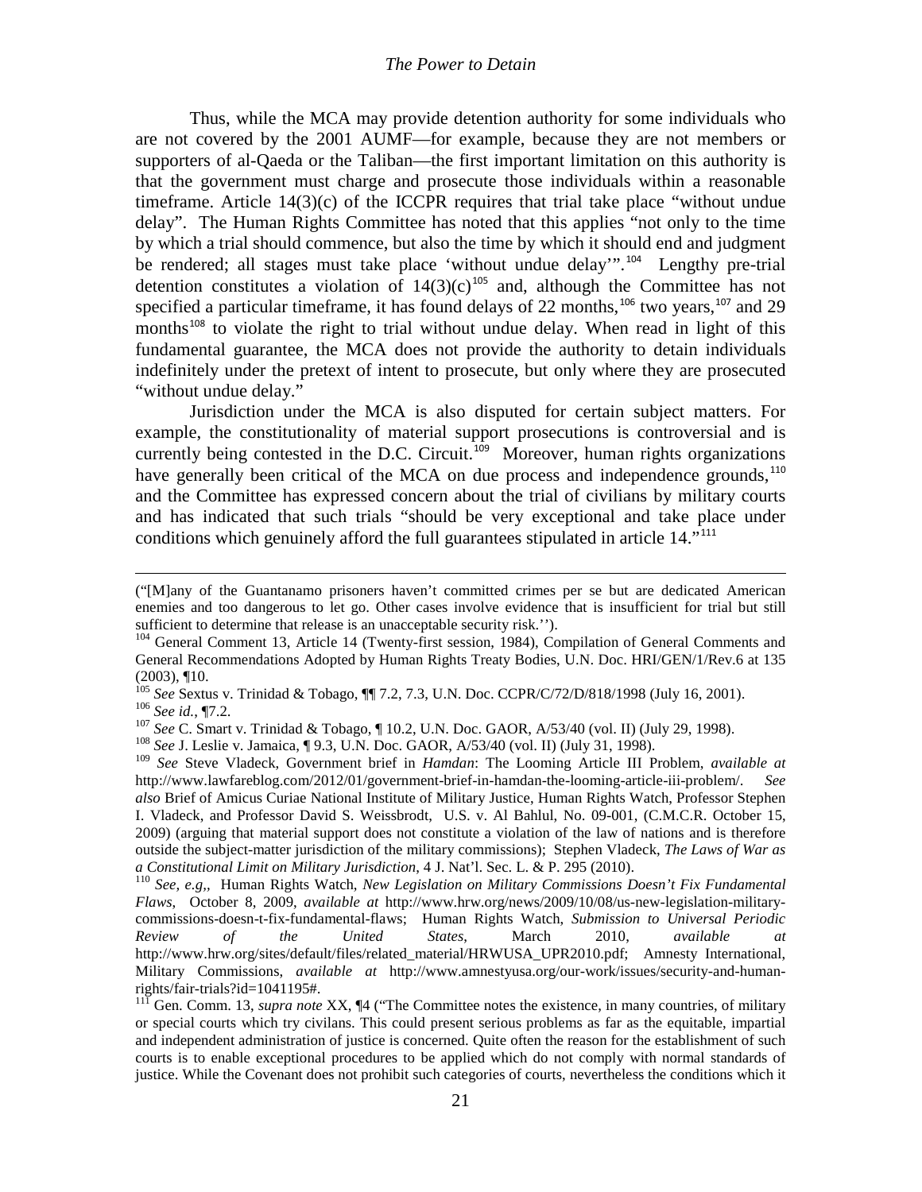Thus, while the MCA may provide detention authority for some individuals who are not covered by the 2001 AUMF—for example, because they are not members or supporters of al-Qaeda or the Taliban—the first important limitation on this authority is that the government must charge and prosecute those individuals within a reasonable timeframe. Article 14(3)(c) of the ICCPR requires that trial take place "without undue delay". The Human Rights Committee has noted that this applies "not only to the time by which a trial should commence, but also the time by which it should end and judgment be rendered; all stages must take place 'without undue delay'".[104] Lengthy pre-trial detention constitutes a violation of 14(3)(c)[105] and, although the Committee has not specified a particular timeframe, it has found delays of 22 months,[106] two years,[107] and 29 months[108] to violate the right to trial without undue delay. When read in light of this fundamental guarantee, the MCA does not provide the authority to detain individuals indefinitely under the pretext of intent to prosecute, but only where they are prosecuted "without undue delay."

Jurisdiction under the MCA is also disputed for certain subject matters. For example, the constitutionality of material support prosecutions is controversial and is currently being contested in the D.C. Circuit.[109] Moreover, human rights organizations have generally been critical of the MCA on due process and independence grounds,[110] and the Committee has expressed concern about the trial of civilians by military courts and has indicated that such trials "should be very exceptional and take place under conditions which genuinely afford the full guarantees stipulated in article 14."[111]

---

("[M]any of the Guantanamo prisoners haven't committed crimes per se but are dedicated American enemies and too dangerous to let go. Other cases involve evidence that is insufficient for trial but still sufficient to determine that release is an unacceptable security risk.'').

[104] General Comment 13, Article 14 (Twenty-first session, 1984), Compilation of General Comments and General Recommendations Adopted by Human Rights Treaty Bodies, U.N. Doc. HRI/GEN/1/Rev.6 at 135 (2003), ¶10.

[105] *See* Sextus v. Trinidad & Tobago, ¶¶ 7.2, 7.3, U.N. Doc. CCPR/C/72/D/818/1998 (July 16, 2001).

[106] *See id.*, ¶7.2.

[107] *See* C. Smart v. Trinidad & Tobago, ¶ 10.2, U.N. Doc. GAOR, A/53/40 (vol. II) (July 29, 1998).

[108] *See* J. Leslie v. Jamaica, ¶ 9.3, U.N. Doc. GAOR, A/53/40 (vol. II) (July 31, 1998).

[109] *See* Steve Vladeck, Government brief in *Hamdan*: The Looming Article III Problem, *available at* http://www.lawfareblog.com/2012/01/government-brief-in-hamdan-the-looming-article-iii-problem/. *See also* Brief of Amicus Curiae National Institute of Military Justice, Human Rights Watch, Professor Stephen I. Vladeck, and Professor David S. Weissbrodt, U.S. v. Al Bahlul, No. 09-001, (C.M.C.R. October 15, 2009) (arguing that material support does not constitute a violation of the law of nations and is therefore outside the subject-matter jurisdiction of the military commissions); Stephen Vladeck, *The Laws of War as a Constitutional Limit on Military Jurisdiction*, 4 J. Nat'l. Sec. L. & P. 295 (2010).

[110] *See, e.g.,* Human Rights Watch, *New Legislation on Military Commissions Doesn't Fix Fundamental Flaws*, October 8, 2009, *available at* http://www.hrw.org/news/2009/10/08/us-new-legislation-military-commissions-doesn-t-fix-fundamental-flaws; Human Rights Watch, *Submission to Universal Periodic Review of the United States*, March 2010, *available at* http://www.hrw.org/sites/default/files/related_material/HRWUSA_UPR2010.pdf; Amnesty International, Military Commissions, *available at* http://www.amnestyusa.org/our-work/issues/security-and-human-rights/fair-trials?id=1041195#.

[111] Gen. Comm. 13, *supra note* XX, ¶4 ("The Committee notes the existence, in many countries, of military or special courts which try civilans. This could present serious problems as far as the equitable, impartial and independent administration of justice is concerned. Quite often the reason for the establishment of such courts is to enable exceptional procedures to be applied which do not comply with normal standards of justice. While the Covenant does not prohibit such categories of courts, nevertheless the conditions which it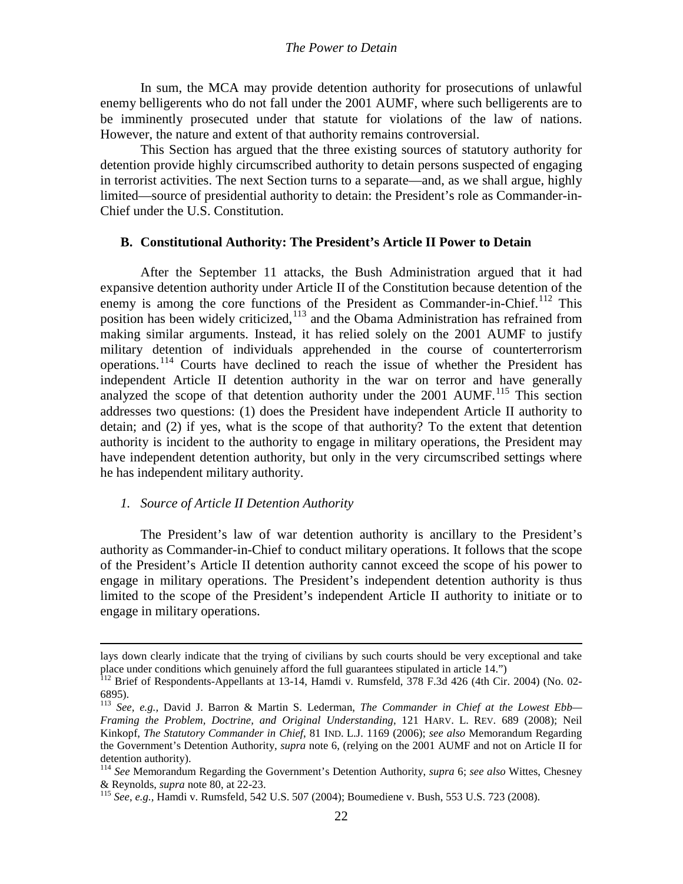In sum, the MCA may provide detention authority for prosecutions of unlawful enemy belligerents who do not fall under the 2001 AUMF, where such belligerents are to be imminently prosecuted under that statute for violations of the law of nations. However, the nature and extent of that authority remains controversial.

This Section has argued that the three existing sources of statutory authority for detention provide highly circumscribed authority to detain persons suspected of engaging in terrorist activities. The next Section turns to a separate—and, as we shall argue, highly limited—source of presidential authority to detain: the President's role as Commander-in-Chief under the U.S. Constitution.

### B. Constitutional Authority: The President's Article II Power to Detain

After the September 11 attacks, the Bush Administration argued that it had expansive detention authority under Article II of the Constitution because detention of the enemy is among the core functions of the President as Commander-in-Chief.[112] This position has been widely criticized,[113] and the Obama Administration has refrained from making similar arguments. Instead, it has relied solely on the 2001 AUMF to justify military detention of individuals apprehended in the course of counterterrorism operations.[114] Courts have declined to reach the issue of whether the President has independent Article II detention authority in the war on terror and have generally analyzed the scope of that detention authority under the 2001 AUMF.[115] This section addresses two questions: (1) does the President have independent Article II authority to detain; and (2) if yes, what is the scope of that authority? To the extent that detention authority is incident to the authority to engage in military operations, the President may have independent detention authority, but only in the very circumscribed settings where he has independent military authority.

#### *1. Source of Article II Detention Authority*

The President's law of war detention authority is ancillary to the President's authority as Commander-in-Chief to conduct military operations. It follows that the scope of the President's Article II detention authority cannot exceed the scope of his power to engage in military operations. The President's independent detention authority is thus limited to the scope of the President's independent Article II authority to initiate or to engage in military operations.

---

lays down clearly indicate that the trying of civilians by such courts should be very exceptional and take place under conditions which genuinely afford the full guarantees stipulated in article 14.")

[112] Brief of Respondents-Appellants at 13-14, Hamdi v. Rumsfeld, 378 F.3d 426 (4th Cir. 2004) (No. 02-6895).

[113] *See, e.g.,* David J. Barron & Martin S. Lederman, *The Commander in Chief at the Lowest Ebb—Framing the Problem, Doctrine, and Original Understanding*, 121 HARV. L. REV. 689 (2008); Neil Kinkopf, *The Statutory Commander in Chief*, 81 IND. L.J. 1169 (2006); *see also* Memorandum Regarding the Government's Detention Authority, *supra* note 6, (relying on the 2001 AUMF and not on Article II for detention authority).

[114] *See* Memorandum Regarding the Government's Detention Authority, *supra* 6; *see also* Wittes, Chesney & Reynolds, *supra* note 80, at 22-23.

[115] *See*, *e.g.,* Hamdi v. Rumsfeld, 542 U.S. 507 (2004); Boumediene v. Bush, 553 U.S. 723 (2008).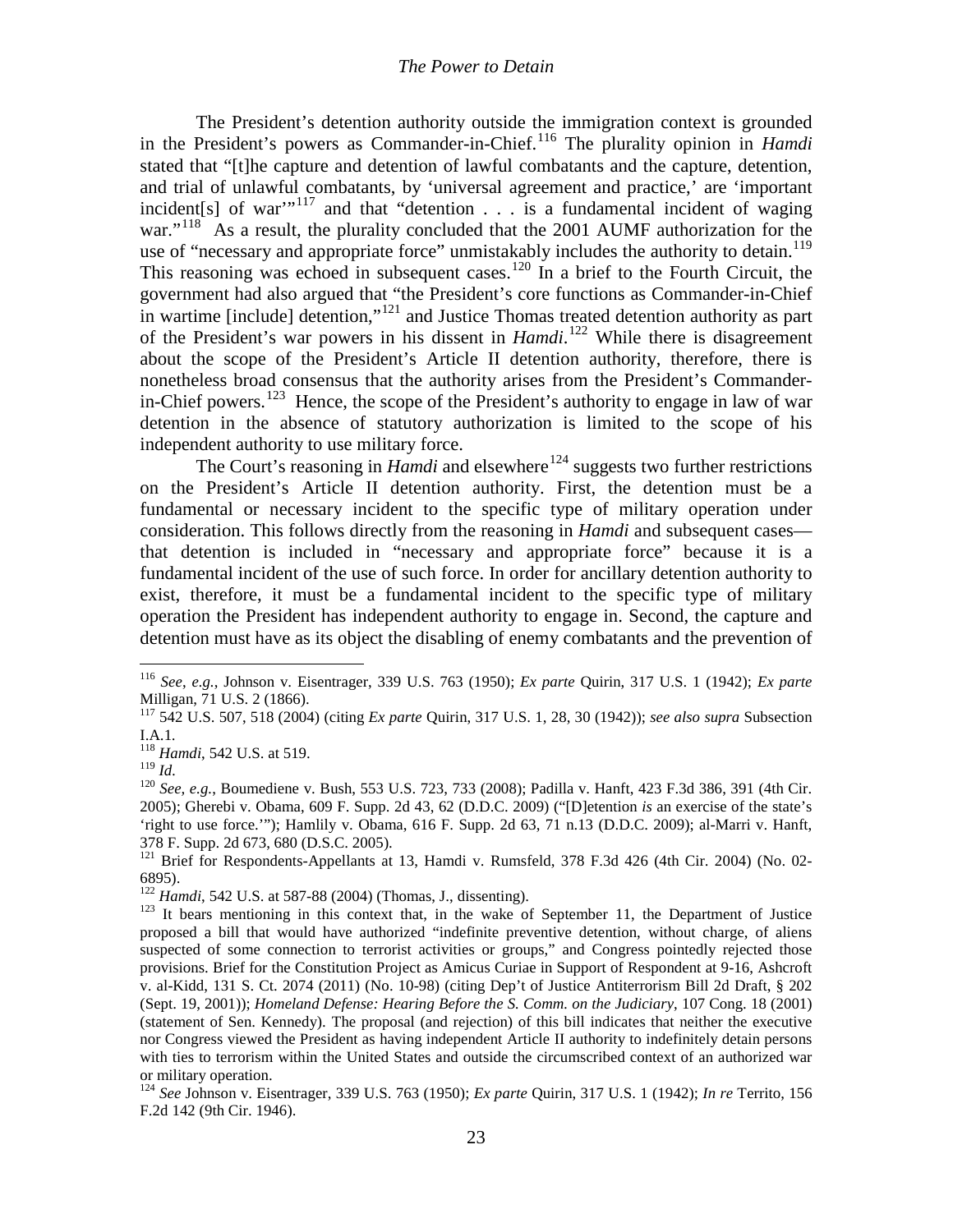The President's detention authority outside the immigration context is grounded in the President's powers as Commander-in-Chief.[116] The plurality opinion in *Hamdi* stated that "[t]he capture and detention of lawful combatants and the capture, detention, and trial of unlawful combatants, by 'universal agreement and practice,' are 'important incident[s] of war'"[117] and that "detention . . . is a fundamental incident of waging war."[118] As a result, the plurality concluded that the 2001 AUMF authorization for the use of "necessary and appropriate force" unmistakably includes the authority to detain.[119] This reasoning was echoed in subsequent cases.[120] In a brief to the Fourth Circuit, the government had also argued that "the President's core functions as Commander-in-Chief in wartime [include] detention,"[121] and Justice Thomas treated detention authority as part of the President's war powers in his dissent in *Hamdi*.[122] While there is disagreement about the scope of the President's Article II detention authority, therefore, there is nonetheless broad consensus that the authority arises from the President's Commander-in-Chief powers.[123] Hence, the scope of the President's authority to engage in law of war detention in the absence of statutory authorization is limited to the scope of his independent authority to use military force.

The Court's reasoning in *Hamdi* and elsewhere[124] suggests two further restrictions on the President's Article II detention authority. First, the detention must be a fundamental or necessary incident to the specific type of military operation under consideration. This follows directly from the reasoning in *Hamdi* and subsequent cases—that detention is included in "necessary and appropriate force" because it is a fundamental incident of the use of such force. In order for ancillary detention authority to exist, therefore, it must be a fundamental incident to the specific type of military operation the President has independent authority to engage in. Second, the capture and detention must have as its object the disabling of enemy combatants and the prevention of

---

[116] *See, e.g.*, Johnson v. Eisentrager, 339 U.S. 763 (1950); *Ex parte* Quirin, 317 U.S. 1 (1942); *Ex parte* Milligan, 71 U.S. 2 (1866).

[117] 542 U.S. 507, 518 (2004) (citing *Ex parte* Quirin, 317 U.S. 1, 28, 30 (1942)); *see also supra* Subsection I.A.1.

[118] *Hamdi*, 542 U.S. at 519.

[119] *Id.*

[120] *See, e.g.*, Boumediene v. Bush, 553 U.S. 723, 733 (2008); Padilla v. Hanft, 423 F.3d 386, 391 (4th Cir. 2005); Gherebi v. Obama, 609 F. Supp. 2d 43, 62 (D.D.C. 2009) ("[D]etention *is* an exercise of the state's 'right to use force.'"); Hamlily v. Obama, 616 F. Supp. 2d 63, 71 n.13 (D.D.C. 2009); al-Marri v. Hanft, 378 F. Supp. 2d 673, 680 (D.S.C. 2005).

[121] Brief for Respondents-Appellants at 13, Hamdi v. Rumsfeld, 378 F.3d 426 (4th Cir. 2004) (No. 02-6895).

[122] *Hamdi*, 542 U.S. at 587-88 (2004) (Thomas, J., dissenting).

[123] It bears mentioning in this context that, in the wake of September 11, the Department of Justice proposed a bill that would have authorized "indefinite preventive detention, without charge, of aliens suspected of some connection to terrorist activities or groups," and Congress pointedly rejected those provisions. Brief for the Constitution Project as Amicus Curiae in Support of Respondent at 9-16, Ashcroft v. al-Kidd, 131 S. Ct. 2074 (2011) (No. 10-98) (citing Dep't of Justice Antiterrorism Bill 2d Draft, § 202 (Sept. 19, 2001)); *Homeland Defense: Hearing Before the S. Comm. on the Judiciary*, 107 Cong. 18 (2001) (statement of Sen. Kennedy). The proposal (and rejection) of this bill indicates that neither the executive nor Congress viewed the President as having independent Article II authority to indefinitely detain persons with ties to terrorism within the United States and outside the circumscribed context of an authorized war or military operation.

[124] *See* Johnson v. Eisentrager, 339 U.S. 763 (1950); *Ex parte* Quirin, 317 U.S. 1 (1942); *In re* Territo, 156 F.2d 142 (9th Cir. 1946).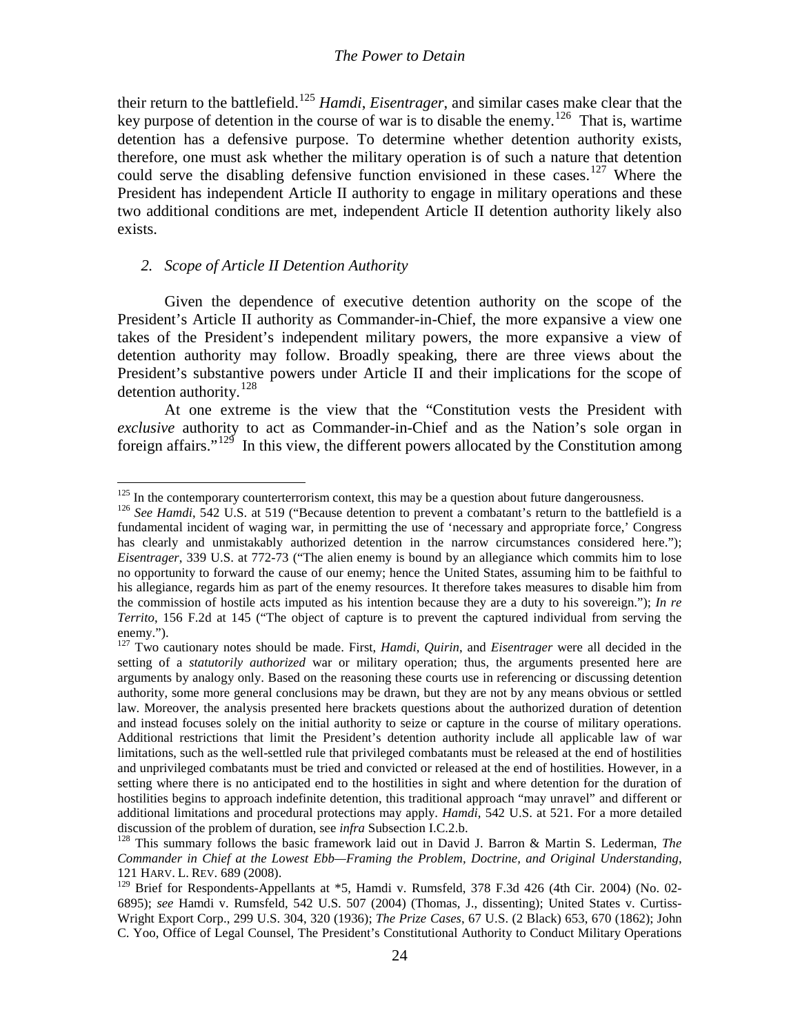their return to the battlefield.[125] *Hamdi*, *Eisentrager*, and similar cases make clear that the key purpose of detention in the course of war is to disable the enemy.[126] That is, wartime detention has a defensive purpose. To determine whether detention authority exists, therefore, one must ask whether the military operation is of such a nature that detention could serve the disabling defensive function envisioned in these cases.[127] Where the President has independent Article II authority to engage in military operations and these two additional conditions are met, independent Article II detention authority likely also exists.

### *2. Scope of Article II Detention Authority*

Given the dependence of executive detention authority on the scope of the President's Article II authority as Commander-in-Chief, the more expansive a view one takes of the President's independent military powers, the more expansive a view of detention authority may follow. Broadly speaking, there are three views about the President's substantive powers under Article II and their implications for the scope of detention authority.[128]

At one extreme is the view that the "Constitution vests the President with *exclusive* authority to act as Commander-in-Chief and as the Nation's sole organ in foreign affairs."[129] In this view, the different powers allocated by the Constitution among

---

[125] In the contemporary counterterrorism context, this may be a question about future dangerousness.

[126] *See Hamdi*, 542 U.S. at 519 ("Because detention to prevent a combatant's return to the battlefield is a fundamental incident of waging war, in permitting the use of 'necessary and appropriate force,' Congress has clearly and unmistakably authorized detention in the narrow circumstances considered here."); *Eisentrager*, 339 U.S. at 772-73 ("The alien enemy is bound by an allegiance which commits him to lose no opportunity to forward the cause of our enemy; hence the United States, assuming him to be faithful to his allegiance, regards him as part of the enemy resources. It therefore takes measures to disable him from the commission of hostile acts imputed as his intention because they are a duty to his sovereign."); *In re Territo*, 156 F.2d at 145 ("The object of capture is to prevent the captured individual from serving the enemy.").

[127] Two cautionary notes should be made. First, *Hamdi*, *Quirin*, and *Eisentrager* were all decided in the setting of a *statutorily authorized* war or military operation; thus, the arguments presented here are arguments by analogy only. Based on the reasoning these courts use in referencing or discussing detention authority, some more general conclusions may be drawn, but they are not by any means obvious or settled law. Moreover, the analysis presented here brackets questions about the authorized duration of detention and instead focuses solely on the initial authority to seize or capture in the course of military operations. Additional restrictions that limit the President's detention authority include all applicable law of war limitations, such as the well-settled rule that privileged combatants must be released at the end of hostilities and unprivileged combatants must be tried and convicted or released at the end of hostilities. However, in a setting where there is no anticipated end to the hostilities in sight and where detention for the duration of hostilities begins to approach indefinite detention, this traditional approach "may unravel" and different or additional limitations and procedural protections may apply. *Hamdi*, 542 U.S. at 521. For a more detailed discussion of the problem of duration, see *infra* Subsection I.C.2.b.

[128] This summary follows the basic framework laid out in David J. Barron & Martin S. Lederman, *The Commander in Chief at the Lowest Ebb—Framing the Problem, Doctrine, and Original Understanding*, 121 HARV. L. REV. 689 (2008).

[129] Brief for Respondents-Appellants at *5, Hamdi v. Rumsfeld, 378 F.3d 426 (4th Cir. 2004) (No. 02-6895); *see* Hamdi v. Rumsfeld, 542 U.S. 507 (2004) (Thomas, J., dissenting); United States v. Curtiss-Wright Export Corp., 299 U.S. 304, 320 (1936); *The Prize Cases*, 67 U.S. (2 Black) 653, 670 (1862); John C. Yoo, Office of Legal Counsel, The President's Constitutional Authority to Conduct Military Operations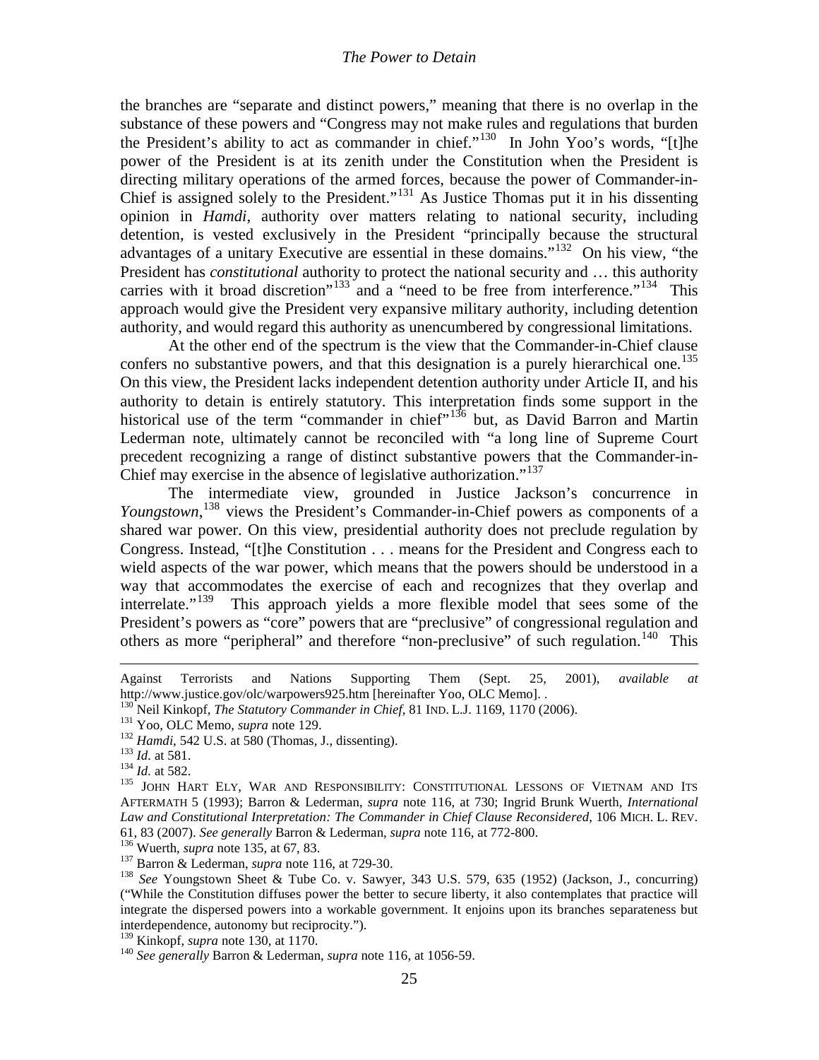the branches are "separate and distinct powers," meaning that there is no overlap in the substance of these powers and "Congress may not make rules and regulations that burden the President's ability to act as commander in chief."[130] In John Yoo's words, "[t]he power of the President is at its zenith under the Constitution when the President is directing military operations of the armed forces, because the power of Commander-in-Chief is assigned solely to the President."[131] As Justice Thomas put it in his dissenting opinion in *Hamdi*, authority over matters relating to national security, including detention, is vested exclusively in the President "principally because the structural advantages of a unitary Executive are essential in these domains."[132] On his view, "the President has *constitutional* authority to protect the national security and … this authority carries with it broad discretion"[133] and a "need to be free from interference."[134] This approach would give the President very expansive military authority, including detention authority, and would regard this authority as unencumbered by congressional limitations.

At the other end of the spectrum is the view that the Commander-in-Chief clause confers no substantive powers, and that this designation is a purely hierarchical one.[135] On this view, the President lacks independent detention authority under Article II, and his authority to detain is entirely statutory. This interpretation finds some support in the historical use of the term "commander in chief"[136] but, as David Barron and Martin Lederman note, ultimately cannot be reconciled with "a long line of Supreme Court precedent recognizing a range of distinct substantive powers that the Commander-in-Chief may exercise in the absence of legislative authorization."[137]

The intermediate view, grounded in Justice Jackson's concurrence in *Youngstown*,[138] views the President's Commander-in-Chief powers as components of a shared war power. On this view, presidential authority does not preclude regulation by Congress. Instead, "[t]he Constitution . . . means for the President and Congress each to wield aspects of the war power, which means that the powers should be understood in a way that accommodates the exercise of each and recognizes that they overlap and interrelate."[139] This approach yields a more flexible model that sees some of the President's powers as "core" powers that are "preclusive" of congressional regulation and others as more "peripheral" and therefore "non-preclusive" of such regulation.[140] This

---

Against Terrorists and Nations Supporting Them (Sept. 25, 2001), *available at* http://www.justice.gov/olc/warpowers925.htm [hereinafter Yoo, OLC Memo]. .

[130] Neil Kinkopf, *The Statutory Commander in Chief*, 81 IND. L.J. 1169, 1170 (2006).

[131] Yoo, OLC Memo, *supra* note 129.

[132] *Hamdi*, 542 U.S. at 580 (Thomas, J., dissenting).

[133] *Id.* at 581.

[134] *Id.* at 582.

[135] JOHN HART ELY, WAR AND RESPONSIBILITY: CONSTITUTIONAL LESSONS OF VIETNAM AND ITS AFTERMATH 5 (1993); Barron & Lederman, *supra* note 116, at 730; Ingrid Brunk Wuerth, *International Law and Constitutional Interpretation: The Commander in Chief Clause Reconsidered*, 106 MICH. L. REV. 61, 83 (2007). *See generally* Barron & Lederman, *supra* note 116, at 772-800.

[136] Wuerth, *supra* note 135, at 67, 83.

[137] Barron & Lederman, *supra* note 116, at 729-30.

[138] *See* Youngstown Sheet & Tube Co. v. Sawyer, 343 U.S. 579, 635 (1952) (Jackson, J., concurring) ("While the Constitution diffuses power the better to secure liberty, it also contemplates that practice will integrate the dispersed powers into a workable government. It enjoins upon its branches separateness but interdependence, autonomy but reciprocity.").

[139] Kinkopf, *supra* note 130, at 1170.

[140] *See generally* Barron & Lederman, *supra* note 116, at 1056-59.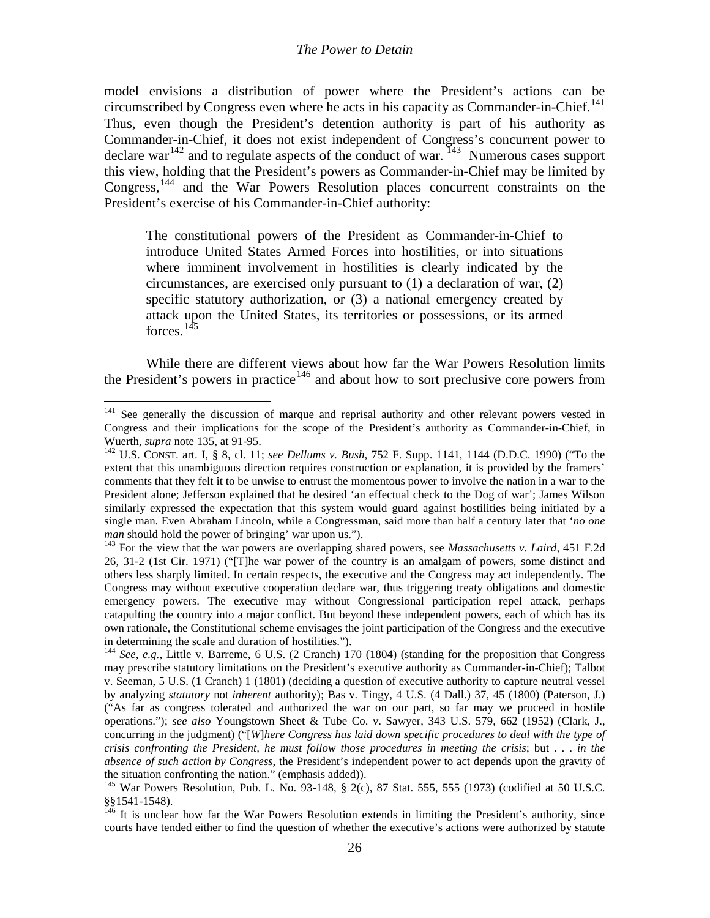model envisions a distribution of power where the President's actions can be circumscribed by Congress even where he acts in his capacity as Commander-in-Chief.[141] Thus, even though the President's detention authority is part of his authority as Commander-in-Chief, it does not exist independent of Congress's concurrent power to declare war[142] and to regulate aspects of the conduct of war.[143] Numerous cases support this view, holding that the President's powers as Commander-in-Chief may be limited by Congress,[144] and the War Powers Resolution places concurrent constraints on the President's exercise of his Commander-in-Chief authority:

> The constitutional powers of the President as Commander-in-Chief to introduce United States Armed Forces into hostilities, or into situations where imminent involvement in hostilities is clearly indicated by the circumstances, are exercised only pursuant to (1) a declaration of war, (2) specific statutory authorization, or (3) a national emergency created by attack upon the United States, its territories or possessions, or its armed forces.[145]

While there are different views about how far the War Powers Resolution limits the President's powers in practice[146] and about how to sort preclusive core powers from

---

[141] See generally the discussion of marque and reprisal authority and other relevant powers vested in Congress and their implications for the scope of the President's authority as Commander-in-Chief, in Wuerth, *supra* note 135, at 91-95.

[142] U.S. CONST. art. I, § 8, cl. 11; *see Dellums v. Bush*, 752 F. Supp. 1141, 1144 (D.D.C. 1990) ("To the extent that this unambiguous direction requires construction or explanation, it is provided by the framers' comments that they felt it to be unwise to entrust the momentous power to involve the nation in a war to the President alone; Jefferson explained that he desired 'an effectual check to the Dog of war'; James Wilson similarly expressed the expectation that this system would guard against hostilities being initiated by a single man. Even Abraham Lincoln, while a Congressman, said more than half a century later that '*no one man* should hold the power of bringing' war upon us.").

[143] For the view that the war powers are overlapping shared powers, see *Massachusetts v. Laird*, 451 F.2d 26, 31-2 (1st Cir. 1971) ("[T]he war power of the country is an amalgam of powers, some distinct and others less sharply limited. In certain respects, the executive and the Congress may act independently. The Congress may without executive cooperation declare war, thus triggering treaty obligations and domestic emergency powers. The executive may without Congressional participation repel attack, perhaps catapulting the country into a major conflict. But beyond these independent powers, each of which has its own rationale, the Constitutional scheme envisages the joint participation of the Congress and the executive in determining the scale and duration of hostilities.").

[144] *See, e.g.,* Little v. Barreme, 6 U.S. (2 Cranch) 170 (1804) (standing for the proposition that Congress may prescribe statutory limitations on the President's executive authority as Commander-in-Chief); Talbot v. Seeman, 5 U.S. (1 Cranch) 1 (1801) (deciding a question of executive authority to capture neutral vessel by analyzing *statutory* not *inherent* authority); Bas v. Tingy, 4 U.S. (4 Dall.) 37, 45 (1800) (Paterson, J.) ("As far as congress tolerated and authorized the war on our part, so far may we proceed in hostile operations."); *see also* Youngstown Sheet & Tube Co. v. Sawyer, 343 U.S. 579, 662 (1952) (Clark, J., concurring in the judgment) ("[*W*]*here Congress has laid down specific procedures to deal with the type of crisis confronting the President, he must follow those procedures in meeting the crisis*; but . . . *in the absence of such action by Congress*, the President's independent power to act depends upon the gravity of the situation confronting the nation." (emphasis added)).

[145] War Powers Resolution, Pub. L. No. 93-148, § 2(c), 87 Stat. 555, 555 (1973) (codified at 50 U.S.C. §§1541-1548).

[146] It is unclear how far the War Powers Resolution extends in limiting the President's authority, since courts have tended either to find the question of whether the executive's actions were authorized by statute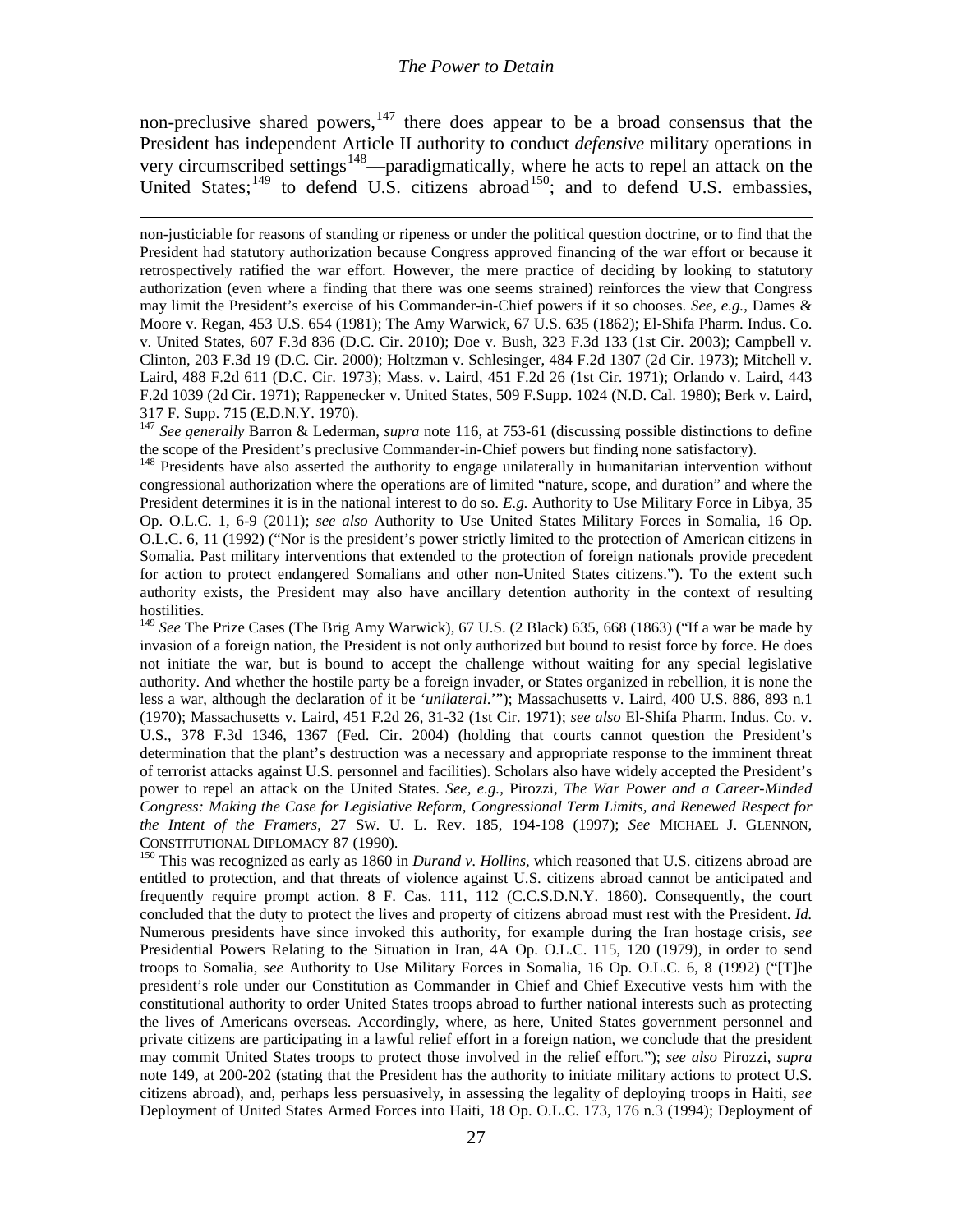non-preclusive shared powers,[147] there does appear to be a broad consensus that the President has independent Article II authority to conduct *defensive* military operations in very circumscribed settings[148]—paradigmatically, where he acts to repel an attack on the United States;[149] to defend U.S. citizens abroad[150]; and to defend U.S. embassies,

non-justiciable for reasons of standing or ripeness or under the political question doctrine, or to find that the President had statutory authorization because Congress approved financing of the war effort or because it retrospectively ratified the war effort. However, the mere practice of deciding by looking to statutory authorization (even where a finding that there was one seems strained) reinforces the view that Congress may limit the President's exercise of his Commander-in-Chief powers if it so chooses. *See, e.g.*, Dames & Moore v. Regan, 453 U.S. 654 (1981); The Amy Warwick, 67 U.S. 635 (1862); El-Shifa Pharm. Indus. Co. v. United States, 607 F.3d 836 (D.C. Cir. 2010); Doe v. Bush, 323 F.3d 133 (1st Cir. 2003); Campbell v. Clinton, 203 F.3d 19 (D.C. Cir. 2000); Holtzman v. Schlesinger, 484 F.2d 1307 (2d Cir. 1973); Mitchell v. Laird, 488 F.2d 611 (D.C. Cir. 1973); Mass. v. Laird, 451 F.2d 26 (1st Cir. 1971); Orlando v. Laird, 443 F.2d 1039 (2d Cir. 1971); Rappenecker v. United States, 509 F.Supp. 1024 (N.D. Cal. 1980); Berk v. Laird, 317 F. Supp. 715 (E.D.N.Y. 1970).

[147] *See generally* Barron & Lederman, *supra* note 116, at 753-61 (discussing possible distinctions to define the scope of the President's preclusive Commander-in-Chief powers but finding none satisfactory).

[148] Presidents have also asserted the authority to engage unilaterally in humanitarian intervention without congressional authorization where the operations are of limited "nature, scope, and duration" and where the President determines it is in the national interest to do so. *E.g.* Authority to Use Military Force in Libya, 35 Op. O.L.C. 1, 6-9 (2011); *see also* Authority to Use United States Military Forces in Somalia, 16 Op. O.L.C. 6, 11 (1992) ("Nor is the president's power strictly limited to the protection of American citizens in Somalia. Past military interventions that extended to the protection of foreign nationals provide precedent for action to protect endangered Somalians and other non-United States citizens."). To the extent such authority exists, the President may also have ancillary detention authority in the context of resulting hostilities.

[149] *See* The Prize Cases (The Brig Amy Warwick), 67 U.S. (2 Black) 635, 668 (1863) ("If a war be made by invasion of a foreign nation, the President is not only authorized but bound to resist force by force. He does not initiate the war, but is bound to accept the challenge without waiting for any special legislative authority. And whether the hostile party be a foreign invader, or States organized in rebellion, it is none the less a war, although the declaration of it be '*unilateral*.'"); Massachusetts v. Laird, 400 U.S. 886, 893 n.1 (1970); Massachusetts v. Laird, 451 F.2d 26, 31-32 (1st Cir. 1971); *see also* El-Shifa Pharm. Indus. Co. v. U.S., 378 F.3d 1346, 1367 (Fed. Cir. 2004) (holding that courts cannot question the President's determination that the plant's destruction was a necessary and appropriate response to the imminent threat of terrorist attacks against U.S. personnel and facilities). Scholars also have widely accepted the President's power to repel an attack on the United States. *See, e.g.,* Pirozzi, *The War Power and a Career-Minded Congress: Making the Case for Legislative Reform, Congressional Term Limits, and Renewed Respect for the Intent of the Framers*, 27 Sw. U. L. Rev. 185, 194-198 (1997); *See* MICHAEL J. GLENNON, CONSTITUTIONAL DIPLOMACY 87 (1990).

[150] This was recognized as early as 1860 in *Durand v. Hollins*, which reasoned that U.S. citizens abroad are entitled to protection, and that threats of violence against U.S. citizens abroad cannot be anticipated and frequently require prompt action. 8 F. Cas. 111, 112 (C.C.S.D.N.Y. 1860). Consequently, the court concluded that the duty to protect the lives and property of citizens abroad must rest with the President. *Id.* Numerous presidents have since invoked this authority, for example during the Iran hostage crisis, *see* Presidential Powers Relating to the Situation in Iran, 4A Op. O.L.C. 115, 120 (1979), in order to send troops to Somalia, *see* Authority to Use Military Forces in Somalia, 16 Op. O.L.C. 6, 8 (1992) ("[T]he president's role under our Constitution as Commander in Chief and Chief Executive vests him with the constitutional authority to order United States troops abroad to further national interests such as protecting the lives of Americans overseas. Accordingly, where, as here, United States government personnel and private citizens are participating in a lawful relief effort in a foreign nation, we conclude that the president may commit United States troops to protect those involved in the relief effort."); *see also* Pirozzi, *supra* note 149, at 200-202 (stating that the President has the authority to initiate military actions to protect U.S. citizens abroad), and, perhaps less persuasively, in assessing the legality of deploying troops in Haiti, *see* Deployment of United States Armed Forces into Haiti, 18 Op. O.L.C. 173, 176 n.3 (1994); Deployment of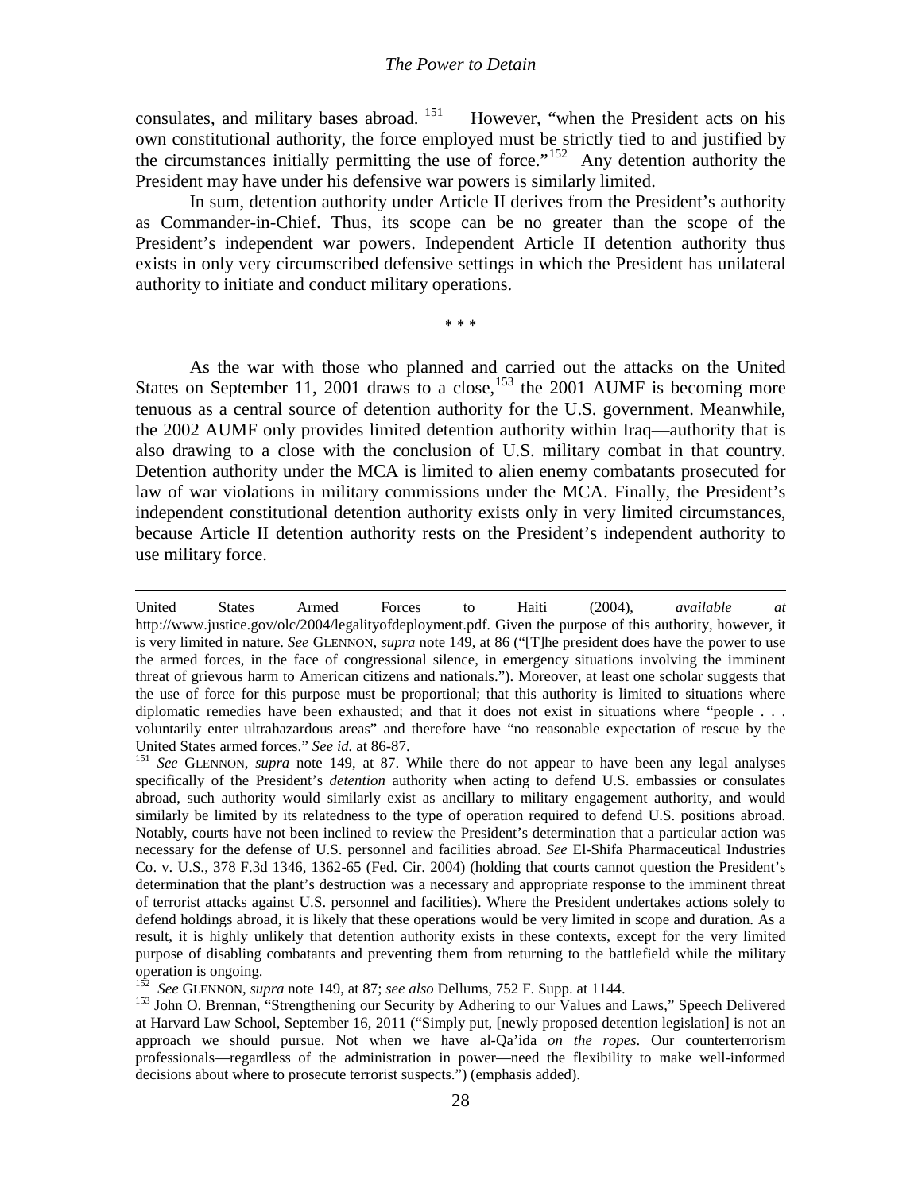consulates, and military bases abroad. [151] However, "when the President acts on his own constitutional authority, the force employed must be strictly tied to and justified by the circumstances initially permitting the use of force."[152] Any detention authority the President may have under his defensive war powers is similarly limited.

In sum, detention authority under Article II derives from the President's authority as Commander-in-Chief. Thus, its scope can be no greater than the scope of the President's independent war powers. Independent Article II detention authority thus exists in only very circumscribed defensive settings in which the President has unilateral authority to initiate and conduct military operations.

\* \* \*

As the war with those who planned and carried out the attacks on the United States on September 11, 2001 draws to a close,[153] the 2001 AUMF is becoming more tenuous as a central source of detention authority for the U.S. government. Meanwhile, the 2002 AUMF only provides limited detention authority within Iraq—authority that is also drawing to a close with the conclusion of U.S. military combat in that country. Detention authority under the MCA is limited to alien enemy combatants prosecuted for law of war violations in military commissions under the MCA. Finally, the President's independent constitutional detention authority exists only in very limited circumstances, because Article II detention authority rests on the President's independent authority to use military force.

---

United States Armed Forces to Haiti (2004), *available at* http://www.justice.gov/olc/2004/legalityofdeployment.pdf. Given the purpose of this authority, however, it is very limited in nature. *See* GLENNON, *supra* note 149, at 86 ("[T]he president does have the power to use the armed forces, in the face of congressional silence, in emergency situations involving the imminent threat of grievous harm to American citizens and nationals."). Moreover, at least one scholar suggests that the use of force for this purpose must be proportional; that this authority is limited to situations where diplomatic remedies have been exhausted; and that it does not exist in situations where "people . . . voluntarily enter ultrahazardous areas" and therefore have "no reasonable expectation of rescue by the United States armed forces." *See id.* at 86-87.

[151] *See* GLENNON, *supra* note 149, at 87. While there do not appear to have been any legal analyses specifically of the President's *detention* authority when acting to defend U.S. embassies or consulates abroad, such authority would similarly exist as ancillary to military engagement authority, and would similarly be limited by its relatedness to the type of operation required to defend U.S. positions abroad. Notably, courts have not been inclined to review the President's determination that a particular action was necessary for the defense of U.S. personnel and facilities abroad. *See* El-Shifa Pharmaceutical Industries Co. v. U.S., 378 F.3d 1346, 1362-65 (Fed. Cir. 2004) (holding that courts cannot question the President's determination that the plant's destruction was a necessary and appropriate response to the imminent threat of terrorist attacks against U.S. personnel and facilities). Where the President undertakes actions solely to defend holdings abroad, it is likely that these operations would be very limited in scope and duration. As a result, it is highly unlikely that detention authority exists in these contexts, except for the very limited purpose of disabling combatants and preventing them from returning to the battlefield while the military operation is ongoing.

[152] *See* GLENNON, *supra* note 149, at 87; *see also* Dellums, 752 F. Supp. at 1144.

[153] John O. Brennan, "Strengthening our Security by Adhering to our Values and Laws," Speech Delivered at Harvard Law School, September 16, 2011 ("Simply put, [newly proposed detention legislation] is not an approach we should pursue. Not when we have al-Qa'ida *on the ropes*. Our counterterrorism professionals—regardless of the administration in power—need the flexibility to make well-informed decisions about where to prosecute terrorist suspects.") (emphasis added).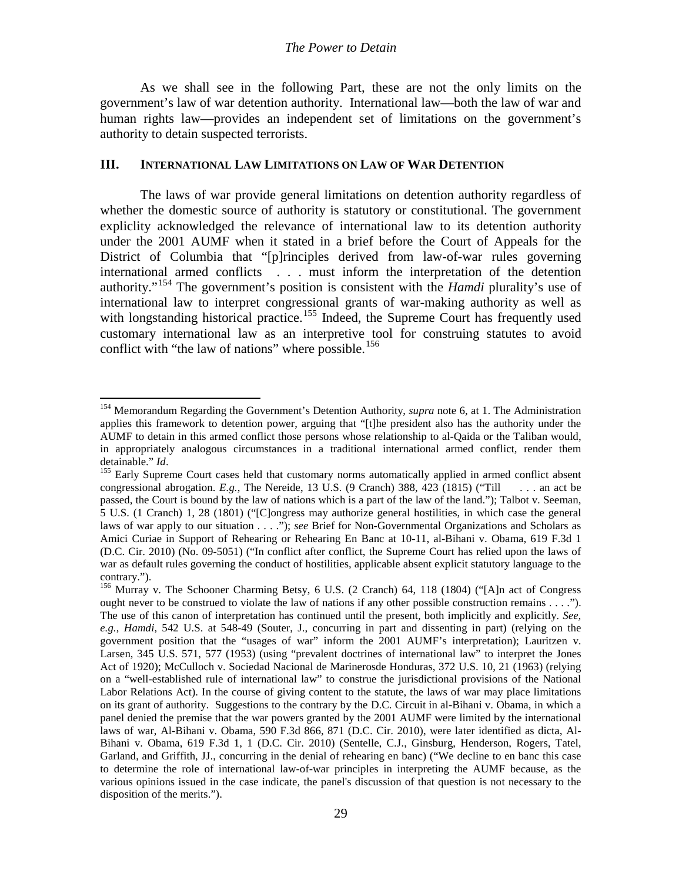As we shall see in the following Part, these are not the only limits on the government's law of war detention authority. International law—both the law of war and human rights law—provides an independent set of limitations on the government's authority to detain suspected terrorists.

## III. INTERNATIONAL LAW LIMITATIONS ON LAW OF WAR DETENTION

The laws of war provide general limitations on detention authority regardless of whether the domestic source of authority is statutory or constitutional. The government expliclity acknowledged the relevance of international law to its detention authority under the 2001 AUMF when it stated in a brief before the Court of Appeals for the District of Columbia that "[p]rinciples derived from law-of-war rules governing international armed conflicts . . . must inform the interpretation of the detention authority."[154] The government's position is consistent with the *Hamdi* plurality's use of international law to interpret congressional grants of war-making authority as well as with longstanding historical practice.[155] Indeed, the Supreme Court has frequently used customary international law as an interpretive tool for construing statutes to avoid conflict with "the law of nations" where possible.[156]

---

[154] Memorandum Regarding the Government's Detention Authority, *supra* note 6, at 1. The Administration applies this framework to detention power, arguing that "[t]he president also has the authority under the AUMF to detain in this armed conflict those persons whose relationship to al-Qaida or the Taliban would, in appropriately analogous circumstances in a traditional international armed conflict, render them detainable." *Id*.

[155] Early Supreme Court cases held that customary norms automatically applied in armed conflict absent congressional abrogation. *E.g.*, The Nereide, 13 U.S. (9 Cranch) 388, 423 (1815) ("Till . . . an act be passed, the Court is bound by the law of nations which is a part of the law of the land."); Talbot v. Seeman, 5 U.S. (1 Cranch) 1, 28 (1801) ("[C]ongress may authorize general hostilities, in which case the general laws of war apply to our situation . . . ."); *see* Brief for Non-Governmental Organizations and Scholars as Amici Curiae in Support of Rehearing or Rehearing En Banc at 10-11, al-Bihani v. Obama, 619 F.3d 1 (D.C. Cir. 2010) (No. 09-5051) ("In conflict after conflict, the Supreme Court has relied upon the laws of war as default rules governing the conduct of hostilities, applicable absent explicit statutory language to the contrary.").

[156] Murray v. The Schooner Charming Betsy, 6 U.S. (2 Cranch) 64, 118 (1804) ("[A]n act of Congress ought never to be construed to violate the law of nations if any other possible construction remains . . . ."). The use of this canon of interpretation has continued until the present, both implicitly and explicitly. *See, e.g.*, *Hamdi*, 542 U.S. at 548-49 (Souter, J., concurring in part and dissenting in part) (relying on the government position that the "usages of war" inform the 2001 AUMF's interpretation); Lauritzen v. Larsen, 345 U.S. 571, 577 (1953) (using "prevalent doctrines of international law" to interpret the Jones Act of 1920); McCulloch v. Sociedad Nacional de Marinerosde Honduras, 372 U.S. 10, 21 (1963) (relying on a "well-established rule of international law" to construe the jurisdictional provisions of the National Labor Relations Act). In the course of giving content to the statute, the laws of war may place limitations on its grant of authority. Suggestions to the contrary by the D.C. Circuit in al-Bihani v. Obama, in which a panel denied the premise that the war powers granted by the 2001 AUMF were limited by the international laws of war, Al-Bihani v. Obama, 590 F.3d 866, 871 (D.C. Cir. 2010), were later identified as dicta, Al-Bihani v. Obama, 619 F.3d 1, 1 (D.C. Cir. 2010) (Sentelle, C.J., Ginsburg, Henderson, Rogers, Tatel, Garland, and Griffith, JJ., concurring in the denial of rehearing en banc) ("We decline to en banc this case to determine the role of international law-of-war principles in interpreting the AUMF because, as the various opinions issued in the case indicate, the panel's discussion of that question is not necessary to the disposition of the merits.").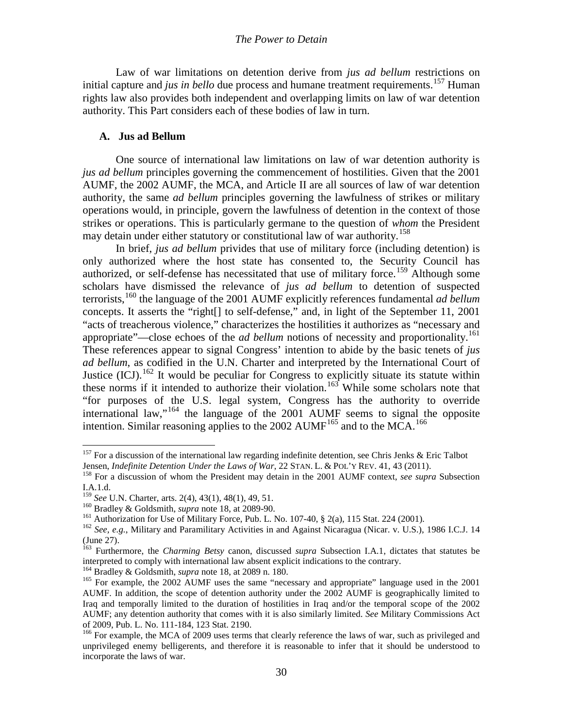Law of war limitations on detention derive from *jus ad bellum* restrictions on initial capture and *jus in bello* due process and humane treatment requirements.[157] Human rights law also provides both independent and overlapping limits on law of war detention authority. This Part considers each of these bodies of law in turn.

### A. Jus ad Bellum

One source of international law limitations on law of war detention authority is *jus ad bellum* principles governing the commencement of hostilities. Given that the 2001 AUMF, the 2002 AUMF, the MCA, and Article II are all sources of law of war detention authority, the same *ad bellum* principles governing the lawfulness of strikes or military operations would, in principle, govern the lawfulness of detention in the context of those strikes or operations. This is particularly germane to the question of *whom* the President may detain under either statutory or constitutional law of war authority.[158]

In brief, *jus ad bellum* privides that use of military force (including detention) is only authorized where the host state has consented to, the Security Council has authorized, or self-defense has necessitated that use of military force.[159] Although some scholars have dismissed the relevance of *jus ad bellum* to detention of suspected terrorists,[160] the language of the 2001 AUMF explicitly references fundamental *ad bellum* concepts. It asserts the "right[] to self-defense," and, in light of the September 11, 2001 "acts of treacherous violence," characterizes the hostilities it authorizes as "necessary and appropriate"—close echoes of the *ad bellum* notions of necessity and proportionality.[161] These references appear to signal Congress' intention to abide by the basic tenets of *jus ad bellum*, as codified in the U.N. Charter and interpreted by the International Court of Justice (ICJ).[162] It would be peculiar for Congress to explicitly situate its statute within these norms if it intended to authorize their violation.[163] While some scholars note that "for purposes of the U.S. legal system, Congress has the authority to override international law,"[164] the language of the 2001 AUMF seems to signal the opposite intention. Similar reasoning applies to the 2002 AUMF[165] and to the MCA.[166]

---

[157] For a discussion of the international law regarding indefinite detention, see Chris Jenks & Eric Talbot Jensen, *Indefinite Detention Under the Laws of War*, 22 STAN. L. & POL'Y REV. 41, 43 (2011).

[158] For a discussion of whom the President may detain in the 2001 AUMF context, *see supra* Subsection I.A.1.d.

[159] *See* U.N. Charter, arts. 2(4), 43(1), 48(1), 49, 51.

[160] Bradley & Goldsmith, *supra* note 18, at 2089-90.

[161] Authorization for Use of Military Force, Pub. L. No. 107-40, § 2(a), 115 Stat. 224 (2001).

[162] *See, e.g.*, Military and Paramilitary Activities in and Against Nicaragua (Nicar. v. U.S.), 1986 I.C.J. 14 (June 27).

[163] Furthermore, the *Charming Betsy* canon, discussed *supra* Subsection I.A.1, dictates that statutes be interpreted to comply with international law absent explicit indications to the contrary.

[164] Bradley & Goldsmith, *supra* note 18, at 2089 n. 180.

[165] For example, the 2002 AUMF uses the same "necessary and appropriate" language used in the 2001 AUMF. In addition, the scope of detention authority under the 2002 AUMF is geographically limited to Iraq and temporally limited to the duration of hostilities in Iraq and/or the temporal scope of the 2002 AUMF; any detention authority that comes with it is also similarly limited. *See* Military Commissions Act of 2009, Pub. L. No. 111-184, 123 Stat. 2190.

[166] For example, the MCA of 2009 uses terms that clearly reference the laws of war, such as privileged and unprivileged enemy belligerents, and therefore it is reasonable to infer that it should be understood to incorporate the laws of war.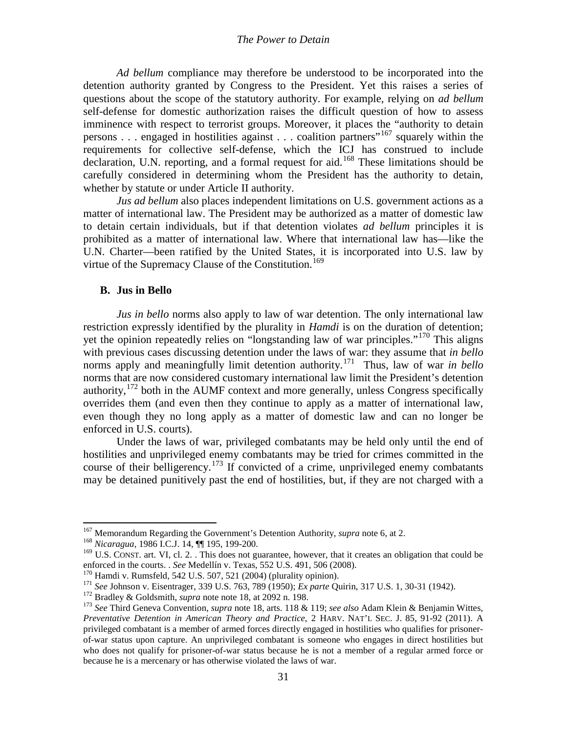*Ad bellum* compliance may therefore be understood to be incorporated into the detention authority granted by Congress to the President. Yet this raises a series of questions about the scope of the statutory authority. For example, relying on *ad bellum* self-defense for domestic authorization raises the difficult question of how to assess imminence with respect to terrorist groups. Moreover, it places the "authority to detain persons . . . engaged in hostilities against . . . coalition partners"[167] squarely within the requirements for collective self-defense, which the ICJ has construed to include declaration, U.N. reporting, and a formal request for aid.[168] These limitations should be carefully considered in determining whom the President has the authority to detain, whether by statute or under Article II authority.

*Jus ad bellum* also places independent limitations on U.S. government actions as a matter of international law. The President may be authorized as a matter of domestic law to detain certain individuals, but if that detention violates *ad bellum* principles it is prohibited as a matter of international law. Where that international law has—like the U.N. Charter—been ratified by the United States, it is incorporated into U.S. law by virtue of the Supremacy Clause of the Constitution.[169]

### B. Jus in Bello

*Jus in bello* norms also apply to law of war detention. The only international law restriction expressly identified by the plurality in *Hamdi* is on the duration of detention; yet the opinion repeatedly relies on "longstanding law of war principles."[170] This aligns with previous cases discussing detention under the laws of war: they assume that *in bello* norms apply and meaningfully limit detention authority.[171] Thus, law of war *in bello* norms that are now considered customary international law limit the President's detention authority,[172] both in the AUMF context and more generally, unless Congress specifically overrides them (and even then they continue to apply as a matter of international law, even though they no long apply as a matter of domestic law and can no longer be enforced in U.S. courts).

Under the laws of war, privileged combatants may be held only until the end of hostilities and unprivileged enemy combatants may be tried for crimes committed in the course of their belligerency.[173] If convicted of a crime, unprivileged enemy combatants may be detained punitively past the end of hostilities, but, if they are not charged with a

---

[167] Memorandum Regarding the Government's Detention Authority, *supra* note 6, at 2.

[168] *Nicaragua*, 1986 I.C.J. 14, ¶¶ 195, 199-200.

[169] U.S. CONST. art. VI, cl. 2. . This does not guarantee, however, that it creates an obligation that could be enforced in the courts. . *See* Medellín v. Texas, 552 U.S. 491, 506 (2008).

[170] Hamdi v. Rumsfeld, 542 U.S. 507, 521 (2004) (plurality opinion).

[171] *See* Johnson v. Eisentrager, 339 U.S. 763, 789 (1950); *Ex parte* Quirin, 317 U.S. 1, 30-31 (1942).

[172] Bradley & Goldsmith, *supra* note note 18, at 2092 n. 198.

[173] *See* Third Geneva Convention, *supra* note 18, arts. 118 & 119; *see also* Adam Klein & Benjamin Wittes, *Preventative Detention in American Theory and Practice*, 2 HARV. NAT'L SEC. J. 85, 91-92 (2011). A privileged combatant is a member of armed forces directly engaged in hostilities who qualifies for prisoner-of-war status upon capture. An unprivileged combatant is someone who engages in direct hostilities but who does not qualify for prisoner-of-war status because he is not a member of a regular armed force or because he is a mercenary or has otherwise violated the laws of war.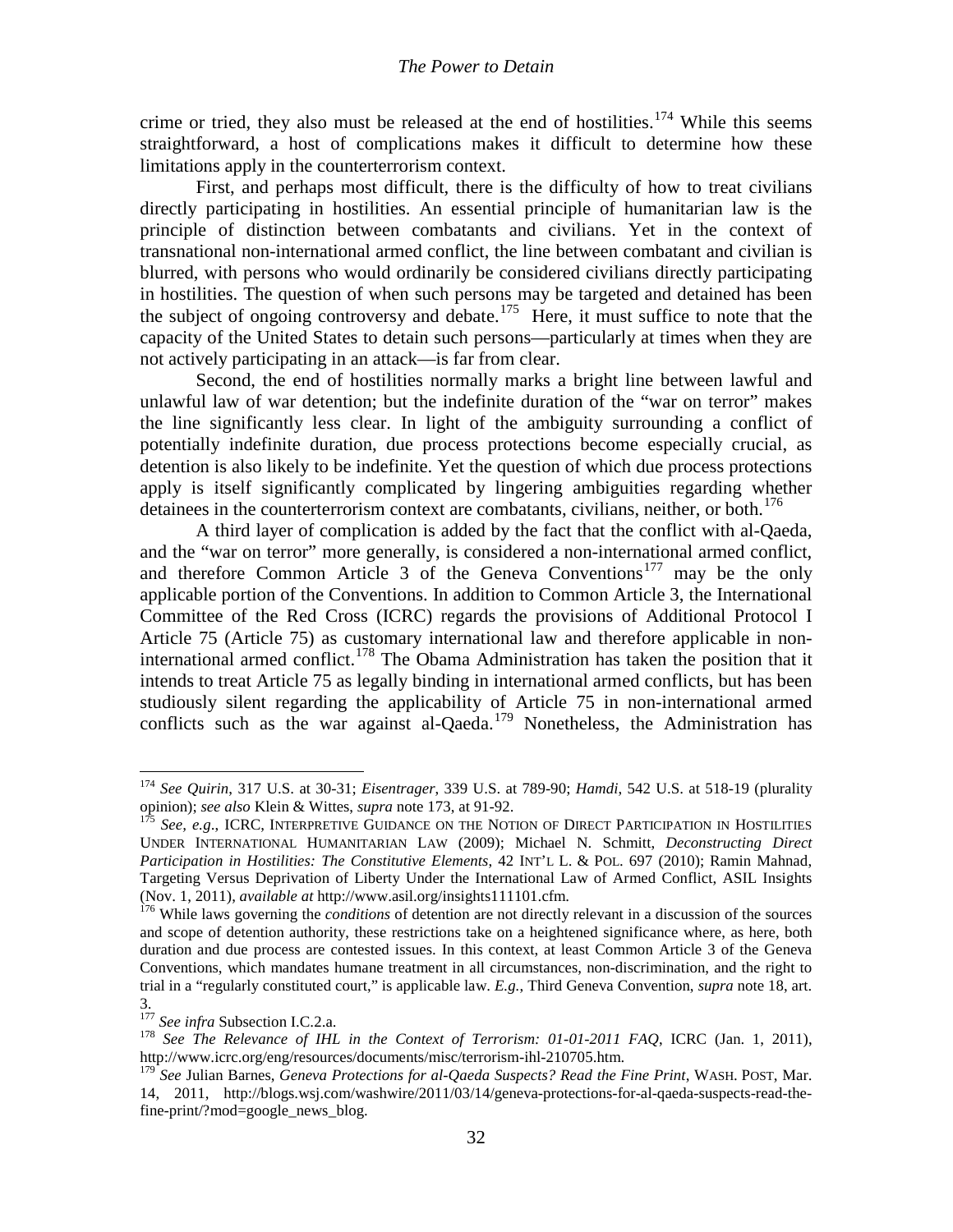crime or tried, they also must be released at the end of hostilities.[174] While this seems straightforward, a host of complications makes it difficult to determine how these limitations apply in the counterterrorism context.

First, and perhaps most difficult, there is the difficulty of how to treat civilians directly participating in hostilities. An essential principle of humanitarian law is the principle of distinction between combatants and civilians. Yet in the context of transnational non-international armed conflict, the line between combatant and civilian is blurred, with persons who would ordinarily be considered civilians directly participating in hostilities. The question of when such persons may be targeted and detained has been the subject of ongoing controversy and debate.[175] Here, it must suffice to note that the capacity of the United States to detain such persons—particularly at times when they are not actively participating in an attack—is far from clear.

Second, the end of hostilities normally marks a bright line between lawful and unlawful law of war detention; but the indefinite duration of the "war on terror" makes the line significantly less clear. In light of the ambiguity surrounding a conflict of potentially indefinite duration, due process protections become especially crucial, as detention is also likely to be indefinite. Yet the question of which due process protections apply is itself significantly complicated by lingering ambiguities regarding whether detainees in the counterterrorism context are combatants, civilians, neither, or both.[176]

A third layer of complication is added by the fact that the conflict with al-Qaeda, and the "war on terror" more generally, is considered a non-international armed conflict, and therefore Common Article 3 of the Geneva Conventions[177] may be the only applicable portion of the Conventions. In addition to Common Article 3, the International Committee of the Red Cross (ICRC) regards the provisions of Additional Protocol I Article 75 (Article 75) as customary international law and therefore applicable in non-international armed conflict.[178] The Obama Administration has taken the position that it intends to treat Article 75 as legally binding in international armed conflicts, but has been studiously silent regarding the applicability of Article 75 in non-international armed conflicts such as the war against al-Qaeda.[179] Nonetheless, the Administration has

---

[174] *See Quirin*, 317 U.S. at 30-31; *Eisentrager*, 339 U.S. at 789-90; *Hamdi*, 542 U.S. at 518-19 (plurality opinion); *see also* Klein & Wittes, *supra* note 173, at 91-92.

[175] *See, e.g.*, ICRC, INTERPRETIVE GUIDANCE ON THE NOTION OF DIRECT PARTICIPATION IN HOSTILITIES UNDER INTERNATIONAL HUMANITARIAN LAW (2009); Michael N. Schmitt, *Deconstructing Direct Participation in Hostilities: The Constitutive Elements*, 42 INT'L L. & POL. 697 (2010); Ramin Mahnad, Targeting Versus Deprivation of Liberty Under the International Law of Armed Conflict, ASIL Insights (Nov. 1, 2011), *available at* http://www.asil.org/insights111101.cfm.

[176] While laws governing the *conditions* of detention are not directly relevant in a discussion of the sources and scope of detention authority, these restrictions take on a heightened significance where, as here, both duration and due process are contested issues. In this context, at least Common Article 3 of the Geneva Conventions, which mandates humane treatment in all circumstances, non-discrimination, and the right to trial in a "regularly constituted court," is applicable law. *E.g.*, Third Geneva Convention, *supra* note 18, art. 3.

[177] *See infra* Subsection I.C.2.a.

[178] *See The Relevance of IHL in the Context of Terrorism: 01-01-2011 FAQ*, ICRC (Jan. 1, 2011), http://www.icrc.org/eng/resources/documents/misc/terrorism-ihl-210705.htm.

[179] *See* Julian Barnes, *Geneva Protections for al-Qaeda Suspects? Read the Fine Print*, WASH. POST, Mar. 14, 2011, http://blogs.wsj.com/washwire/2011/03/14/geneva-protections-for-al-qaeda-suspects-read-the-fine-print/?mod=google_news_blog.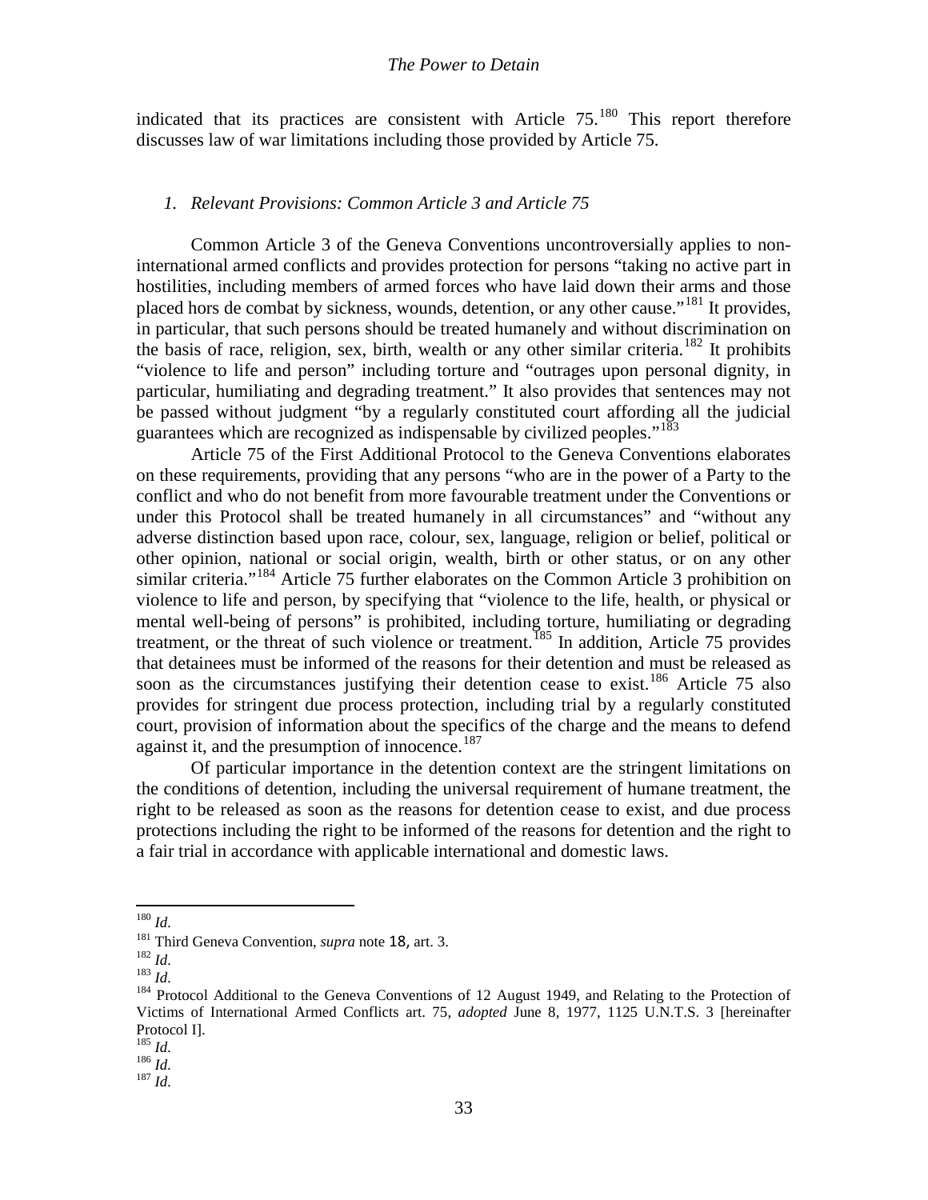indicated that its practices are consistent with Article 75.[180] This report therefore discusses law of war limitations including those provided by Article 75.

### *1. Relevant Provisions: Common Article 3 and Article 75*

Common Article 3 of the Geneva Conventions uncontroversially applies to non-international armed conflicts and provides protection for persons "taking no active part in hostilities, including members of armed forces who have laid down their arms and those placed hors de combat by sickness, wounds, detention, or any other cause."[181] It provides, in particular, that such persons should be treated humanely and without discrimination on the basis of race, religion, sex, birth, wealth or any other similar criteria.[182] It prohibits "violence to life and person" including torture and "outrages upon personal dignity, in particular, humiliating and degrading treatment." It also provides that sentences may not be passed without judgment "by a regularly constituted court affording all the judicial guarantees which are recognized as indispensable by civilized peoples."[183]

Article 75 of the First Additional Protocol to the Geneva Conventions elaborates on these requirements, providing that any persons "who are in the power of a Party to the conflict and who do not benefit from more favourable treatment under the Conventions or under this Protocol shall be treated humanely in all circumstances" and "without any adverse distinction based upon race, colour, sex, language, religion or belief, political or other opinion, national or social origin, wealth, birth or other status, or on any other similar criteria."[184] Article 75 further elaborates on the Common Article 3 prohibition on violence to life and person, by specifying that "violence to the life, health, or physical or mental well-being of persons" is prohibited, including torture, humiliating or degrading treatment, or the threat of such violence or treatment.[185] In addition, Article 75 provides that detainees must be informed of the reasons for their detention and must be released as soon as the circumstances justifying their detention cease to exist.[186] Article 75 also provides for stringent due process protection, including trial by a regularly constituted court, provision of information about the specifics of the charge and the means to defend against it, and the presumption of innocence.[187]

Of particular importance in the detention context are the stringent limitations on the conditions of detention, including the universal requirement of humane treatment, the right to be released as soon as the reasons for detention cease to exist, and due process protections including the right to be informed of the reasons for detention and the right to a fair trial in accordance with applicable international and domestic laws.

---

[180] *Id.*

[181] Third Geneva Convention, *supra* note 18, art. 3.

[182] *Id.*

[183] *Id.*

[184] Protocol Additional to the Geneva Conventions of 12 August 1949, and Relating to the Protection of Victims of International Armed Conflicts art. 75, *adopted* June 8, 1977, 1125 U.N.T.S. 3 [hereinafter Protocol I].

[185] *Id.*

[186] *Id.*

[187] *Id.*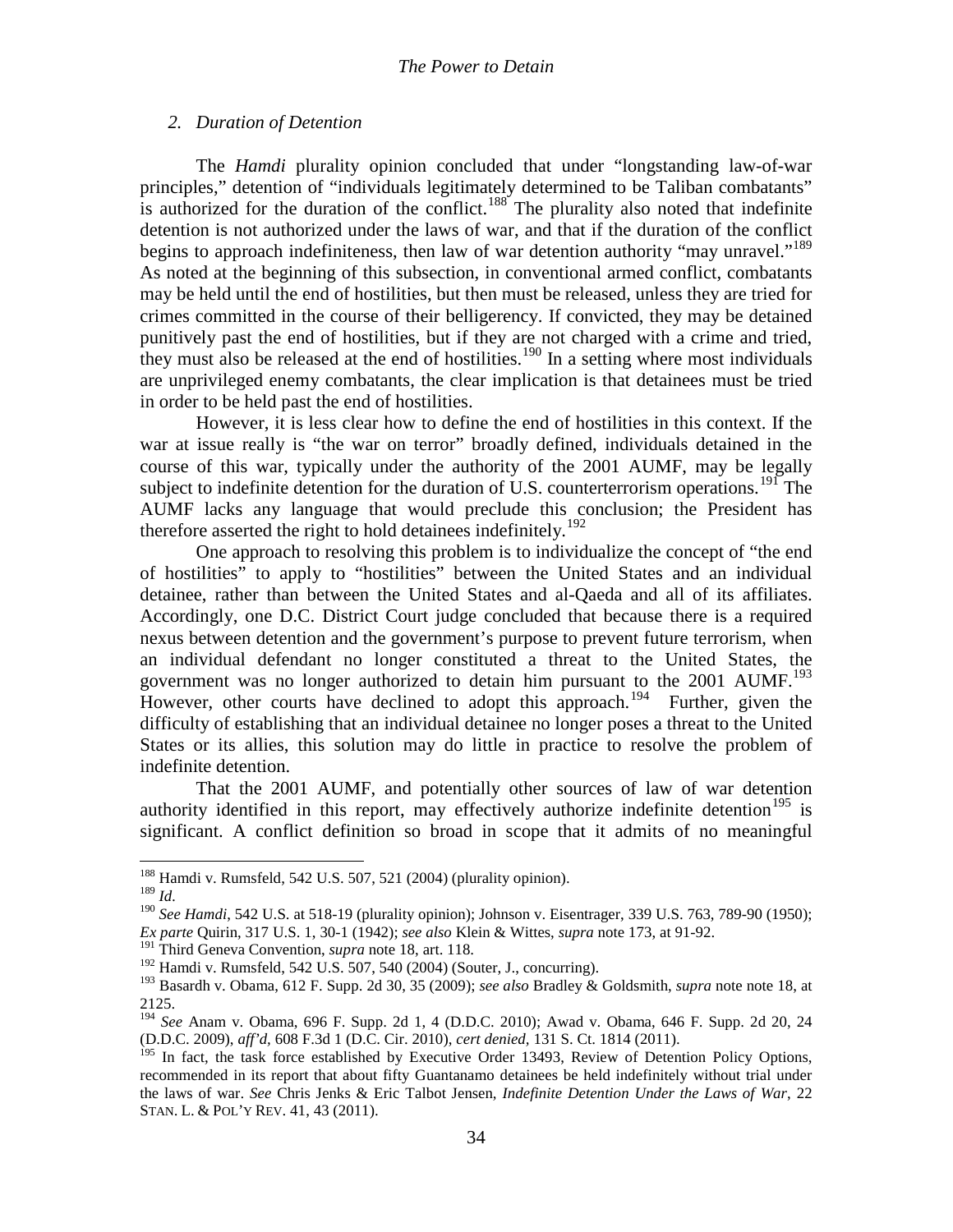### 2. *Duration of Detention*

The *Hamdi* plurality opinion concluded that under "longstanding law-of-war principles," detention of "individuals legitimately determined to be Taliban combatants" is authorized for the duration of the conflict.[188] The plurality also noted that indefinite detention is not authorized under the laws of war, and that if the duration of the conflict begins to approach indefiniteness, then law of war detention authority "may unravel."[189] As noted at the beginning of this subsection, in conventional armed conflict, combatants may be held until the end of hostilities, but then must be released, unless they are tried for crimes committed in the course of their belligerency. If convicted, they may be detained punitively past the end of hostilities, but if they are not charged with a crime and tried, they must also be released at the end of hostilities.[190] In a setting where most individuals are unprivileged enemy combatants, the clear implication is that detainees must be tried in order to be held past the end of hostilities.

However, it is less clear how to define the end of hostilities in this context. If the war at issue really is "the war on terror" broadly defined, individuals detained in the course of this war, typically under the authority of the 2001 AUMF, may be legally subject to indefinite detention for the duration of U.S. counterterrorism operations.[191] The AUMF lacks any language that would preclude this conclusion; the President has therefore asserted the right to hold detainees indefinitely.[192]

One approach to resolving this problem is to individualize the concept of "the end of hostilities" to apply to "hostilities" between the United States and an individual detainee, rather than between the United States and al-Qaeda and all of its affiliates. Accordingly, one D.C. District Court judge concluded that because there is a required nexus between detention and the government's purpose to prevent future terrorism, when an individual defendant no longer constituted a threat to the United States, the government was no longer authorized to detain him pursuant to the 2001 AUMF.[193] However, other courts have declined to adopt this approach.[194] Further, given the difficulty of establishing that an individual detainee no longer poses a threat to the United States or its allies, this solution may do little in practice to resolve the problem of indefinite detention.

That the 2001 AUMF, and potentially other sources of law of war detention authority identified in this report, may effectively authorize indefinite detention[195] is significant. A conflict definition so broad in scope that it admits of no meaningful

---

[188] Hamdi v. Rumsfeld, 542 U.S. 507, 521 (2004) (plurality opinion).

[189] *Id.*

[190] *See Hamdi*, 542 U.S. at 518-19 (plurality opinion); Johnson v. Eisentrager, 339 U.S. 763, 789-90 (1950); *Ex parte* Quirin, 317 U.S. 1, 30-1 (1942); *see also* Klein & Wittes, *supra* note 173, at 91-92.

[191] Third Geneva Convention, *supra* note 18, art. 118.

[192] Hamdi v. Rumsfeld, 542 U.S. 507, 540 (2004) (Souter, J., concurring).

[193] Basardh v. Obama, 612 F. Supp. 2d 30, 35 (2009); *see also* Bradley & Goldsmith, *supra* note note 18, at 2125.

[194] *See* Anam v. Obama, 696 F. Supp. 2d 1, 4 (D.D.C. 2010); Awad v. Obama, 646 F. Supp. 2d 20, 24 (D.D.C. 2009), *aff'd*, 608 F.3d 1 (D.C. Cir. 2010), *cert denied*, 131 S. Ct. 1814 (2011).

[195] In fact, the task force established by Executive Order 13493, Review of Detention Policy Options, recommended in its report that about fifty Guantanamo detainees be held indefinitely without trial under the laws of war. *See* Chris Jenks & Eric Talbot Jensen, *Indefinite Detention Under the Laws of War*, 22 STAN. L. & POL'Y REV. 41, 43 (2011).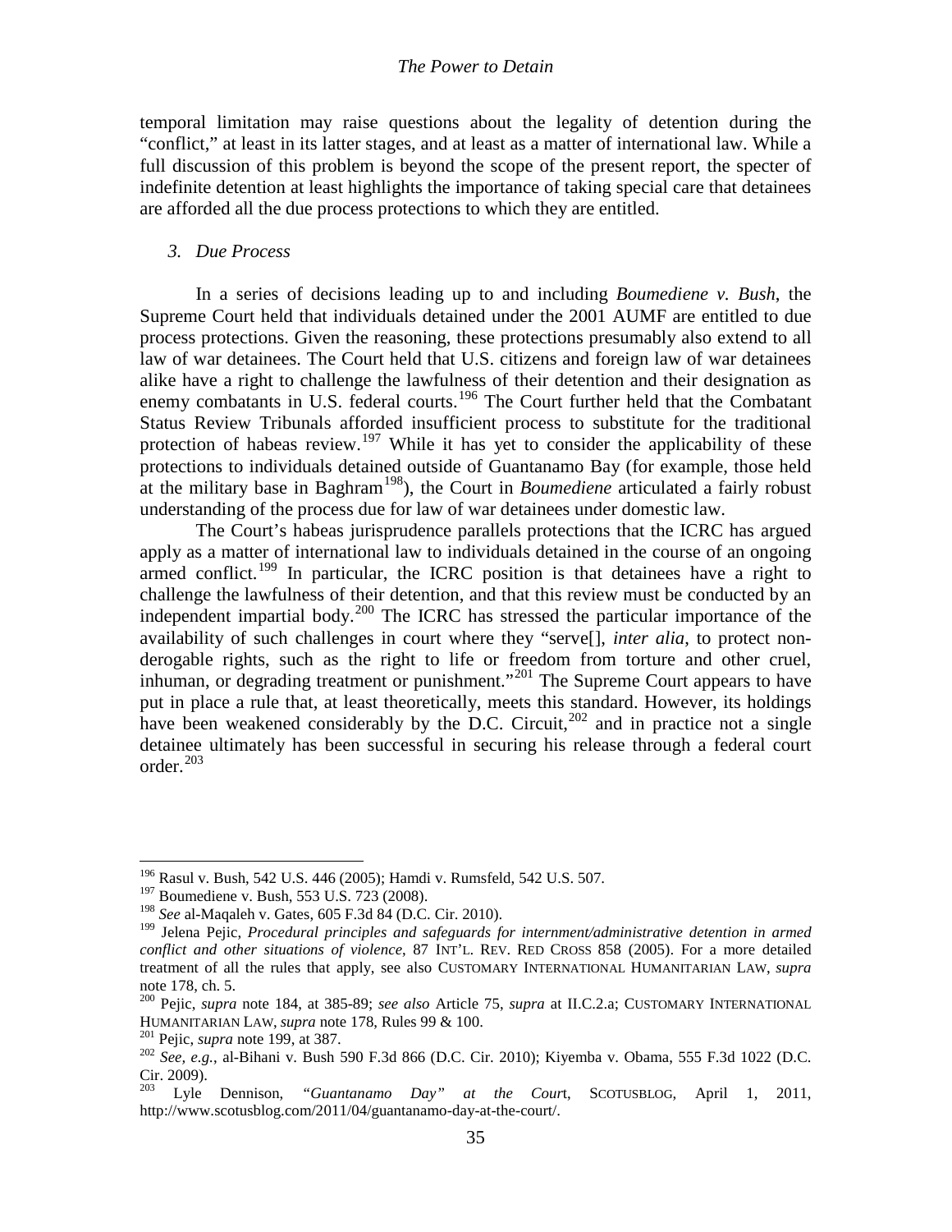temporal limitation may raise questions about the legality of detention during the "conflict," at least in its latter stages, and at least as a matter of international law. While a full discussion of this problem is beyond the scope of the present report, the specter of indefinite detention at least highlights the importance of taking special care that detainees are afforded all the due process protections to which they are entitled.

### *3. Due Process*

In a series of decisions leading up to and including *Boumediene v. Bush*, the Supreme Court held that individuals detained under the 2001 AUMF are entitled to due process protections. Given the reasoning, these protections presumably also extend to all law of war detainees. The Court held that U.S. citizens and foreign law of war detainees alike have a right to challenge the lawfulness of their detention and their designation as enemy combatants in U.S. federal courts.[196] The Court further held that the Combatant Status Review Tribunals afforded insufficient process to substitute for the traditional protection of habeas review.[197] While it has yet to consider the applicability of these protections to individuals detained outside of Guantanamo Bay (for example, those held at the military base in Baghram[198]), the Court in *Boumediene* articulated a fairly robust understanding of the process due for law of war detainees under domestic law.

The Court's habeas jurisprudence parallels protections that the ICRC has argued apply as a matter of international law to individuals detained in the course of an ongoing armed conflict.[199] In particular, the ICRC position is that detainees have a right to challenge the lawfulness of their detention, and that this review must be conducted by an independent impartial body.[200] The ICRC has stressed the particular importance of the availability of such challenges in court where they "serve[], *inter alia*, to protect non-derogable rights, such as the right to life or freedom from torture and other cruel, inhuman, or degrading treatment or punishment."[201] The Supreme Court appears to have put in place a rule that, at least theoretically, meets this standard. However, its holdings have been weakened considerably by the D.C. Circuit,[202] and in practice not a single detainee ultimately has been successful in securing his release through a federal court order.[203]

---

[196] Rasul v. Bush, 542 U.S. 446 (2005); Hamdi v. Rumsfeld, 542 U.S. 507.

[197] Boumediene v. Bush, 553 U.S. 723 (2008).

[198] *See* al-Maqaleh v. Gates, 605 F.3d 84 (D.C. Cir. 2010).

[199] Jelena Pejic, *Procedural principles and safeguards for internment/administrative detention in armed conflict and other situations of violence*, 87 INT'L. REV. RED CROSS 858 (2005). For a more detailed treatment of all the rules that apply, see also CUSTOMARY INTERNATIONAL HUMANITARIAN LAW, *supra* note 178, ch. 5.

[200] Pejic, *supra* note 184, at 385-89; *see also* Article 75, *supra* at II.C.2.a; CUSTOMARY INTERNATIONAL HUMANITARIAN LAW, *supra* note 178, Rules 99 & 100.

[201] Pejic, *supra* note 199, at 387.

[202] *See, e.g.*, al-Bihani v. Bush 590 F.3d 866 (D.C. Cir. 2010); Kiyemba v. Obama, 555 F.3d 1022 (D.C. Cir. 2009).

[203] Lyle Dennison, *"Guantanamo Day" at the Court*, SCOTUSBLOG, April 1, 2011, http://www.scotusblog.com/2011/04/guantanamo-day-at-the-court/.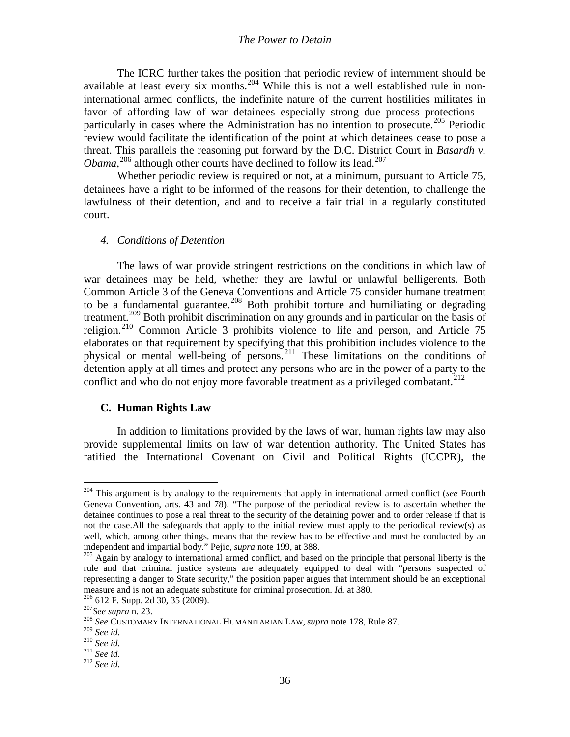The ICRC further takes the position that periodic review of internment should be available at least every six months.[204] While this is not a well established rule in non-international armed conflicts, the indefinite nature of the current hostilities militates in favor of affording law of war detainees especially strong due process protections—particularly in cases where the Administration has no intention to prosecute.[205] Periodic review would facilitate the identification of the point at which detainees cease to pose a threat. This parallels the reasoning put forward by the D.C. District Court in *Basardh v. Obama*,[206] although other courts have declined to follow its lead.[207]

Whether periodic review is required or not, at a minimum, pursuant to Article 75, detainees have a right to be informed of the reasons for their detention, to challenge the lawfulness of their detention, and and to receive a fair trial in a regularly constituted court.

### *4. Conditions of Detention*

The laws of war provide stringent restrictions on the conditions in which law of war detainees may be held, whether they are lawful or unlawful belligerents. Both Common Article 3 of the Geneva Conventions and Article 75 consider humane treatment to be a fundamental guarantee.[208] Both prohibit torture and humiliating or degrading treatment.[209] Both prohibit discrimination on any grounds and in particular on the basis of religion.[210] Common Article 3 prohibits violence to life and person, and Article 75 elaborates on that requirement by specifying that this prohibition includes violence to the physical or mental well-being of persons.[211] These limitations on the conditions of detention apply at all times and protect any persons who are in the power of a party to the conflict and who do not enjoy more favorable treatment as a privileged combatant.[212]

## C. Human Rights Law

In addition to limitations provided by the laws of war, human rights law may also provide supplemental limits on law of war detention authority. The United States has ratified the International Covenant on Civil and Political Rights (ICCPR), the

---

[204] This argument is by analogy to the requirements that apply in international armed conflict (*see* Fourth Geneva Convention, arts. 43 and 78). "The purpose of the periodical review is to ascertain whether the detainee continues to pose a real threat to the security of the detaining power and to order release if that is not the case.All the safeguards that apply to the initial review must apply to the periodical review(s) as well, which, among other things, means that the review has to be effective and must be conducted by an independent and impartial body." Pejic, *supra* note 199, at 388.

[205] Again by analogy to international armed conflict, and based on the principle that personal liberty is the rule and that criminal justice systems are adequately equipped to deal with "persons suspected of representing a danger to State security," the position paper argues that internment should be an exceptional measure and is not an adequate substitute for criminal prosecution. *Id.* at 380.

[206] 612 F. Supp. 2d 30, 35 (2009).

[207] *See supra* n. 23.

[208] *See* CUSTOMARY INTERNATIONAL HUMANITARIAN LAW, *supra* note 178, Rule 87.

[209] *See id.*

[210] *See id.*

[211] *See id.*

[212] *See id.*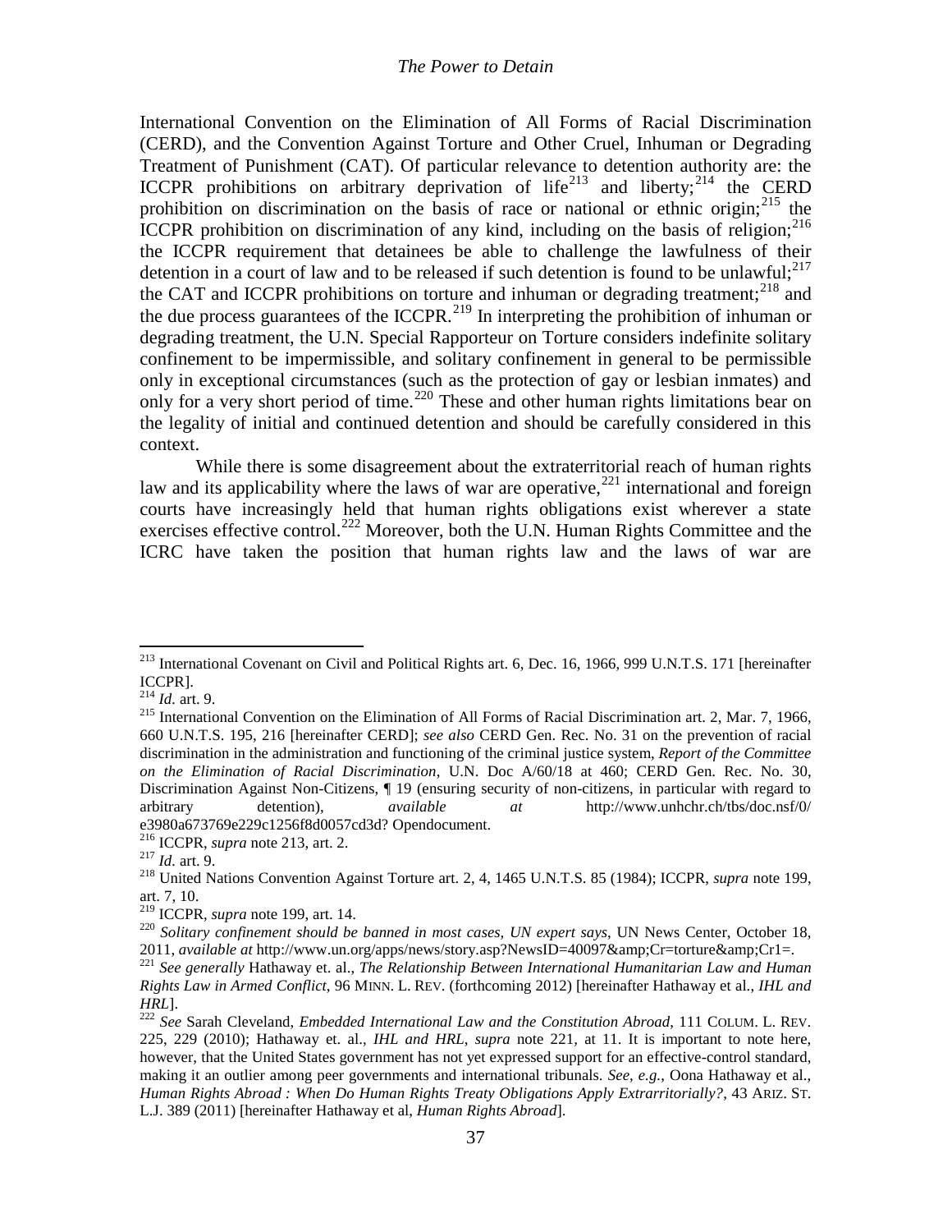International Convention on the Elimination of All Forms of Racial Discrimination (CERD), and the Convention Against Torture and Other Cruel, Inhuman or Degrading Treatment of Punishment (CAT). Of particular relevance to detention authority are: the ICCPR prohibitions on arbitrary deprivation of life[213] and liberty;[214] the CERD prohibition on discrimination on the basis of race or national or ethnic origin;[215] the ICCPR prohibition on discrimination of any kind, including on the basis of religion;[216] the ICCPR requirement that detainees be able to challenge the lawfulness of their detention in a court of law and to be released if such detention is found to be unlawful;[217] the CAT and ICCPR prohibitions on torture and inhuman or degrading treatment;[218] and the due process guarantees of the ICCPR.[219] In interpreting the prohibition of inhuman or degrading treatment, the U.N. Special Rapporteur on Torture considers indefinite solitary confinement to be impermissible, and solitary confinement in general to be permissible only in exceptional circumstances (such as the protection of gay or lesbian inmates) and only for a very short period of time.[220] These and other human rights limitations bear on the legality of initial and continued detention and should be carefully considered in this context.

While there is some disagreement about the extraterritorial reach of human rights law and its applicability where the laws of war are operative,[221] international and foreign courts have increasingly held that human rights obligations exist wherever a state exercises effective control.[222] Moreover, both the U.N. Human Rights Committee and the ICRC have taken the position that human rights law and the laws of war are

---

[213] International Covenant on Civil and Political Rights art. 6, Dec. 16, 1966, 999 U.N.T.S. 171 [hereinafter ICCPR].

[214] *Id.* art. 9.

[215] International Convention on the Elimination of All Forms of Racial Discrimination art. 2, Mar. 7, 1966, 660 U.N.T.S. 195, 216 [hereinafter CERD]; *see also* CERD Gen. Rec. No. 31 on the prevention of racial discrimination in the administration and functioning of the criminal justice system, *Report of the Committee on the Elimination of Racial Discrimination*, U.N. Doc A/60/18 at 460; CERD Gen. Rec. No. 30, Discrimination Against Non-Citizens, ¶ 19 (ensuring security of non-citizens, in particular with regard to arbitrary detention), *available at* http://www.unhchr.ch/tbs/doc.nsf/0/ e3980a673769e229c1256f8d0057cd3d? Opendocument.

[216] ICCPR, *supra* note 213, art. 2.

[217] *Id.* art. 9.

[218] United Nations Convention Against Torture art. 2, 4, 1465 U.N.T.S. 85 (1984); ICCPR, *supra* note 199, art. 7, 10.

[219] ICCPR, *supra* note 199, art. 14.

[220] *Solitary confinement should be banned in most cases, UN expert says*, UN News Center, October 18, 2011, *available at* http://www.un.org/apps/news/story.asp?NewsID=40097&amp;Cr=torture&amp;Cr1=.

[221] *See generally* Hathaway et. al., *The Relationship Between International Humanitarian Law and Human Rights Law in Armed Conflict*, 96 MINN. L. REV. (forthcoming 2012) [hereinafter Hathaway et al., *IHL and HRL*].

[222] *See* Sarah Cleveland, *Embedded International Law and the Constitution Abroad*, 111 COLUM. L. REV. 225, 229 (2010); Hathaway et. al., *IHL and HRL*, *supra* note 221, at 11. It is important to note here, however, that the United States government has not yet expressed support for an effective-control standard, making it an outlier among peer governments and international tribunals. *See, e.g.*, Oona Hathaway et al., *Human Rights Abroad : When Do Human Rights Treaty Obligations Apply Extrarritorially?*, 43 ARIZ. ST. L.J. 389 (2011) [hereinafter Hathaway et al, *Human Rights Abroad*].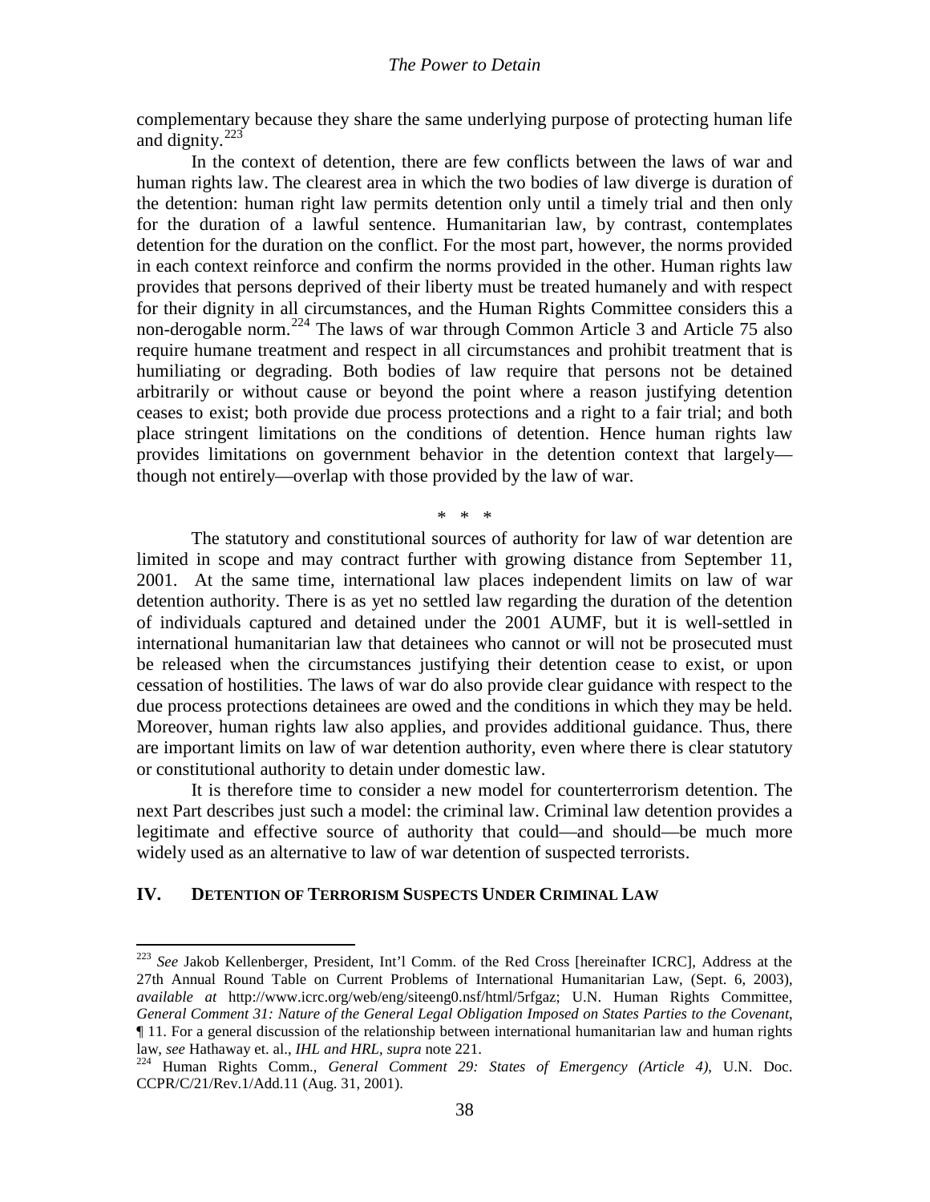complementary because they share the same underlying purpose of protecting human life and dignity.[223]

In the context of detention, there are few conflicts between the laws of war and human rights law. The clearest area in which the two bodies of law diverge is duration of the detention: human right law permits detention only until a timely trial and then only for the duration of a lawful sentence. Humanitarian law, by contrast, contemplates detention for the duration on the conflict. For the most part, however, the norms provided in each context reinforce and confirm the norms provided in the other. Human rights law provides that persons deprived of their liberty must be treated humanely and with respect for their dignity in all circumstances, and the Human Rights Committee considers this a non-derogable norm.[224] The laws of war through Common Article 3 and Article 75 also require humane treatment and respect in all circumstances and prohibit treatment that is humiliating or degrading. Both bodies of law require that persons not be detained arbitrarily or without cause or beyond the point where a reason justifying detention ceases to exist; both provide due process protections and a right to a fair trial; and both place stringent limitations on the conditions of detention. Hence human rights law provides limitations on government behavior in the detention context that largely—though not entirely—overlap with those provided by the law of war.

\* \* \*

The statutory and constitutional sources of authority for law of war detention are limited in scope and may contract further with growing distance from September 11, 2001. At the same time, international law places independent limits on law of war detention authority. There is as yet no settled law regarding the duration of the detention of individuals captured and detained under the 2001 AUMF, but it is well-settled in international humanitarian law that detainees who cannot or will not be prosecuted must be released when the circumstances justifying their detention cease to exist, or upon cessation of hostilities. The laws of war do also provide clear guidance with respect to the due process protections detainees are owed and the conditions in which they may be held. Moreover, human rights law also applies, and provides additional guidance. Thus, there are important limits on law of war detention authority, even where there is clear statutory or constitutional authority to detain under domestic law.

It is therefore time to consider a new model for counterterrorism detention. The next Part describes just such a model: the criminal law. Criminal law detention provides a legitimate and effective source of authority that could—and should—be much more widely used as an alternative to law of war detention of suspected terrorists.

## IV. DETENTION OF TERRORISM SUSPECTS UNDER CRIMINAL LAW

---

[223] *See* Jakob Kellenberger, President, Int'l Comm. of the Red Cross [hereinafter ICRC], Address at the 27th Annual Round Table on Current Problems of International Humanitarian Law, (Sept. 6, 2003), *available at* http://www.icrc.org/web/eng/siteeng0.nsf/html/5rfgaz; U.N. Human Rights Committee, *General Comment 31: Nature of the General Legal Obligation Imposed on States Parties to the Covenant*, ¶ 11. For a general discussion of the relationship between international humanitarian law and human rights law, *see* Hathaway et. al., *IHL and HRL, supra* note 221.

[224] Human Rights Comm., *General Comment 29: States of Emergency (Article 4)*, U.N. Doc. CCPR/C/21/Rev.1/Add.11 (Aug. 31, 2001).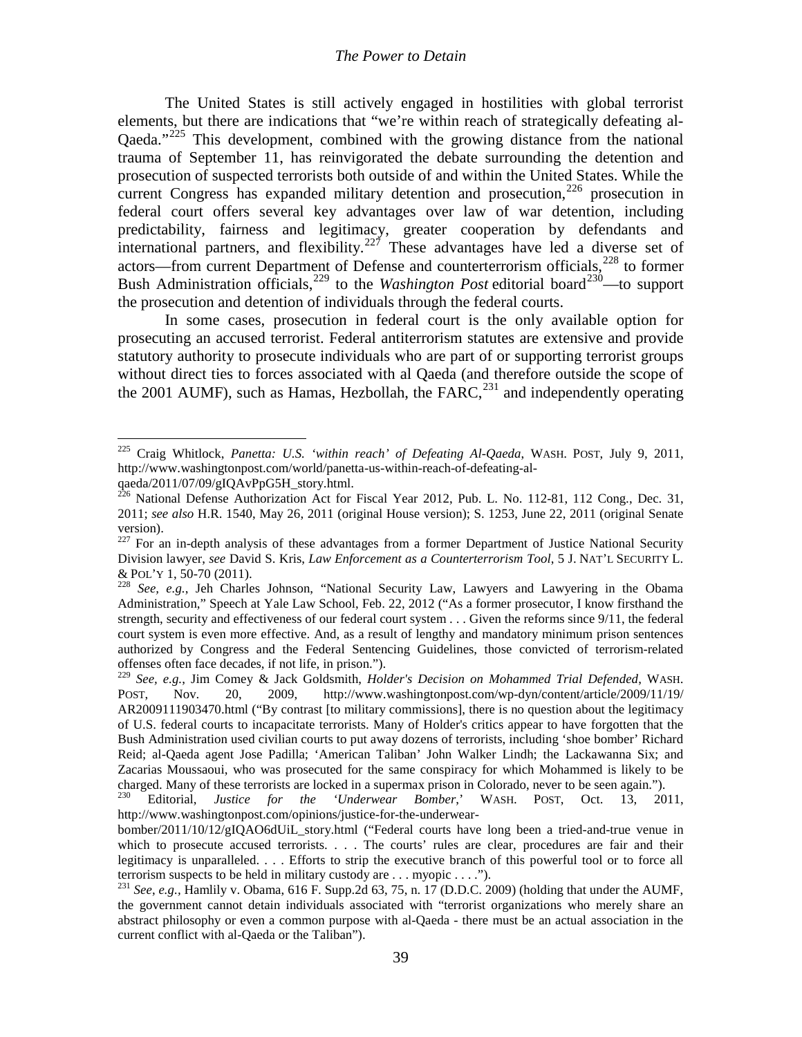The United States is still actively engaged in hostilities with global terrorist elements, but there are indications that "we're within reach of strategically defeating al-Qaeda."[225] This development, combined with the growing distance from the national trauma of September 11, has reinvigorated the debate surrounding the detention and prosecution of suspected terrorists both outside of and within the United States. While the current Congress has expanded military detention and prosecution,[226] prosecution in federal court offers several key advantages over law of war detention, including predictability, fairness and legitimacy, greater cooperation by defendants and international partners, and flexibility.[227] These advantages have led a diverse set of actors—from current Department of Defense and counterterrorism officials,[228] to former Bush Administration officials,[229] to the *Washington Post* editorial board[230]—to support the prosecution and detention of individuals through the federal courts.

In some cases, prosecution in federal court is the only available option for prosecuting an accused terrorist. Federal antiterrorism statutes are extensive and provide statutory authority to prosecute individuals who are part of or supporting terrorist groups without direct ties to forces associated with al Qaeda (and therefore outside the scope of the 2001 AUMF), such as Hamas, Hezbollah, the FARC,[231] and independently operating

---

[225] Craig Whitlock, *Panetta: U.S. 'within reach' of Defeating Al-Qaeda*, WASH. POST, July 9, 2011, http://www.washingtonpost.com/world/panetta-us-within-reach-of-defeating-al-qaeda/2011/07/09/gIQAvPpG5H_story.html.

[226] National Defense Authorization Act for Fiscal Year 2012, Pub. L. No. 112-81, 112 Cong., Dec. 31, 2011; *see also* H.R. 1540, May 26, 2011 (original House version); S. 1253, June 22, 2011 (original Senate version).

[227] For an in-depth analysis of these advantages from a former Department of Justice National Security Division lawyer, *see* David S. Kris, *Law Enforcement as a Counterterrorism Tool*, 5 J. NAT'L SECURITY L. & POL'Y 1, 50-70 (2011).

[228] *See, e.g.*, Jeh Charles Johnson, "National Security Law, Lawyers and Lawyering in the Obama Administration," Speech at Yale Law School, Feb. 22, 2012 ("As a former prosecutor, I know firsthand the strength, security and effectiveness of our federal court system . . . Given the reforms since 9/11, the federal court system is even more effective. And, as a result of lengthy and mandatory minimum prison sentences authorized by Congress and the Federal Sentencing Guidelines, those convicted of terrorism-related offenses often face decades, if not life, in prison.").

[229] *See, e.g.*, Jim Comey & Jack Goldsmith, *Holder's Decision on Mohammed Trial Defended*, WASH. POST, Nov. 20, 2009, http://www.washingtonpost.com/wp-dyn/content/article/2009/11/19/AR2009111903470.html ("By contrast [to military commissions], there is no question about the legitimacy of U.S. federal courts to incapacitate terrorists. Many of Holder's critics appear to have forgotten that the Bush Administration used civilian courts to put away dozens of terrorists, including 'shoe bomber' Richard Reid; al-Qaeda agent Jose Padilla; 'American Taliban' John Walker Lindh; the Lackawanna Six; and Zacarias Moussaoui, who was prosecuted for the same conspiracy for which Mohammed is likely to be charged. Many of these terrorists are locked in a supermax prison in Colorado, never to be seen again.").

[230] Editorial, *Justice for the 'Underwear Bomber*,' WASH. POST, Oct. 13, 2011, http://www.washingtonpost.com/opinions/justice-for-the-underwear-bomber/2011/10/12/gIQAO6dUiL_story.html ("Federal courts have long been a tried-and-true venue in which to prosecute accused terrorists. . . . The courts' rules are clear, procedures are fair and their legitimacy is unparalleled. . . . Efforts to strip the executive branch of this powerful tool or to force all terrorism suspects to be held in military custody are . . . myopic . . . .").

[231] *See*, *e.g.*, Hamlily v. Obama, 616 F. Supp.2d 63, 75, n. 17 (D.D.C. 2009) (holding that under the AUMF, the government cannot detain individuals associated with "terrorist organizations who merely share an abstract philosophy or even a common purpose with al-Qaeda - there must be an actual association in the current conflict with al-Qaeda or the Taliban").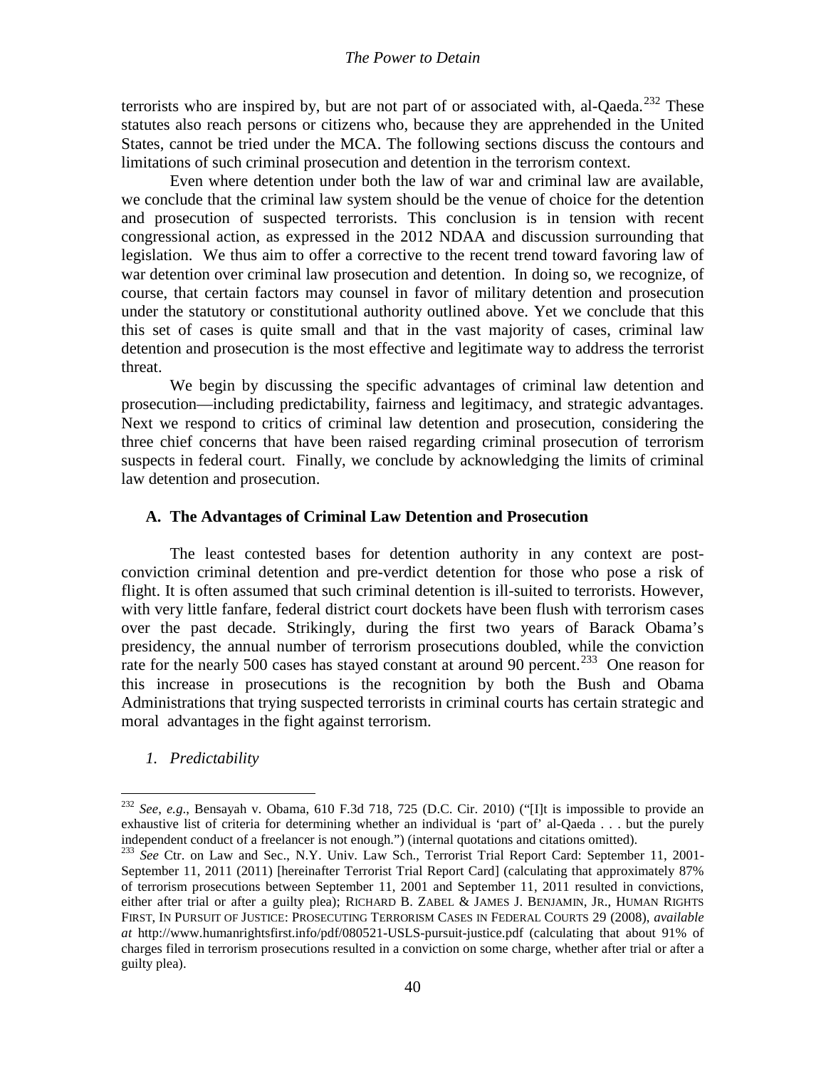terrorists who are inspired by, but are not part of or associated with, al-Qaeda.[232] These statutes also reach persons or citizens who, because they are apprehended in the United States, cannot be tried under the MCA. The following sections discuss the contours and limitations of such criminal prosecution and detention in the terrorism context.

Even where detention under both the law of war and criminal law are available, we conclude that the criminal law system should be the venue of choice for the detention and prosecution of suspected terrorists. This conclusion is in tension with recent congressional action, as expressed in the 2012 NDAA and discussion surrounding that legislation. We thus aim to offer a corrective to the recent trend toward favoring law of war detention over criminal law prosecution and detention. In doing so, we recognize, of course, that certain factors may counsel in favor of military detention and prosecution under the statutory or constitutional authority outlined above. Yet we conclude that this this set of cases is quite small and that in the vast majority of cases, criminal law detention and prosecution is the most effective and legitimate way to address the terrorist threat.

We begin by discussing the specific advantages of criminal law detention and prosecution—including predictability, fairness and legitimacy, and strategic advantages. Next we respond to critics of criminal law detention and prosecution, considering the three chief concerns that have been raised regarding criminal prosecution of terrorism suspects in federal court. Finally, we conclude by acknowledging the limits of criminal law detention and prosecution.

### A. The Advantages of Criminal Law Detention and Prosecution

The least contested bases for detention authority in any context are post-conviction criminal detention and pre-verdict detention for those who pose a risk of flight. It is often assumed that such criminal detention is ill-suited to terrorists. However, with very little fanfare, federal district court dockets have been flush with terrorism cases over the past decade. Strikingly, during the first two years of Barack Obama's presidency, the annual number of terrorism prosecutions doubled, while the conviction rate for the nearly 500 cases has stayed constant at around 90 percent.[233] One reason for this increase in prosecutions is the recognition by both the Bush and Obama Administrations that trying suspected terrorists in criminal courts has certain strategic and moral advantages in the fight against terrorism.

#### *1. Predictability*

---

[232] *See, e.g.*, Bensayah v. Obama, 610 F.3d 718, 725 (D.C. Cir. 2010) ("[I]t is impossible to provide an exhaustive list of criteria for determining whether an individual is 'part of' al-Qaeda . . . but the purely independent conduct of a freelancer is not enough.") (internal quotations and citations omitted).

[233] *See* Ctr. on Law and Sec., N.Y. Univ. Law Sch., Terrorist Trial Report Card: September 11, 2001-September 11, 2011 (2011) [hereinafter Terrorist Trial Report Card] (calculating that approximately 87% of terrorism prosecutions between September 11, 2001 and September 11, 2011 resulted in convictions, either after trial or after a guilty plea); RICHARD B. ZABEL & JAMES J. BENJAMIN, JR., HUMAN RIGHTS FIRST, IN PURSUIT OF JUSTICE: PROSECUTING TERRORISM CASES IN FEDERAL COURTS 29 (2008), *available at* http://www.humanrightsfirst.info/pdf/080521-USLS-pursuit-justice.pdf (calculating that about 91% of charges filed in terrorism prosecutions resulted in a conviction on some charge, whether after trial or after a guilty plea).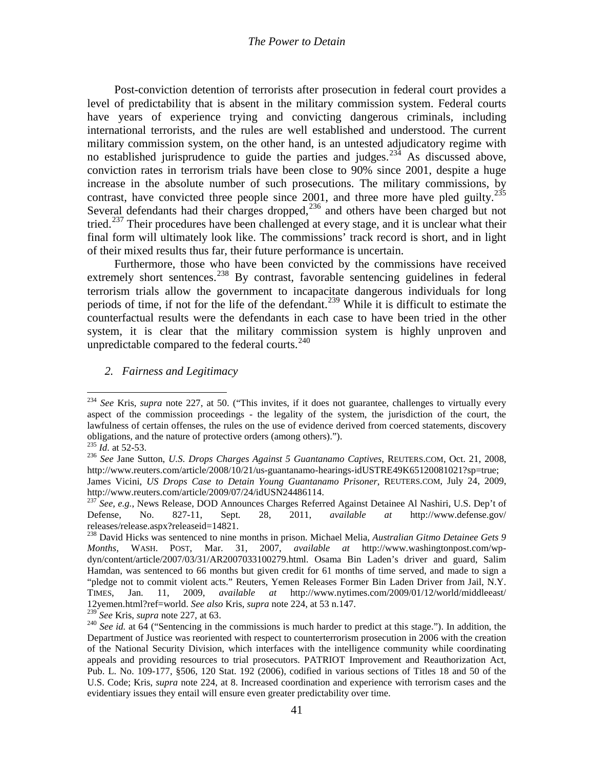Post-conviction detention of terrorists after prosecution in federal court provides a level of predictability that is absent in the military commission system. Federal courts have years of experience trying and convicting dangerous criminals, including international terrorists, and the rules are well established and understood. The current military commission system, on the other hand, is an untested adjudicatory regime with no established jurisprudence to guide the parties and judges.[234] As discussed above, conviction rates in terrorism trials have been close to 90% since 2001, despite a huge increase in the absolute number of such prosecutions. The military commissions, by contrast, have convicted three people since 2001, and three more have pled guilty.[235] Several defendants had their charges dropped,[236] and others have been charged but not tried.[237] Their procedures have been challenged at every stage, and it is unclear what their final form will ultimately look like. The commissions' track record is short, and in light of their mixed results thus far, their future performance is uncertain.

Furthermore, those who have been convicted by the commissions have received extremely short sentences.[238] By contrast, favorable sentencing guidelines in federal terrorism trials allow the government to incapacitate dangerous individuals for long periods of time, if not for the life of the defendant.[239] While it is difficult to estimate the counterfactual results were the defendants in each case to have been tried in the other system, it is clear that the military commission system is highly unproven and unpredictable compared to the federal courts.[240]

### *2. Fairness and Legitimacy*

---

[234] *See* Kris, *supra* note 227, at 50. ("This invites, if it does not guarantee, challenges to virtually every aspect of the commission proceedings - the legality of the system, the jurisdiction of the court, the lawfulness of certain offenses, the rules on the use of evidence derived from coerced statements, discovery obligations, and the nature of protective orders (among others).").

[235] *Id.* at 52-53.

[236] *See* Jane Sutton, *U.S. Drops Charges Against 5 Guantanamo Captives*, REUTERS.COM, Oct. 21, 2008, http://www.reuters.com/article/2008/10/21/us-guantanamo-hearings-idUSTRE49K65120081021?sp=true; James Vicini, *US Drops Case to Detain Young Guantanamo Prisoner*, REUTERS.COM, July 24, 2009, http://www.reuters.com/article/2009/07/24/idUSN24486114.

[237] *See, e.g.*, News Release, DOD Announces Charges Referred Against Detainee Al Nashiri, U.S. Dep't of Defense, No. 827-11, Sept. 28, 2011, *available at* http://www.defense.gov/releases/release.aspx?releaseid=14821.

[238] David Hicks was sentenced to nine months in prison. Michael Melia, *Australian Gitmo Detainee Gets 9 Months*, WASH. POST, Mar. 31, 2007, *available at* http://www.washingtonpost.com/wp-dyn/content/article/2007/03/31/AR2007033100279.html. Osama Bin Laden's driver and guard, Salim Hamdan, was sentenced to 66 months but given credit for 61 months of time served, and made to sign a "pledge not to commit violent acts." Reuters, Yemen Releases Former Bin Laden Driver from Jail, N.Y. TIMES, Jan. 11, 2009, *available at* http://www.nytimes.com/2009/01/12/world/middleeast/12yemen.html?ref=world. *See also* Kris, *supra* note 224, at 53 n.147.

[239] *See* Kris, *supra* note 227, at 63.

[240] *See id.* at 64 ("Sentencing in the commissions is much harder to predict at this stage."). In addition, the Department of Justice was reoriented with respect to counterterrorism prosecution in 2006 with the creation of the National Security Division, which interfaces with the intelligence community while coordinating appeals and providing resources to trial prosecutors. PATRIOT Improvement and Reauthorization Act, Pub. L. No. 109-177, §506, 120 Stat. 192 (2006), codified in various sections of Titles 18 and 50 of the U.S. Code; Kris, *supra* note 224, at 8. Increased coordination and experience with terrorism cases and the evidentiary issues they entail will ensure even greater predictability over time.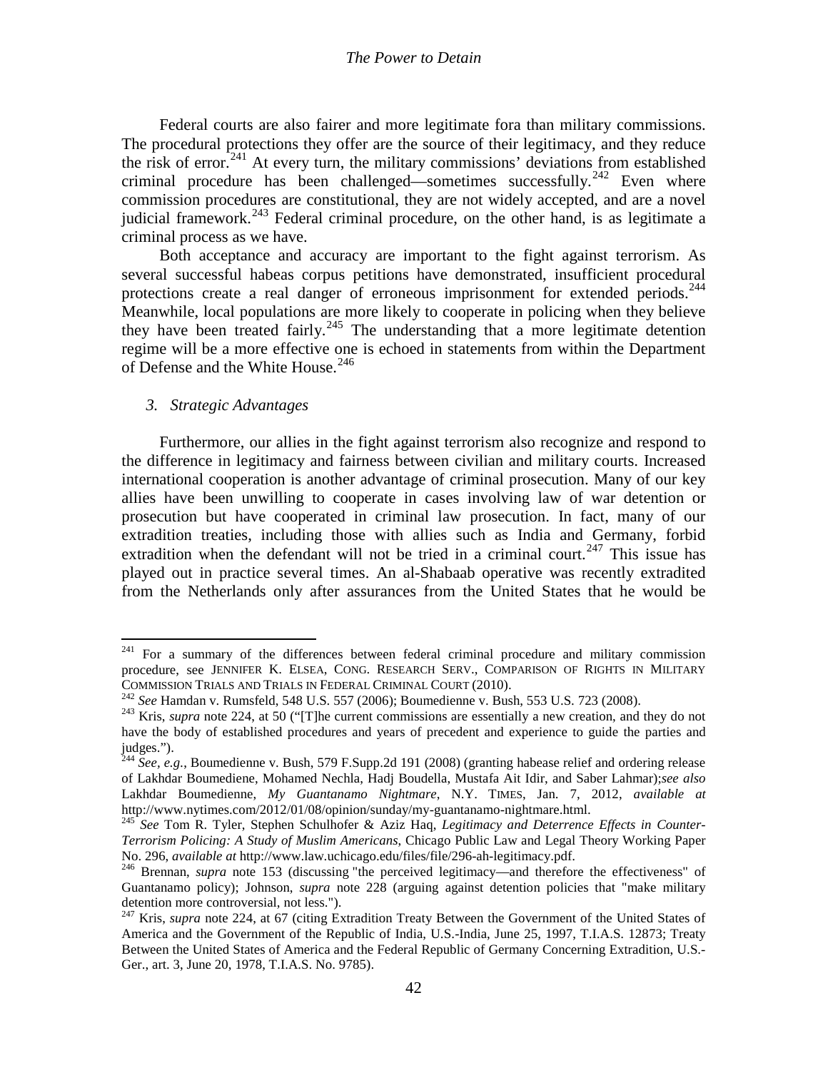Federal courts are also fairer and more legitimate fora than military commissions. The procedural protections they offer are the source of their legitimacy, and they reduce the risk of error.[241] At every turn, the military commissions' deviations from established criminal procedure has been challenged—sometimes successfully.[242] Even where commission procedures are constitutional, they are not widely accepted, and are a novel judicial framework.[243] Federal criminal procedure, on the other hand, is as legitimate a criminal process as we have.

Both acceptance and accuracy are important to the fight against terrorism. As several successful habeas corpus petitions have demonstrated, insufficient procedural protections create a real danger of erroneous imprisonment for extended periods.[244] Meanwhile, local populations are more likely to cooperate in policing when they believe they have been treated fairly.[245] The understanding that a more legitimate detention regime will be a more effective one is echoed in statements from within the Department of Defense and the White House.[246]

### *3. Strategic Advantages*

Furthermore, our allies in the fight against terrorism also recognize and respond to the difference in legitimacy and fairness between civilian and military courts. Increased international cooperation is another advantage of criminal prosecution. Many of our key allies have been unwilling to cooperate in cases involving law of war detention or prosecution but have cooperated in criminal law prosecution. In fact, many of our extradition treaties, including those with allies such as India and Germany, forbid extradition when the defendant will not be tried in a criminal court.[247] This issue has played out in practice several times. An al-Shabaab operative was recently extradited from the Netherlands only after assurances from the United States that he would be

---

[241] For a summary of the differences between federal criminal procedure and military commission procedure, see JENNIFER K. ELSEA, CONG. RESEARCH SERV., COMPARISON OF RIGHTS IN MILITARY COMMISSION TRIALS AND TRIALS IN FEDERAL CRIMINAL COURT (2010).

[242] *See* Hamdan v. Rumsfeld, 548 U.S. 557 (2006); Boumedienne v. Bush, 553 U.S. 723 (2008).

[243] Kris, *supra* note 224, at 50 ("[T]he current commissions are essentially a new creation, and they do not have the body of established procedures and years of precedent and experience to guide the parties and judges.").

[244] *See*, *e.g.*, Boumedienne v. Bush, 579 F.Supp.2d 191 (2008) (granting habeae relief and ordering release of Lakhdar Boumediene, Mohamed Nechla, Hadj Boudella, Mustafa Ait Idir, and Saber Lahmar);*see also* Lakhdar Boumedienne, *My Guantanamo Nightmare*, N.Y. TIMES, Jan. 7, 2012, *available at* http://www.nytimes.com/2012/01/08/opinion/sunday/my-guantanamo-nightmare.html.

[245] *See* Tom R. Tyler, Stephen Schulhofer & Aziz Haq, *Legitimacy and Deterrence Effects in Counter-Terrorism Policing: A Study of Muslim Americans*, Chicago Public Law and Legal Theory Working Paper No. 296, *available at* http://www.law.uchicago.edu/files/file/296-ah-legitimacy.pdf.

[246] Brennan, *supra* note 153 (discussing "the perceived legitimacy—and therefore the effectiveness" of Guantanamo policy); Johnson, *supra* note 228 (arguing against detention policies that "make military detention more controversial, not less.").

[247] Kris, *supra* note 224, at 67 (citing Extradition Treaty Between the Government of the United States of America and the Government of the Republic of India, U.S.-India, June 25, 1997, T.I.A.S. 12873; Treaty Between the United States of America and the Federal Republic of Germany Concerning Extradition, U.S.-Ger., art. 3, June 20, 1978, T.I.A.S. No. 9785).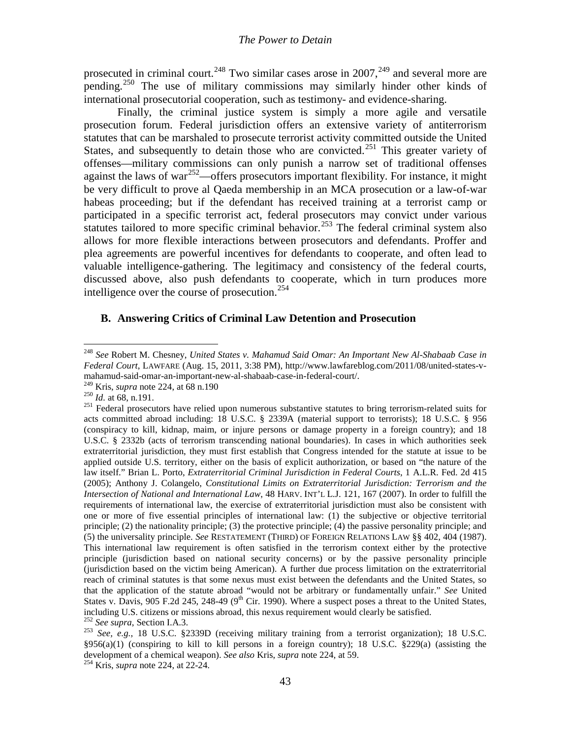prosecuted in criminal court.[248] Two similar cases arose in 2007,[249] and several more are pending.[250] The use of military commissions may similarly hinder other kinds of international prosecutorial cooperation, such as testimony- and evidence-sharing.

Finally, the criminal justice system is simply a more agile and versatile prosecution forum. Federal jurisdiction offers an extensive variety of antiterrorism statutes that can be marshaled to prosecute terrorist activity committed outside the United States, and subsequently to detain those who are convicted.[251] This greater variety of offenses—military commissions can only punish a narrow set of traditional offenses against the laws of war[252]—offers prosecutors important flexibility. For instance, it might be very difficult to prove al Qaeda membership in an MCA prosecution or a law-of-war habeas proceeding; but if the defendant has received training at a terrorist camp or participated in a specific terrorist act, federal prosecutors may convict under various statutes tailored to more specific criminal behavior.[253] The federal criminal system also allows for more flexible interactions between prosecutors and defendants. Proffer and plea agreements are powerful incentives for defendants to cooperate, and often lead to valuable intelligence-gathering. The legitimacy and consistency of the federal courts, discussed above, also push defendants to cooperate, which in turn produces more intelligence over the course of prosecution.[254]

### B. Answering Critics of Criminal Law Detention and Prosecution

---

[248] *See* Robert M. Chesney, *United States v. Mahamud Said Omar: An Important New Al-Shabaab Case in Federal Court*, LAWFARE (Aug. 15, 2011, 3:38 PM), http://www.lawfareblog.com/2011/08/united-states-v-mahamud-said-omar-an-important-new-al-shabaab-case-in-federal-court/.

[249] Kris, *supra* note 224, at 68 n.190

[250] *Id.* at 68, n.191.

[251] Federal prosecutors have relied upon numerous substantive statutes to bring terrorism-related suits for acts committed abroad including: 18 U.S.C. § 2339A (material support to terrorists); 18 U.S.C. § 956 (conspiracy to kill, kidnap, maim, or injure persons or damage property in a foreign country); and 18 U.S.C. § 2332b (acts of terrorism transcending national boundaries). In cases in which authorities seek extraterritorial jurisdiction, they must first establish that Congress intended for the statute at issue to be applied outside U.S. territory, either on the basis of explicit authorization, or based on "the nature of the law itself." Brian L. Porto, *Extraterritorial Criminal Jurisdiction in Federal Courts*, 1 A.L.R. Fed. 2d 415 (2005); Anthony J. Colangelo, *Constitutional Limits on Extraterritorial Jurisdiction: Terrorism and the Intersection of National and International Law*, 48 HARV. INT'L L.J. 121, 167 (2007). In order to fulfill the requirements of international law, the exercise of extraterritorial jurisdiction must also be consistent with one or more of five essential principles of international law: (1) the subjective or objective territorial principle; (2) the nationality principle; (3) the protective principle; (4) the passive personality principle; and (5) the universality principle. *See* RESTATEMENT (THIRD) OF FOREIGN RELATIONS LAW §§ 402, 404 (1987). This international law requirement is often satisfied in the terrorism context either by the protective principle (jurisdiction based on national security concerns) or by the passive personality principle (jurisdiction based on the victim being American). A further due process limitation on the extraterritorial reach of criminal statutes is that some nexus must exist between the defendants and the United States, so that the application of the statute abroad "would not be arbitrary or fundamentally unfair." *See* United States v. Davis, 905 F.2d 245, 248-49 (9th Cir. 1990). Where a suspect poses a threat to the United States, including U.S. citizens or missions abroad, this nexus requirement would clearly be satisfied.

[252] *See supra*, Section I.A.3.

[253] *See, e.g.*, 18 U.S.C. §2339D (receiving military training from a terrorist organization); 18 U.S.C. §956(a)(1) (conspiring to kill to kill persons in a foreign country); 18 U.S.C. §229(a) (assisting the development of a chemical weapon). *See also* Kris, *supra* note 224, at 59.

[254] Kris, *supra* note 224, at 22-24.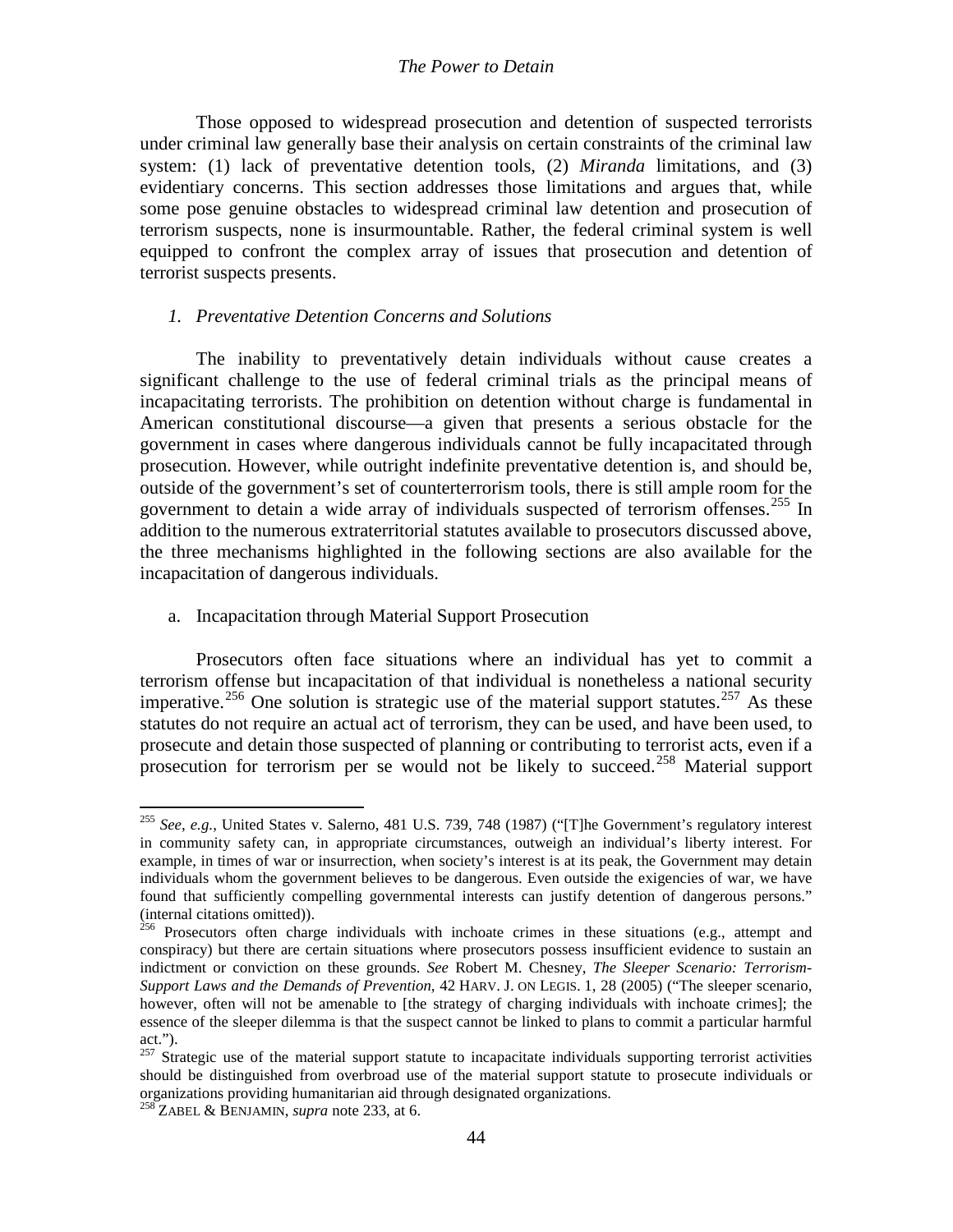Those opposed to widespread prosecution and detention of suspected terrorists under criminal law generally base their analysis on certain constraints of the criminal law system: (1) lack of preventative detention tools, (2) *Miranda* limitations, and (3) evidentiary concerns. This section addresses those limitations and argues that, while some pose genuine obstacles to widespread criminal law detention and prosecution of terrorism suspects, none is insurmountable. Rather, the federal criminal system is well equipped to confront the complex array of issues that prosecution and detention of terrorist suspects presents.

### *1. Preventative Detention Concerns and Solutions*

The inability to preventatively detain individuals without cause creates a significant challenge to the use of federal criminal trials as the principal means of incapacitating terrorists. The prohibition on detention without charge is fundamental in American constitutional discourse—a given that presents a serious obstacle for the government in cases where dangerous individuals cannot be fully incapacitated through prosecution. However, while outright indefinite preventative detention is, and should be, outside of the government's set of counterterrorism tools, there is still ample room for the government to detain a wide array of individuals suspected of terrorism offenses.[255] In addition to the numerous extraterritorial statutes available to prosecutors discussed above, the three mechanisms highlighted in the following sections are also available for the incapacitation of dangerous individuals.

#### a. Incapacitation through Material Support Prosecution

Prosecutors often face situations where an individual has yet to commit a terrorism offense but incapacitation of that individual is nonetheless a national security imperative.[256] One solution is strategic use of the material support statutes.[257] As these statutes do not require an actual act of terrorism, they can be used, and have been used, to prosecute and detain those suspected of planning or contributing to terrorist acts, even if a prosecution for terrorism per se would not be likely to succeed.[258] Material support

---

[255] *See, e.g.*, United States v. Salerno, 481 U.S. 739, 748 (1987) ("[T]he Government's regulatory interest in community safety can, in appropriate circumstances, outweigh an individual's liberty interest. For example, in times of war or insurrection, when society's interest is at its peak, the Government may detain individuals whom the government believes to be dangerous. Even outside the exigencies of war, we have found that sufficiently compelling governmental interests can justify detention of dangerous persons." (internal citations omitted)).

[256] Prosecutors often charge individuals with inchoate crimes in these situations (e.g., attempt and conspiracy) but there are certain situations where prosecutors possess insufficient evidence to sustain an indictment or conviction on these grounds. *See* Robert M. Chesney, *The Sleeper Scenario: Terrorism-Support Laws and the Demands of Prevention*, 42 HARV. J. ON LEGIS. 1, 28 (2005) ("The sleeper scenario, however, often will not be amenable to [the strategy of charging individuals with inchoate crimes]; the essence of the sleeper dilemma is that the suspect cannot be linked to plans to commit a particular harmful act.").

[257] Strategic use of the material support statute to incapacitate individuals supporting terrorist activities should be distinguished from overbroad use of the material support statute to prosecute individuals or organizations providing humanitarian aid through designated organizations.

[258] ZABEL & BENJAMIN, *supra* note 233, at 6.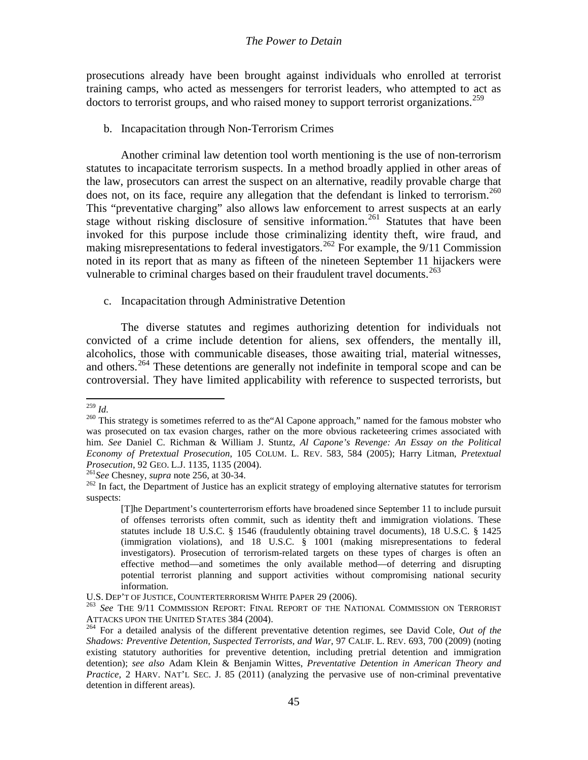prosecutions already have been brought against individuals who enrolled at terrorist training camps, who acted as messengers for terrorist leaders, who attempted to act as doctors to terrorist groups, and who raised money to support terrorist organizations.[259]

b. Incapacitation through Non-Terrorism Crimes

Another criminal law detention tool worth mentioning is the use of non-terrorism statutes to incapacitate terrorism suspects. In a method broadly applied in other areas of the law, prosecutors can arrest the suspect on an alternative, readily provable charge that does not, on its face, require any allegation that the defendant is linked to terrorism.[260] This "preventative charging" also allows law enforcement to arrest suspects at an early stage without risking disclosure of sensitive information.[261] Statutes that have been invoked for this purpose include those criminalizing identity theft, wire fraud, and making misrepresentations to federal investigators.[262] For example, the 9/11 Commission noted in its report that as many as fifteen of the nineteen September 11 hijackers were vulnerable to criminal charges based on their fraudulent travel documents.[263]

c. Incapacitation through Administrative Detention

The diverse statutes and regimes authorizing detention for individuals not convicted of a crime include detention for aliens, sex offenders, the mentally ill, alcoholics, those with communicable diseases, those awaiting trial, material witnesses, and others.[264] These detentions are generally not indefinite in temporal scope and can be controversial. They have limited applicability with reference to suspected terrorists, but

---

[259] *Id.*

[260] This strategy is sometimes referred to as the"Al Capone approach," named for the famous mobster who was prosecuted on tax evasion charges, rather on the more obvious racketeering crimes associated with him. *See* Daniel C. Richman & William J. Stuntz, *Al Capone's Revenge: An Essay on the Political Economy of Pretextual Prosecution*, 105 COLUM. L. REV. 583, 584 (2005); Harry Litman, *Pretextual Prosecution*, 92 GEO. L.J. 1135, 1135 (2004).

[261] *See* Chesney, *supra* note 256, at 30-34.

[262] In fact, the Department of Justice has an explicit strategy of employing alternative statutes for terrorism suspects:

> [T]he Department's counterterrorism efforts have broadened since September 11 to include pursuit of offenses terrorists often commit, such as identity theft and immigration violations. These statutes include 18 U.S.C. § 1546 (fraudulently obtaining travel documents), 18 U.S.C. § 1425 (immigration violations), and 18 U.S.C. § 1001 (making misrepresentations to federal investigators). Prosecution of terrorism-related targets on these types of charges is often an effective method—and sometimes the only available method—of deterring and disrupting potential terrorist planning and support activities without compromising national security information.

U.S. DEP'T OF JUSTICE, COUNTERTERRORISM WHITE PAPER 29 (2006).

[263] *See* THE 9/11 COMMISSION REPORT: FINAL REPORT OF THE NATIONAL COMMISSION ON TERRORIST ATTACKS UPON THE UNITED STATES 384 (2004).

[264] For a detailed analysis of the different preventative detention regimes, see David Cole, *Out of the Shadows: Preventive Detention, Suspected Terrorists, and War*, 97 CALIF. L. REV. 693, 700 (2009) (noting existing statutory authorities for preventive detention, including pretrial detention and immigration detention); *see also* Adam Klein & Benjamin Wittes, *Preventative Detention in American Theory and Practice*, 2 HARV. NAT'L SEC. J. 85 (2011) (analyzing the pervasive use of non-criminal preventative detention in different areas).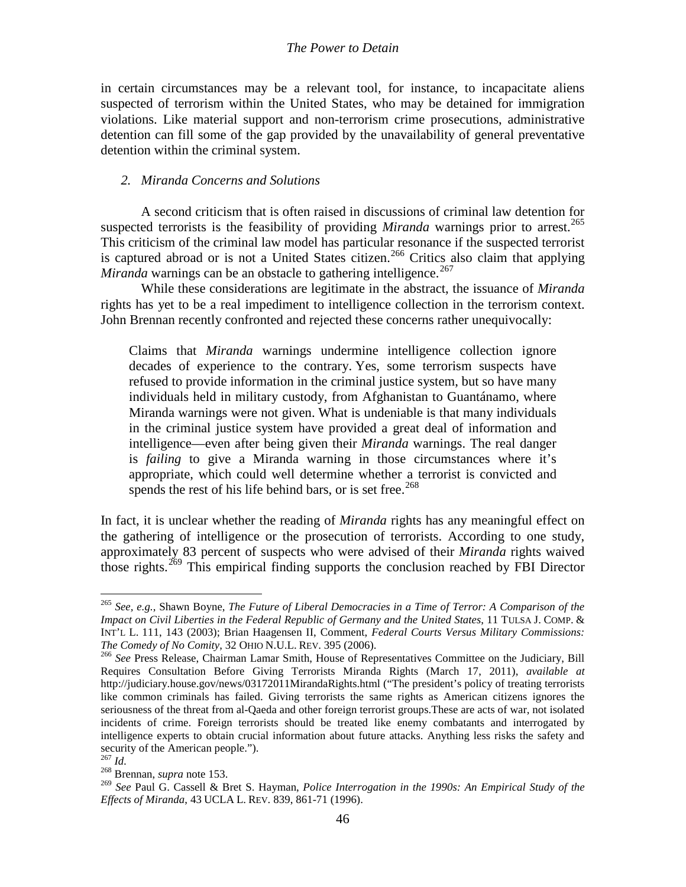in certain circumstances may be a relevant tool, for instance, to incapacitate aliens suspected of terrorism within the United States, who may be detained for immigration violations. Like material support and non-terrorism crime prosecutions, administrative detention can fill some of the gap provided by the unavailability of general preventative detention within the criminal system.

### *2. Miranda Concerns and Solutions*

A second criticism that is often raised in discussions of criminal law detention for suspected terrorists is the feasibility of providing *Miranda* warnings prior to arrest.[265] This criticism of the criminal law model has particular resonance if the suspected terrorist is captured abroad or is not a United States citizen.[266] Critics also claim that applying *Miranda* warnings can be an obstacle to gathering intelligence.[267]

While these considerations are legitimate in the abstract, the issuance of *Miranda* rights has yet to be a real impediment to intelligence collection in the terrorism context. John Brennan recently confronted and rejected these concerns rather unequivocally:

> Claims that *Miranda* warnings undermine intelligence collection ignore decades of experience to the contrary. Yes, some terrorism suspects have refused to provide information in the criminal justice system, but so have many individuals held in military custody, from Afghanistan to Guantánamo, where Miranda warnings were not given. What is undeniable is that many individuals in the criminal justice system have provided a great deal of information and intelligence—even after being given their *Miranda* warnings. The real danger is *failing* to give a Miranda warning in those circumstances where it's appropriate, which could well determine whether a terrorist is convicted and spends the rest of his life behind bars, or is set free.[268]

In fact, it is unclear whether the reading of *Miranda* rights has any meaningful effect on the gathering of intelligence or the prosecution of terrorists. According to one study, approximately 83 percent of suspects who were advised of their *Miranda* rights waived those rights.[269] This empirical finding supports the conclusion reached by FBI Director

---

[265] *See, e.g.*, Shawn Boyne, *The Future of Liberal Democracies in a Time of Terror: A Comparison of the Impact on Civil Liberties in the Federal Republic of Germany and the United States*, 11 TULSA J. COMP. & INT'L L. 111, 143 (2003); Brian Haagensen II, Comment, *Federal Courts Versus Military Commissions: The Comedy of No Comity*, 32 OHIO N.U.L. REV. 395 (2006).

[266] *See* Press Release, Chairman Lamar Smith, House of Representatives Committee on the Judiciary, Bill Requires Consultation Before Giving Terrorists Miranda Rights (March 17, 2011), *available at* http://judiciary.house.gov/news/03172011MirandaRights.html ("The president's policy of treating terrorists like common criminals has failed. Giving terrorists the same rights as American citizens ignores the seriousness of the threat from al-Qaeda and other foreign terrorist groups.These are acts of war, not isolated incidents of crime. Foreign terrorists should be treated like enemy combatants and interrogated by intelligence experts to obtain crucial information about future attacks. Anything less risks the safety and security of the American people.").

[267] *Id.*

[268] Brennan, *supra* note 153.

[269] *See* Paul G. Cassell & Bret S. Hayman, *Police Interrogation in the 1990s: An Empirical Study of the Effects of Miranda*, 43 UCLA L. REV. 839, 861-71 (1996).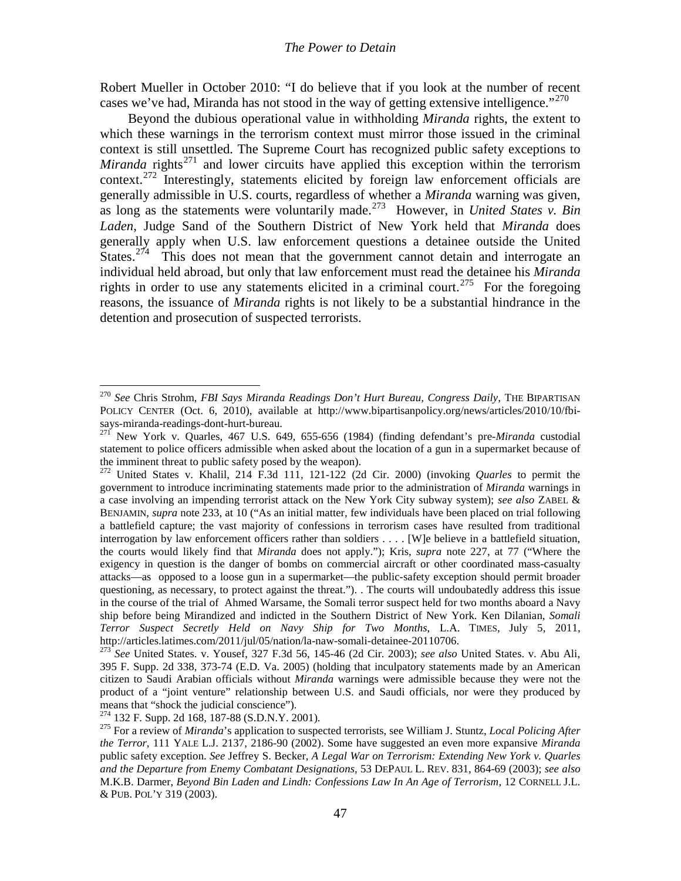Robert Mueller in October 2010: "I do believe that if you look at the number of recent cases we've had, Miranda has not stood in the way of getting extensive intelligence."[270]

Beyond the dubious operational value in withholding *Miranda* rights, the extent to which these warnings in the terrorism context must mirror those issued in the criminal context is still unsettled. The Supreme Court has recognized public safety exceptions to *Miranda* rights[271] and lower circuits have applied this exception within the terrorism context.[272] Interestingly, statements elicited by foreign law enforcement officials are generally admissible in U.S. courts, regardless of whether a *Miranda* warning was given, as long as the statements were voluntarily made.[273] However, in *United States v. Bin Laden*, Judge Sand of the Southern District of New York held that *Miranda* does generally apply when U.S. law enforcement questions a detainee outside the United States.[274] This does not mean that the government cannot detain and interrogate an individual held abroad, but only that law enforcement must read the detainee his *Miranda* rights in order to use any statements elicited in a criminal court.[275] For the foregoing reasons, the issuance of *Miranda* rights is not likely to be a substantial hindrance in the detention and prosecution of suspected terrorists.

---

[270] *See* Chris Strohm, *FBI Says Miranda Readings Don't Hurt Bureau, Congress Daily*, THE BIPARTISAN POLICY CENTER (Oct. 6, 2010), available at http://www.bipartisanpolicy.org/news/articles/2010/10/fbi-says-miranda-readings-dont-hurt-bureau.

[271] New York v. Quarles, 467 U.S. 649, 655-656 (1984) (finding defendant's pre-*Miranda* custodial statement to police officers admissible when asked about the location of a gun in a supermarket because of the imminent threat to public safety posed by the weapon).

[272] United States v. Khalil, 214 F.3d 111, 121-122 (2d Cir. 2000) (invoking *Quarles* to permit the government to introduce incriminating statements made prior to the administration of *Miranda* warnings in a case involving an impending terrorist attack on the New York City subway system); *see also* ZABEL & BENJAMIN, *supra* note 233, at 10 ("As an initial matter, few individuals have been placed on trial following a battlefield capture; the vast majority of confessions in terrorism cases have resulted from traditional interrogation by law enforcement officers rather than soldiers . . . . [W]e believe in a battlefield situation, the courts would likely find that *Miranda* does not apply."); Kris, *supra* note 227, at 77 ("Where the exigency in question is the danger of bombs on commercial aircraft or other coordinated mass-casualty attacks—as opposed to a loose gun in a supermarket—the public-safety exception should permit broader questioning, as necessary, to protect against the threat."). . The courts will undoubtedly address this issue in the course of the trial of Ahmed Warsame, the Somali terror suspect held for two months aboard a Navy ship before being Mirandized and indicted in the Southern District of New York. Ken Dilanian, *Somali Terror Suspect Secretly Held on Navy Ship for Two Months*, L.A. TIMES, July 5, 2011, http://articles.latimes.com/2011/jul/05/nation/la-naw-somali-detainee-20110706.

[273] *See* United States. v. Yousef, 327 F.3d 56, 145-46 (2d Cir. 2003); *see also* United States. v. Abu Ali, 395 F. Supp. 2d 338, 373-74 (E.D. Va. 2005) (holding that inculpatory statements made by an American citizen to Saudi Arabian officials without *Miranda* warnings were admissible because they were not the product of a "joint venture" relationship between U.S. and Saudi officials, nor were they produced by means that "shock the judicial conscience").

[274] 132 F. Supp. 2d 168, 187-88 (S.D.N.Y. 2001).

[275] For a review of *Miranda*'s application to suspected terrorists, see William J. Stuntz, *Local Policing After the Terror*, 111 YALE L.J. 2137, 2186-90 (2002). Some have suggested an even more expansive *Miranda* public safety exception. *See* Jeffrey S. Becker, *A Legal War on Terrorism: Extending New York v. Quarles and the Departure from Enemy Combatant Designations*, 53 DEPAUL L. REV. 831, 864-69 (2003); *see also* M.K.B. Darmer, *Beyond Bin Laden and Lindh: Confessions Law In An Age of Terrorism*, 12 CORNELL J.L. & PUB. POL'Y 319 (2003).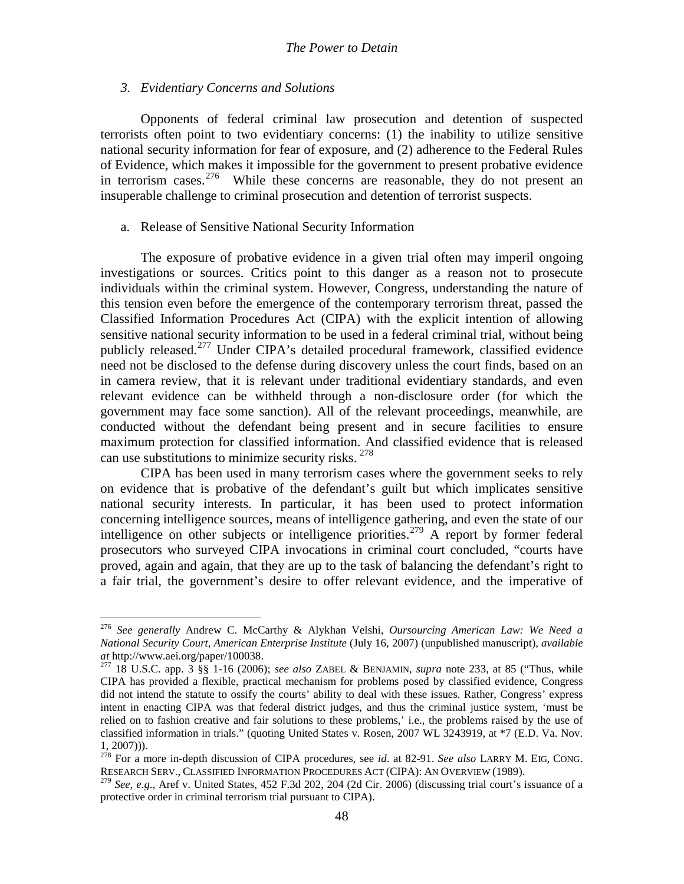### 3. *Evidentiary Concerns and Solutions*

Opponents of federal criminal law prosecution and detention of suspected terrorists often point to two evidentiary concerns: (1) the inability to utilize sensitive national security information for fear of exposure, and (2) adherence to the Federal Rules of Evidence, which makes it impossible for the government to present probative evidence in terrorism cases.[276] While these concerns are reasonable, they do not present an insuperable challenge to criminal prosecution and detention of terrorist suspects.

#### a. Release of Sensitive National Security Information

The exposure of probative evidence in a given trial often may imperil ongoing investigations or sources. Critics point to this danger as a reason not to prosecute individuals within the criminal system. However, Congress, understanding the nature of this tension even before the emergence of the contemporary terrorism threat, passed the Classified Information Procedures Act (CIPA) with the explicit intention of allowing sensitive national security information to be used in a federal criminal trial, without being publicly released.[277] Under CIPA's detailed procedural framework, classified evidence need not be disclosed to the defense during discovery unless the court finds, based on an in camera review, that it is relevant under traditional evidentiary standards, and even relevant evidence can be withheld through a non-disclosure order (for which the government may face some sanction). All of the relevant proceedings, meanwhile, are conducted without the defendant being present and in secure facilities to ensure maximum protection for classified information. And classified evidence that is released can use substitutions to minimize security risks.[278]

CIPA has been used in many terrorism cases where the government seeks to rely on evidence that is probative of the defendant's guilt but which implicates sensitive national security interests. In particular, it has been used to protect information concerning intelligence sources, means of intelligence gathering, and even the state of our intelligence on other subjects or intelligence priorities.[279] A report by former federal prosecutors who surveyed CIPA invocations in criminal court concluded, "courts have proved, again and again, that they are up to the task of balancing the defendant's right to a fair trial, the government's desire to offer relevant evidence, and the imperative of

---

[276] *See generally* Andrew C. McCarthy & Alykhan Velshi, *Oursourcing American Law: We Need a National Security Court, American Enterprise Institute* (July 16, 2007) (unpublished manuscript), *available at* http://www.aei.org/paper/100038.

[277] 18 U.S.C. app. 3 §§ 1-16 (2006); *see also* ZABEL & BENJAMIN, *supra* note 233, at 85 ("Thus, while CIPA has provided a flexible, practical mechanism for problems posed by classified evidence, Congress did not intend the statute to ossify the courts' ability to deal with these issues. Rather, Congress' express intent in enacting CIPA was that federal district judges, and thus the criminal justice system, 'must be relied on to fashion creative and fair solutions to these problems,' i.e., the problems raised by the use of classified information in trials." (quoting United States v. Rosen, 2007 WL 3243919, at *7 (E.D. Va. Nov. 1, 2007))).

[278] For a more in-depth discussion of CIPA procedures, see *id*. at 82-91. *See also* LARRY M. EIG, CONG. RESEARCH SERV., CLASSIFIED INFORMATION PROCEDURES ACT (CIPA): AN OVERVIEW (1989).

[279] *See, e.g.*, Aref v. United States, 452 F.3d 202, 204 (2d Cir. 2006) (discussing trial court's issuance of a protective order in criminal terrorism trial pursuant to CIPA).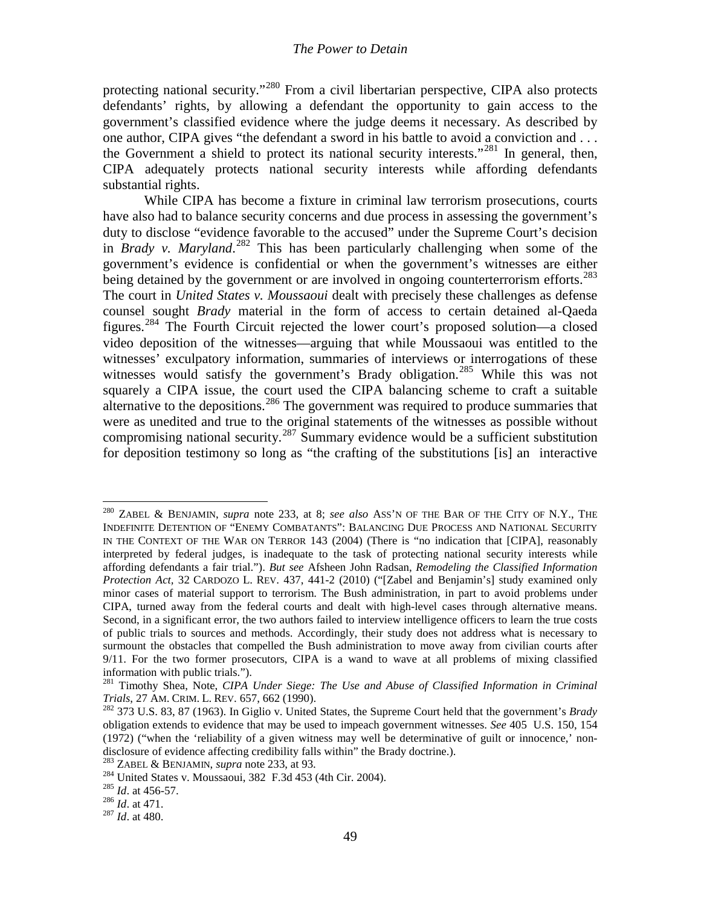protecting national security."[280] From a civil libertarian perspective, CIPA also protects defendants' rights, by allowing a defendant the opportunity to gain access to the government's classified evidence where the judge deems it necessary. As described by one author, CIPA gives "the defendant a sword in his battle to avoid a conviction and . . . the Government a shield to protect its national security interests."[281] In general, then, CIPA adequately protects national security interests while affording defendants substantial rights.

While CIPA has become a fixture in criminal law terrorism prosecutions, courts have also had to balance security concerns and due process in assessing the government's duty to disclose "evidence favorable to the accused" under the Supreme Court's decision in *Brady v. Maryland*.[282] This has been particularly challenging when some of the government's evidence is confidential or when the government's witnesses are either being detained by the government or are involved in ongoing counterterrorism efforts.[283] The court in *United States v. Moussaoui* dealt with precisely these challenges as defense counsel sought *Brady* material in the form of access to certain detained al-Qaeda figures.[284] The Fourth Circuit rejected the lower court's proposed solution—a closed video deposition of the witnesses—arguing that while Moussaoui was entitled to the witnesses' exculpatory information, summaries of interviews or interrogations of these witnesses would satisfy the government's Brady obligation.[285] While this was not squarely a CIPA issue, the court used the CIPA balancing scheme to craft a suitable alternative to the depositions.[286] The government was required to produce summaries that were as unedited and true to the original statements of the witnesses as possible without compromising national security.[287] Summary evidence would be a sufficient substitution for deposition testimony so long as "the crafting of the substitutions [is] an interactive

---

[280] ZABEL & BENJAMIN, *supra* note 233, at 8; *see also* ASS'N OF THE BAR OF THE CITY OF N.Y., THE INDEFINITE DETENTION OF "ENEMY COMBATANTS": BALANCING DUE PROCESS AND NATIONAL SECURITY IN THE CONTEXT OF THE WAR ON TERROR 143 (2004) (There is "no indication that [CIPA], reasonably interpreted by federal judges, is inadequate to the task of protecting national security interests while affording defendants a fair trial."). *But see* Afsheen John Radsan, *Remodeling the Classified Information Protection Act*, 32 CARDOZO L. REV. 437, 441-2 (2010) ("[Zabel and Benjamin's] study examined only minor cases of material support to terrorism. The Bush administration, in part to avoid problems under CIPA, turned away from the federal courts and dealt with high-level cases through alternative means. Second, in a significant error, the two authors failed to interview intelligence officers to learn the true costs of public trials to sources and methods. Accordingly, their study does not address what is necessary to surmount the obstacles that compelled the Bush administration to move away from civilian courts after 9/11. For the two former prosecutors, CIPA is a wand to wave at all problems of mixing classified information with public trials.").

[281] Timothy Shea, Note, *CIPA Under Siege: The Use and Abuse of Classified Information in Criminal Trials*, 27 AM. CRIM. L. REV. 657, 662 (1990).

[282] 373 U.S. 83, 87 (1963). In Giglio v. United States, the Supreme Court held that the government's *Brady* obligation extends to evidence that may be used to impeach government witnesses. *See* 405 U.S. 150, 154 (1972) ("when the 'reliability of a given witness may well be determinative of guilt or innocence,' non-disclosure of evidence affecting credibility falls within" the Brady doctrine.).

[283] ZABEL & BENJAMIN, *supra* note 233, at 93.

[284] United States v. Moussaoui, 382 F.3d 453 (4th Cir. 2004).

[285] *Id*. at 456-57.

[286] *Id*. at 471.

[287] *Id*. at 480.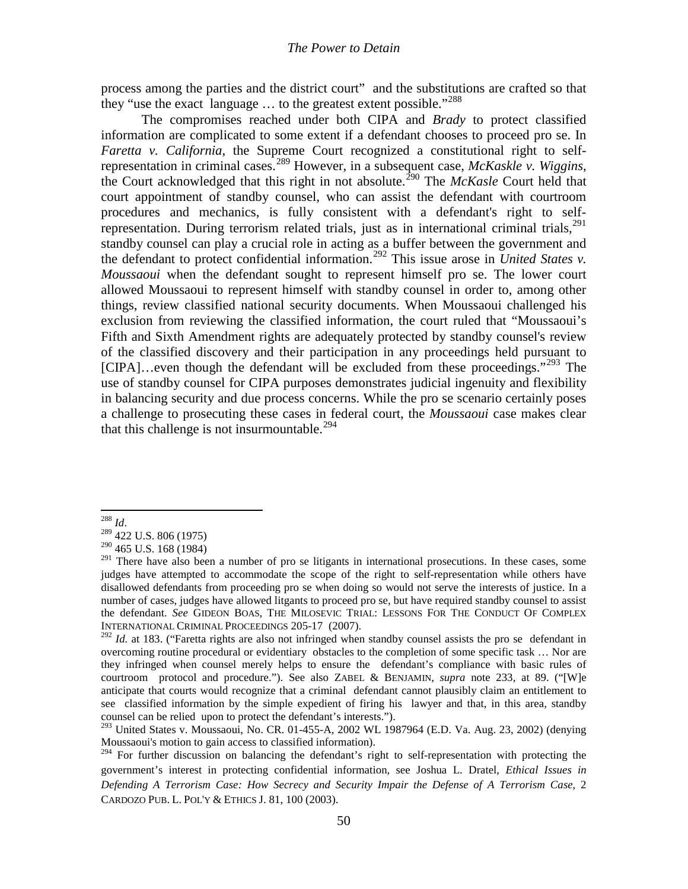process among the parties and the district court" and the substitutions are crafted so that they "use the exact language … to the greatest extent possible."[288]

The compromises reached under both CIPA and *Brady* to protect classified information are complicated to some extent if a defendant chooses to proceed pro se. In *Faretta v. California*, the Supreme Court recognized a constitutional right to self-representation in criminal cases.[289] However, in a subsequent case, *McKaskle v. Wiggins*, the Court acknowledged that this right in not absolute.[290] The *McKasle* Court held that court appointment of standby counsel, who can assist the defendant with courtroom procedures and mechanics, is fully consistent with a defendant's right to self-representation. During terrorism related trials, just as in international criminal trials,[291] standby counsel can play a crucial role in acting as a buffer between the government and the defendant to protect confidential information.[292] This issue arose in *United States v. Moussaoui* when the defendant sought to represent himself pro se. The lower court allowed Moussaoui to represent himself with standby counsel in order to, among other things, review classified national security documents. When Moussaoui challenged his exclusion from reviewing the classified information, the court ruled that "Moussaoui's Fifth and Sixth Amendment rights are adequately protected by standby counsel's review of the classified discovery and their participation in any proceedings held pursuant to [CIPA]…even though the defendant will be excluded from these proceedings."[293] The use of standby counsel for CIPA purposes demonstrates judicial ingenuity and flexibility in balancing security and due process concerns. While the pro se scenario certainly poses a challenge to prosecuting these cases in federal court, the *Moussaoui* case makes clear that this challenge is not insurmountable.[294]

---

[288] *Id*.

[289] 422 U.S. 806 (1975)

[290] 465 U.S. 168 (1984)

[291] There have also been a number of pro se litigants in international prosecutions. In these cases, some judges have attempted to accommodate the scope of the right to self-representation while others have disallowed defendants from proceeding pro se when doing so would not serve the interests of justice. In a number of cases, judges have allowed litigants to proceed pro se, but have required standby counsel to assist the defendant. *See* GIDEON BOAS, THE MILOSEVIC TRIAL: LESSONS FOR THE CONDUCT OF COMPLEX INTERNATIONAL CRIMINAL PROCEEDINGS 205-17 (2007).

[292] *Id.* at 183. ("Faretta rights are also not infringed when standby counsel assists the pro se defendant in overcoming routine procedural or evidentiary obstacles to the completion of some specific task … Nor are they infringed when counsel merely helps to ensure the defendant's compliance with basic rules of courtroom protocol and procedure."). See also ZABEL & BENJAMIN, *supra* note 233, at 89. ("[W]e anticipate that courts would recognize that a criminal defendant cannot plausibly claim an entitlement to see classified information by the simple expedient of firing his lawyer and that, in this area, standby counsel can be relied upon to protect the defendant's interests.").

[293] United States v. Moussaoui, No. CR. 01-455-A, 2002 WL 1987964 (E.D. Va. Aug. 23, 2002) (denying Moussaoui's motion to gain access to classified information).

[294] For further discussion on balancing the defendant's right to self-representation with protecting the government's interest in protecting confidential information, see Joshua L. Dratel, *Ethical Issues in Defending A Terrorism Case: How Secrecy and Security Impair the Defense of A Terrorism Case*, 2 CARDOZO PUB. L. POL'Y & ETHICS J. 81, 100 (2003).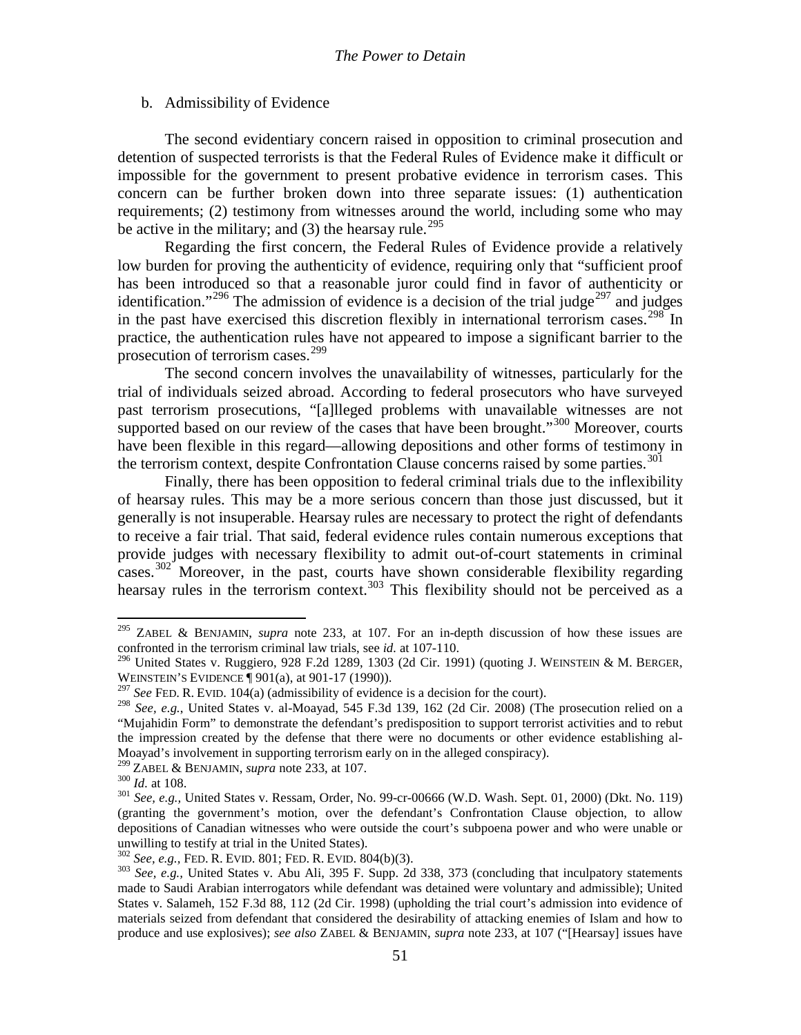b. Admissibility of Evidence

The second evidentiary concern raised in opposition to criminal prosecution and detention of suspected terrorists is that the Federal Rules of Evidence make it difficult or impossible for the government to present probative evidence in terrorism cases. This concern can be further broken down into three separate issues: (1) authentication requirements; (2) testimony from witnesses around the world, including some who may be active in the military; and (3) the hearsay rule.[295]

Regarding the first concern, the Federal Rules of Evidence provide a relatively low burden for proving the authenticity of evidence, requiring only that "sufficient proof has been introduced so that a reasonable juror could find in favor of authenticity or identification."[296] The admission of evidence is a decision of the trial judge[297] and judges in the past have exercised this discretion flexibly in international terrorism cases.[298] In practice, the authentication rules have not appeared to impose a significant barrier to the prosecution of terrorism cases.[299]

The second concern involves the unavailability of witnesses, particularly for the trial of individuals seized abroad. According to federal prosecutors who have surveyed past terrorism prosecutions, "[a]lleged problems with unavailable witnesses are not supported based on our review of the cases that have been brought."[300] Moreover, courts have been flexible in this regard—allowing depositions and other forms of testimony in the terrorism context, despite Confrontation Clause concerns raised by some parties.[301]

Finally, there has been opposition to federal criminal trials due to the inflexibility of hearsay rules. This may be a more serious concern than those just discussed, but it generally is not insuperable. Hearsay rules are necessary to protect the right of defendants to receive a fair trial. That said, federal evidence rules contain numerous exceptions that provide judges with necessary flexibility to admit out-of-court statements in criminal cases.[302] Moreover, in the past, courts have shown considerable flexibility regarding hearsay rules in the terrorism context.[303] This flexibility should not be perceived as a

---

[295] ZABEL & BENJAMIN, *supra* note 233, at 107. For an in-depth discussion of how these issues are confronted in the terrorism criminal law trials, see *id.* at 107-110.

[296] United States v. Ruggiero, 928 F.2d 1289, 1303 (2d Cir. 1991) (quoting J. WEINSTEIN & M. BERGER, WEINSTEIN'S EVIDENCE ¶ 901(a), at 901-17 (1990)).

[297] *See* FED. R. EVID. 104(a) (admissibility of evidence is a decision for the court).

[298] *See, e.g.,* United States v. al-Moayad, 545 F.3d 139, 162 (2d Cir. 2008) (The prosecution relied on a "Mujahidin Form" to demonstrate the defendant's predisposition to support terrorist activities and to rebut the impression created by the defense that there were no documents or other evidence establishing al-Moayad's involvement in supporting terrorism early on in the alleged conspiracy).

[299] ZABEL & BENJAMIN, *supra* note 233, at 107.

[300] *Id.* at 108.

[301] *See, e.g.,* United States v. Ressam, Order, No. 99-cr-00666 (W.D. Wash. Sept. 01, 2000) (Dkt. No. 119) (granting the government's motion, over the defendant's Confrontation Clause objection, to allow depositions of Canadian witnesses who were outside the court's subpoena power and who were unable or unwilling to testify at trial in the United States).

[302] *See, e.g.,* FED. R. EVID. 801; FED. R. EVID. 804(b)(3).

[303] *See, e.g.,* United States v. Abu Ali, 395 F. Supp. 2d 338, 373 (concluding that inculpatory statements made to Saudi Arabian interrogators while defendant was detained were voluntary and admissible); United States v. Salameh, 152 F.3d 88, 112 (2d Cir. 1998) (upholding the trial court's admission into evidence of materials seized from defendant that considered the desirability of attacking enemies of Islam and how to produce and use explosives); *see also* ZABEL & BENJAMIN, *supra* note 233, at 107 ("[Hearsay] issues have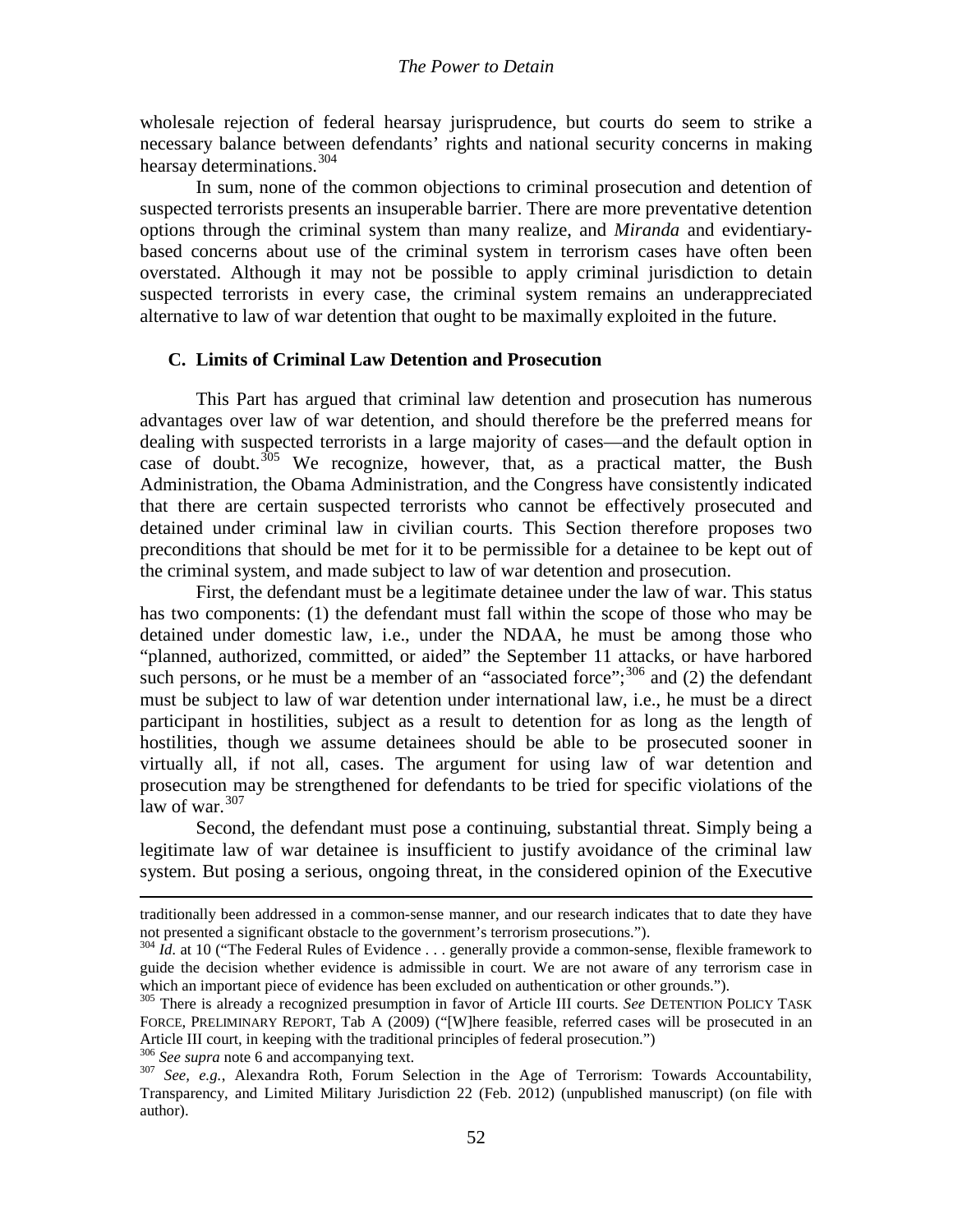wholesale rejection of federal hearsay jurisprudence, but courts do seem to strike a necessary balance between defendants' rights and national security concerns in making hearsay determinations.[304]

In sum, none of the common objections to criminal prosecution and detention of suspected terrorists presents an insuperable barrier. There are more preventative detention options through the criminal system than many realize, and *Miranda* and evidentiary-based concerns about use of the criminal system in terrorism cases have often been overstated. Although it may not be possible to apply criminal jurisdiction to detain suspected terrorists in every case, the criminal system remains an underappreciated alternative to law of war detention that ought to be maximally exploited in the future.

### C. Limits of Criminal Law Detention and Prosecution

This Part has argued that criminal law detention and prosecution has numerous advantages over law of war detention, and should therefore be the preferred means for dealing with suspected terrorists in a large majority of cases—and the default option in case of doubt.[305] We recognize, however, that, as a practical matter, the Bush Administration, the Obama Administration, and the Congress have consistently indicated that there are certain suspected terrorists who cannot be effectively prosecuted and detained under criminal law in civilian courts. This Section therefore proposes two preconditions that should be met for it to be permissible for a detainee to be kept out of the criminal system, and made subject to law of war detention and prosecution.

First, the defendant must be a legitimate detainee under the law of war. This status has two components: (1) the defendant must fall within the scope of those who may be detained under domestic law, i.e., under the NDAA, he must be among those who "planned, authorized, committed, or aided" the September 11 attacks, or have harbored such persons, or he must be a member of an "associated force";[306] and (2) the defendant must be subject to law of war detention under international law, i.e., he must be a direct participant in hostilities, subject as a result to detention for as long as the length of hostilities, though we assume detainees should be able to be prosecuted sooner in virtually all, if not all, cases. The argument for using law of war detention and prosecution may be strengthened for defendants to be tried for specific violations of the law of war.[307]

Second, the defendant must pose a continuing, substantial threat. Simply being a legitimate law of war detainee is insufficient to justify avoidance of the criminal law system. But posing a serious, ongoing threat, in the considered opinion of the Executive

---

traditionally been addressed in a common-sense manner, and our research indicates that to date they have not presented a significant obstacle to the government's terrorism prosecutions.").

[304] *Id.* at 10 ("The Federal Rules of Evidence . . . generally provide a common-sense, flexible framework to guide the decision whether evidence is admissible in court. We are not aware of any terrorism case in which an important piece of evidence has been excluded on authentication or other grounds.").

[305] There is already a recognized presumption in favor of Article III courts. *See* DETENTION POLICY TASK FORCE, PRELIMINARY REPORT, Tab A (2009) ("[W]here feasible, referred cases will be prosecuted in an Article III court, in keeping with the traditional principles of federal prosecution.")

[306] *See supra* note 6 and accompanying text.

[307] *See, e.g.*, Alexandra Roth, Forum Selection in the Age of Terrorism: Towards Accountability, Transparency, and Limited Military Jurisdiction 22 (Feb. 2012) (unpublished manuscript) (on file with author).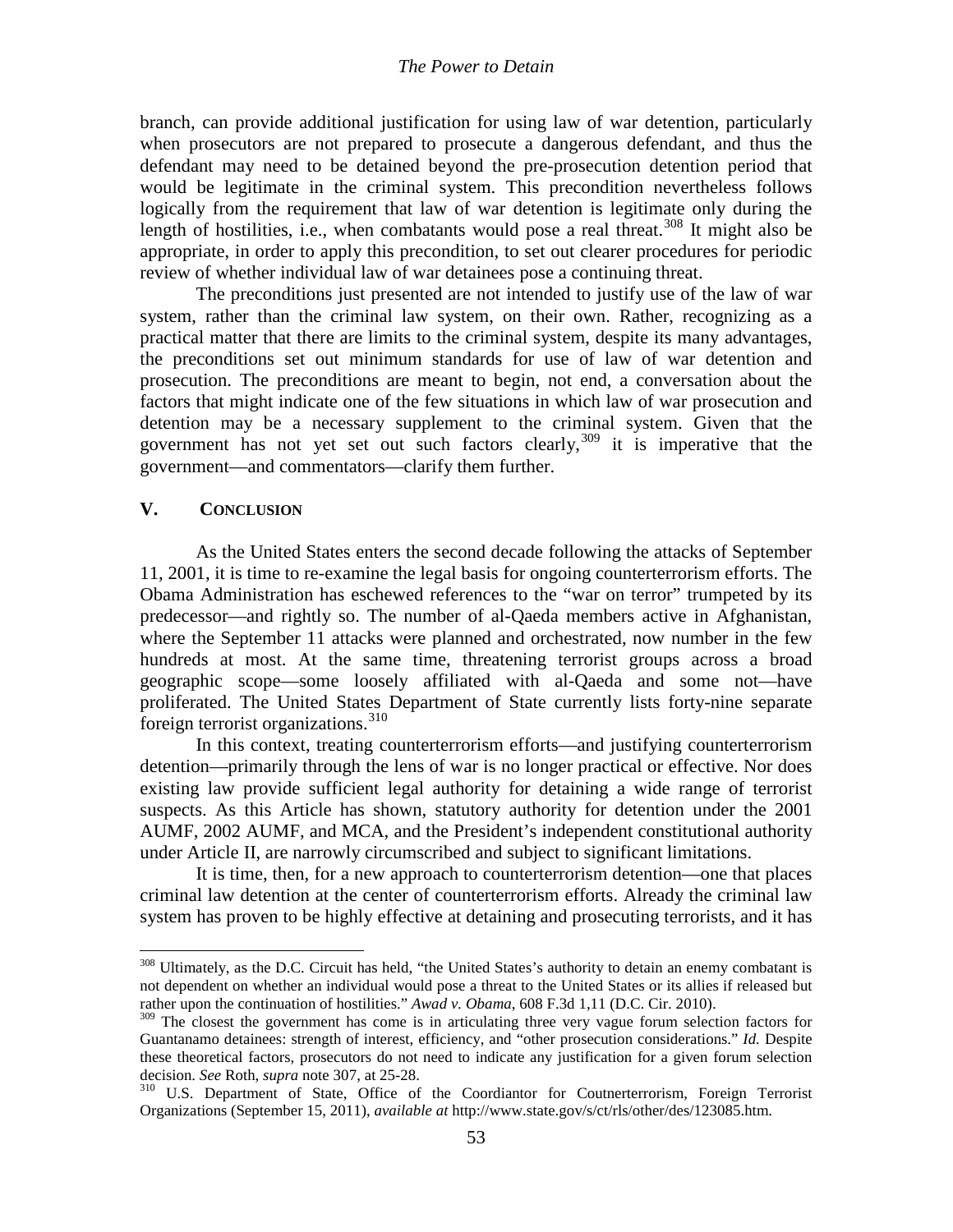branch, can provide additional justification for using law of war detention, particularly when prosecutors are not prepared to prosecute a dangerous defendant, and thus the defendant may need to be detained beyond the pre-prosecution detention period that would be legitimate in the criminal system. This precondition nevertheless follows logically from the requirement that law of war detention is legitimate only during the length of hostilities, i.e., when combatants would pose a real threat.[308] It might also be appropriate, in order to apply this precondition, to set out clearer procedures for periodic review of whether individual law of war detainees pose a continuing threat.

The preconditions just presented are not intended to justify use of the law of war system, rather than the criminal law system, on their own. Rather, recognizing as a practical matter that there are limits to the criminal system, despite its many advantages, the preconditions set out minimum standards for use of law of war detention and prosecution. The preconditions are meant to begin, not end, a conversation about the factors that might indicate one of the few situations in which law of war prosecution and detention may be a necessary supplement to the criminal system. Given that the government has not yet set out such factors clearly,[309] it is imperative that the government—and commentators—clarify them further.

## V. CONCLUSION

As the United States enters the second decade following the attacks of September 11, 2001, it is time to re-examine the legal basis for ongoing counterterrorism efforts. The Obama Administration has eschewed references to the "war on terror" trumpeted by its predecessor—and rightly so. The number of al-Qaeda members active in Afghanistan, where the September 11 attacks were planned and orchestrated, now number in the few hundreds at most. At the same time, threatening terrorist groups across a broad geographic scope—some loosely affiliated with al-Qaeda and some not—have proliferated. The United States Department of State currently lists forty-nine separate foreign terrorist organizations.[310]

In this context, treating counterterrorism efforts—and justifying counterterrorism detention—primarily through the lens of war is no longer practical or effective. Nor does existing law provide sufficient legal authority for detaining a wide range of terrorist suspects. As this Article has shown, statutory authority for detention under the 2001 AUMF, 2002 AUMF, and MCA, and the President's independent constitutional authority under Article II, are narrowly circumscribed and subject to significant limitations.

It is time, then, for a new approach to counterterrorism detention—one that places criminal law detention at the center of counterterrorism efforts. Already the criminal law system has proven to be highly effective at detaining and prosecuting terrorists, and it has

---

[308] Ultimately, as the D.C. Circuit has held, "the United States's authority to detain an enemy combatant is not dependent on whether an individual would pose a threat to the United States or its allies if released but rather upon the continuation of hostilities." *Awad v. Obama*, 608 F.3d 1,11 (D.C. Cir. 2010).

[309] The closest the government has come is in articulating three very vague forum selection factors for Guantanamo detainees: strength of interest, efficiency, and "other prosecution considerations." *Id.* Despite these theoretical factors, prosecutors do not need to indicate any justification for a given forum selection decision. *See* Roth, *supra* note 307, at 25-28.

[310] U.S. Department of State, Office of the Coordiantor for Coutnerterrorism, Foreign Terrorist Organizations (September 15, 2011), *available at* http://www.state.gov/s/ct/rls/other/des/123085.htm.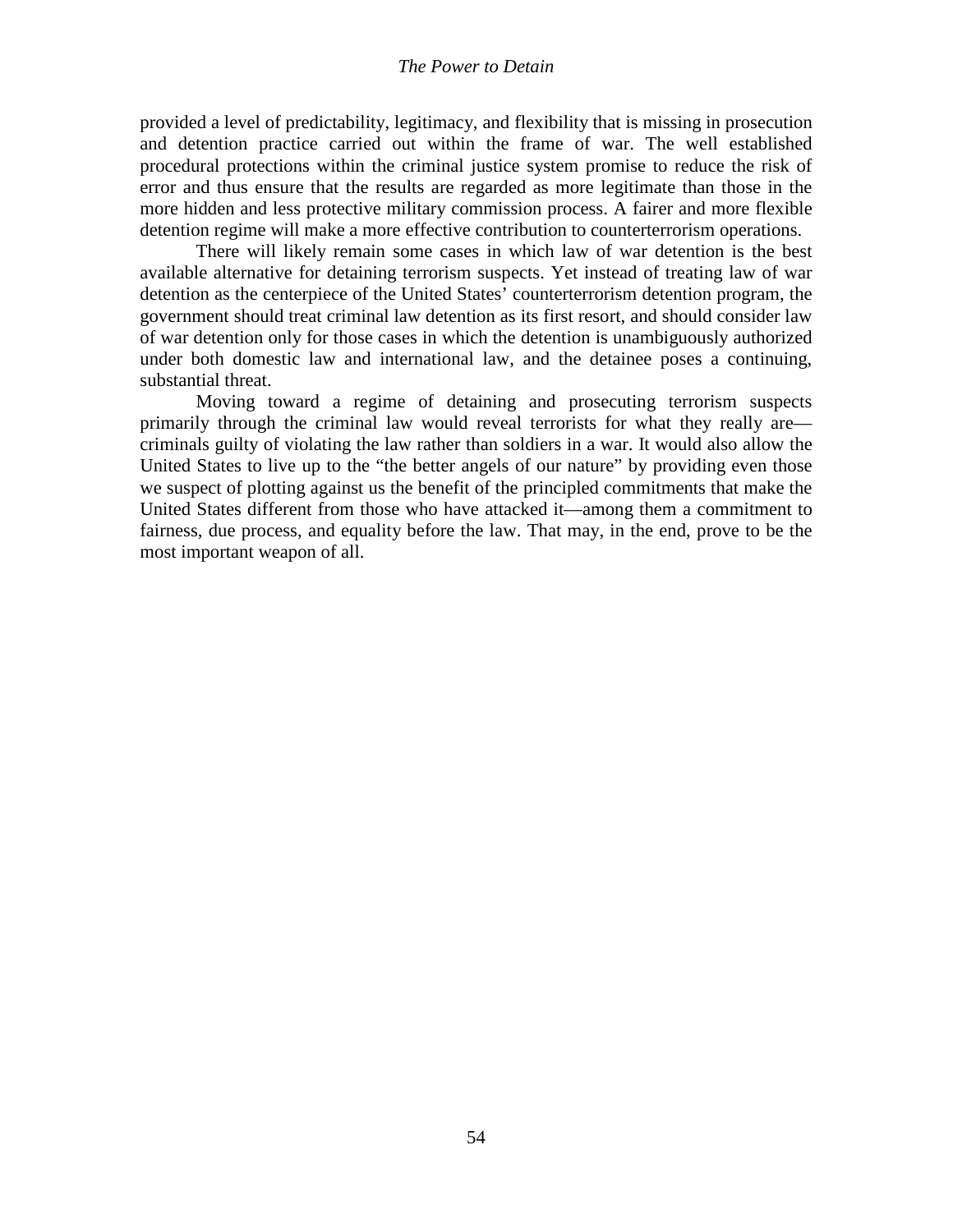provided a level of predictability, legitimacy, and flexibility that is missing in prosecution and detention practice carried out within the frame of war. The well established procedural protections within the criminal justice system promise to reduce the risk of error and thus ensure that the results are regarded as more legitimate than those in the more hidden and less protective military commission process. A fairer and more flexible detention regime will make a more effective contribution to counterterrorism operations.

There will likely remain some cases in which law of war detention is the best available alternative for detaining terrorism suspects. Yet instead of treating law of war detention as the centerpiece of the United States' counterterrorism detention program, the government should treat criminal law detention as its first resort, and should consider law of war detention only for those cases in which the detention is unambiguously authorized under both domestic law and international law, and the detainee poses a continuing, substantial threat.

Moving toward a regime of detaining and prosecuting terrorism suspects primarily through the criminal law would reveal terrorists for what they really are—criminals guilty of violating the law rather than soldiers in a war. It would also allow the United States to live up to the "the better angels of our nature" by providing even those we suspect of plotting against us the benefit of the principled commitments that make the United States different from those who have attacked it—among them a commitment to fairness, due process, and equality before the law. That may, in the end, prove to be the most important weapon of all.